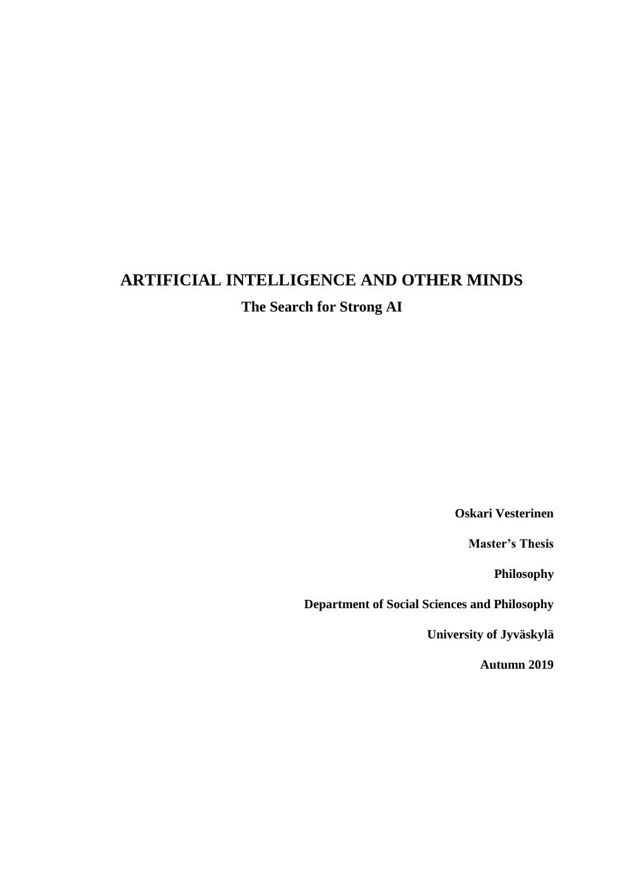# ARTIFICIAL INTELLIGENCE AND OTHER MINDS

## The Search for Strong AI

**Oskari Vesterinen**

**Master's Thesis**

**Philosophy**

**Department of Social Sciences and Philosophy**

**University of Jyväskylä**

**Autumn 2019**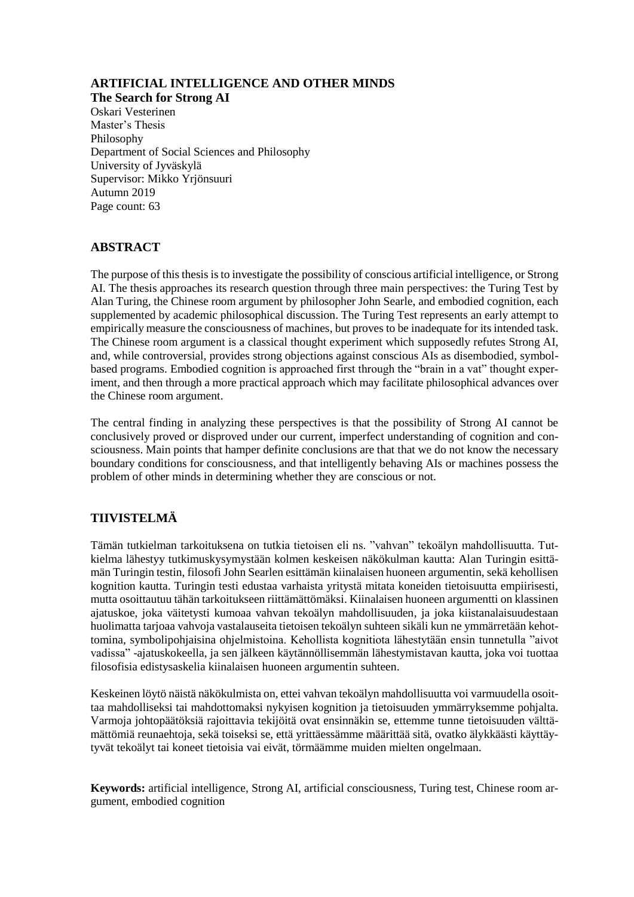**ARTIFICIAL INTELLIGENCE AND OTHER MINDS**
**The Search for Strong AI**
Oskari Vesterinen
Master's Thesis
Philosophy
Department of Social Sciences and Philosophy
University of Jyväskylä
Supervisor: Mikko Yrjönsuuri
Autumn 2019
Page count: 63

## ABSTRACT

The purpose of this thesis is to investigate the possibility of conscious artificial intelligence, or Strong AI. The thesis approaches its research question through three main perspectives: the Turing Test by Alan Turing, the Chinese room argument by philosopher John Searle, and embodied cognition, each supplemented by academic philosophical discussion. The Turing Test represents an early attempt to empirically measure the consciousness of machines, but proves to be inadequate for its intended task. The Chinese room argument is a classical thought experiment which supposedly refutes Strong AI, and, while controversial, provides strong objections against conscious AIs as disembodied, symbol-based programs. Embodied cognition is approached first through the "brain in a vat" thought experiment, and then through a more practical approach which may facilitate philosophical advances over the Chinese room argument.

The central finding in analyzing these perspectives is that the possibility of Strong AI cannot be conclusively proved or disproved under our current, imperfect understanding of cognition and consciousness. Main points that hamper definite conclusions are that that we do not know the necessary boundary conditions for consciousness, and that intelligently behaving AIs or machines possess the problem of other minds in determining whether they are conscious or not.

## TIIVISTELMÄ

Tämän tutkielman tarkoituksena on tutkia tietoisen eli ns. "vahvan" tekoälyn mahdollisuutta. Tutkielma lähestyy tutkimuskysymystään kolmen keskeisen näkökulman kautta: Alan Turingin esittämän Turingin testin, filosofi John Searlen esittämän kiinalaisen huoneen argumentin, sekä kehollisen kognition kautta. Turingin testi edustaa varhaista yritystä mitata koneiden tietoisuutta empiirisesti, mutta osoittautuu tähän tarkoitukseen riittämättömäksi. Kiinalaisen huoneen argumentti on klassinen ajatuskoe, joka väitetysti kumoaa vahvan tekoälyn mahdollisuuden, ja joka kiistanalaisuudestaan huolimatta tarjoaa vahvoja vastalauseita tietoisen tekoälyn suhteen sikäli kun ne ymmärretään kehottomina, symbolipohjaisina ohjelmistoina. Kehollista kognitiota lähestytään ensin tunnetulla "aivot vadissa" -ajatuskokeella, ja sen jälkeen käytännöllisemmän lähestymistavan kautta, joka voi tuottaa filosofisia edistysaskelia kiinalaisen huoneen argumentin suhteen.

Keskeinen löytö näistä näkökulmista on, ettei vahvan tekoälyn mahdollisuutta voi varmuudella osoittaa mahdolliseksi tai mahdottomaksi nykyisen kognition ja tietoisuuden ymmärryksemme pohjalta. Varmoja johtopäätöksiä rajoittavia tekijöitä ovat ensinnäkin se, ettemme tunne tietoisuuden välttämättömiä reunaehtoja, sekä toiseksi se, että yrittäessämme määrittää sitä, ovatko älykkäästi käyttäytyvät tekoälyt tai koneet tietoisia vai eivät, törmäämme muiden mielten ongelmaan.

**Keywords:** artificial intelligence, Strong AI, artificial consciousness, Turing test, Chinese room argument, embodied cognition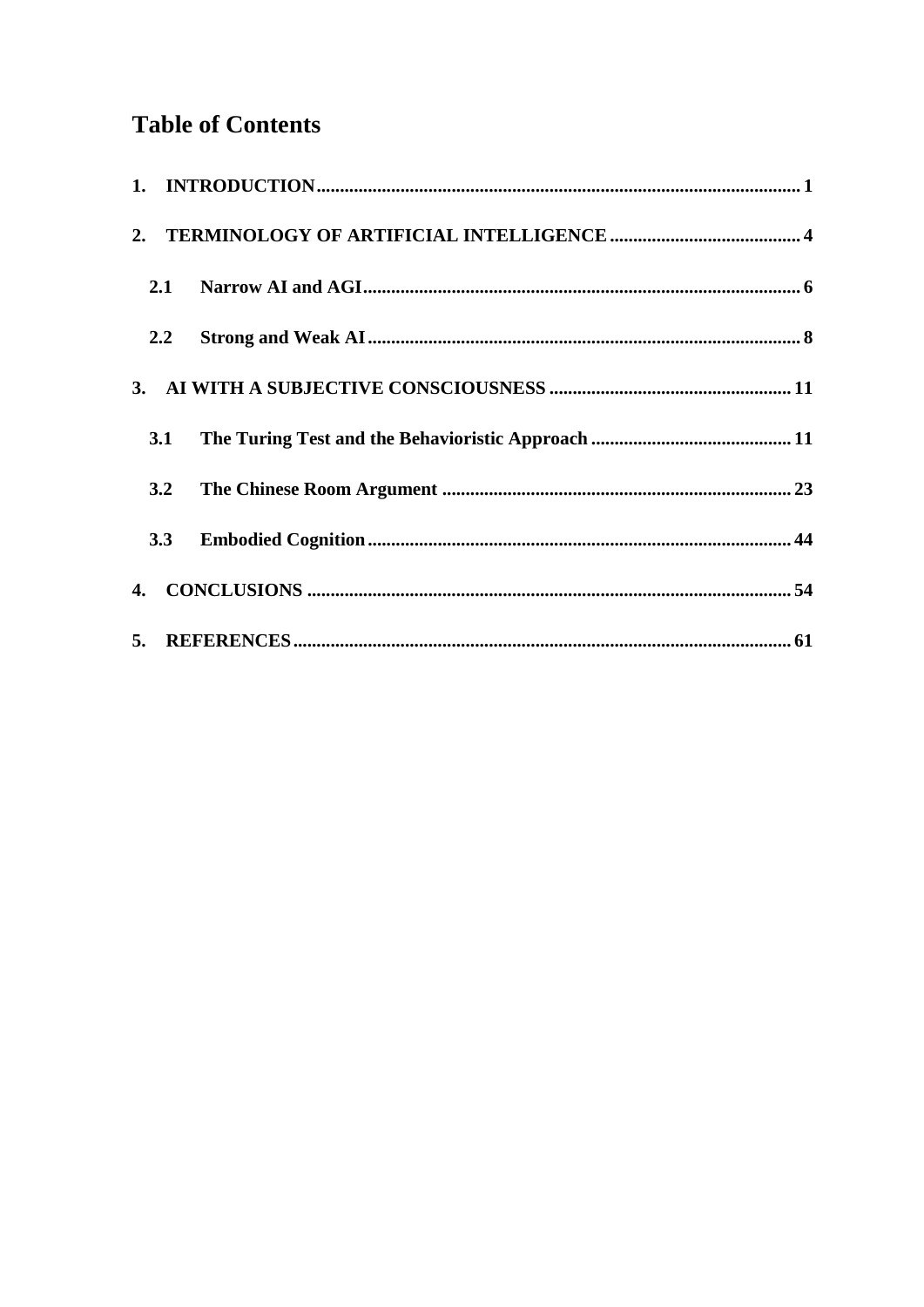# Table of Contents

**1. INTRODUCTION** ..................................................... **1**

**2. TERMINOLOGY OF ARTIFICIAL INTELLIGENCE** ..................................................... **4**

- **2.1 Narrow AI and AGI** ..................................................... **6**
- **2.2 Strong and Weak AI** ..................................................... **8**

**3. AI WITH A SUBJECTIVE CONSCIOUSNESS** ..................................................... **11**

- **3.1 The Turing Test and the Behavioristic Approach** ..................................................... **11**
- **3.2 The Chinese Room Argument** ..................................................... **23**
- **3.3 Embodied Cognition** ..................................................... **44**

**4. CONCLUSIONS** ..................................................... **54**

**5. REFERENCES** ..................................................... **61**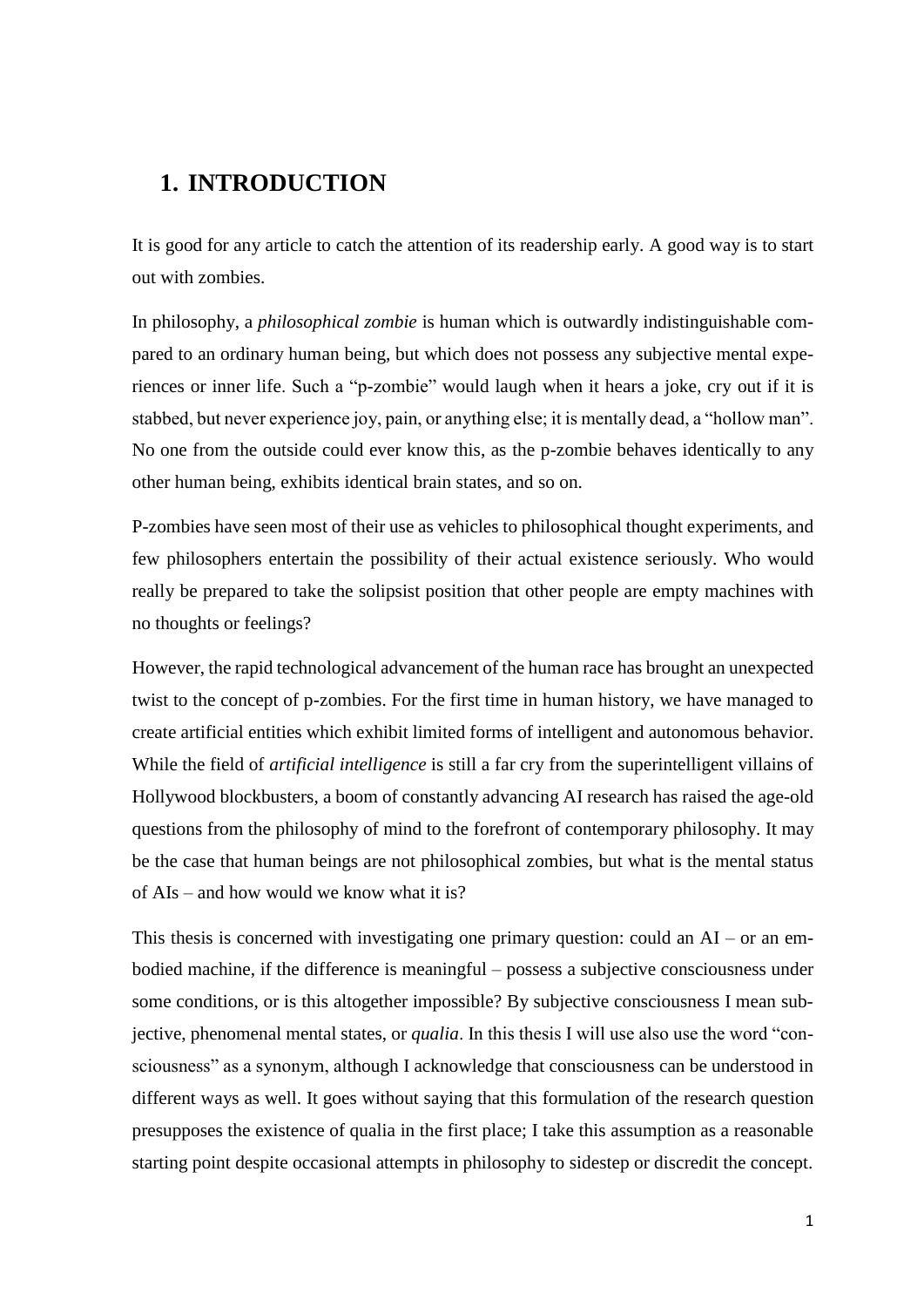# 1. INTRODUCTION

It is good for any article to catch the attention of its readership early. A good way is to start out with zombies.

In philosophy, a *philosophical zombie* is human which is outwardly indistinguishable compared to an ordinary human being, but which does not possess any subjective mental experiences or inner life. Such a "p-zombie" would laugh when it hears a joke, cry out if it is stabbed, but never experience joy, pain, or anything else; it is mentally dead, a "hollow man". No one from the outside could ever know this, as the p-zombie behaves identically to any other human being, exhibits identical brain states, and so on.

P-zombies have seen most of their use as vehicles to philosophical thought experiments, and few philosophers entertain the possibility of their actual existence seriously. Who would really be prepared to take the solipsist position that other people are empty machines with no thoughts or feelings?

However, the rapid technological advancement of the human race has brought an unexpected twist to the concept of p-zombies. For the first time in human history, we have managed to create artificial entities which exhibit limited forms of intelligent and autonomous behavior. While the field of *artificial intelligence* is still a far cry from the superintelligent villains of Hollywood blockbusters, a boom of constantly advancing AI research has raised the age-old questions from the philosophy of mind to the forefront of contemporary philosophy. It may be the case that human beings are not philosophical zombies, but what is the mental status of AIs – and how would we know what it is?

This thesis is concerned with investigating one primary question: could an AI – or an embodied machine, if the difference is meaningful – possess a subjective consciousness under some conditions, or is this altogether impossible? By subjective consciousness I mean subjective, phenomenal mental states, or *qualia*. In this thesis I will use also use the word "consciousness" as a synonym, although I acknowledge that consciousness can be understood in different ways as well. It goes without saying that this formulation of the research question presupposes the existence of qualia in the first place; I take this assumption as a reasonable starting point despite occasional attempts in philosophy to sidestep or discredit the concept.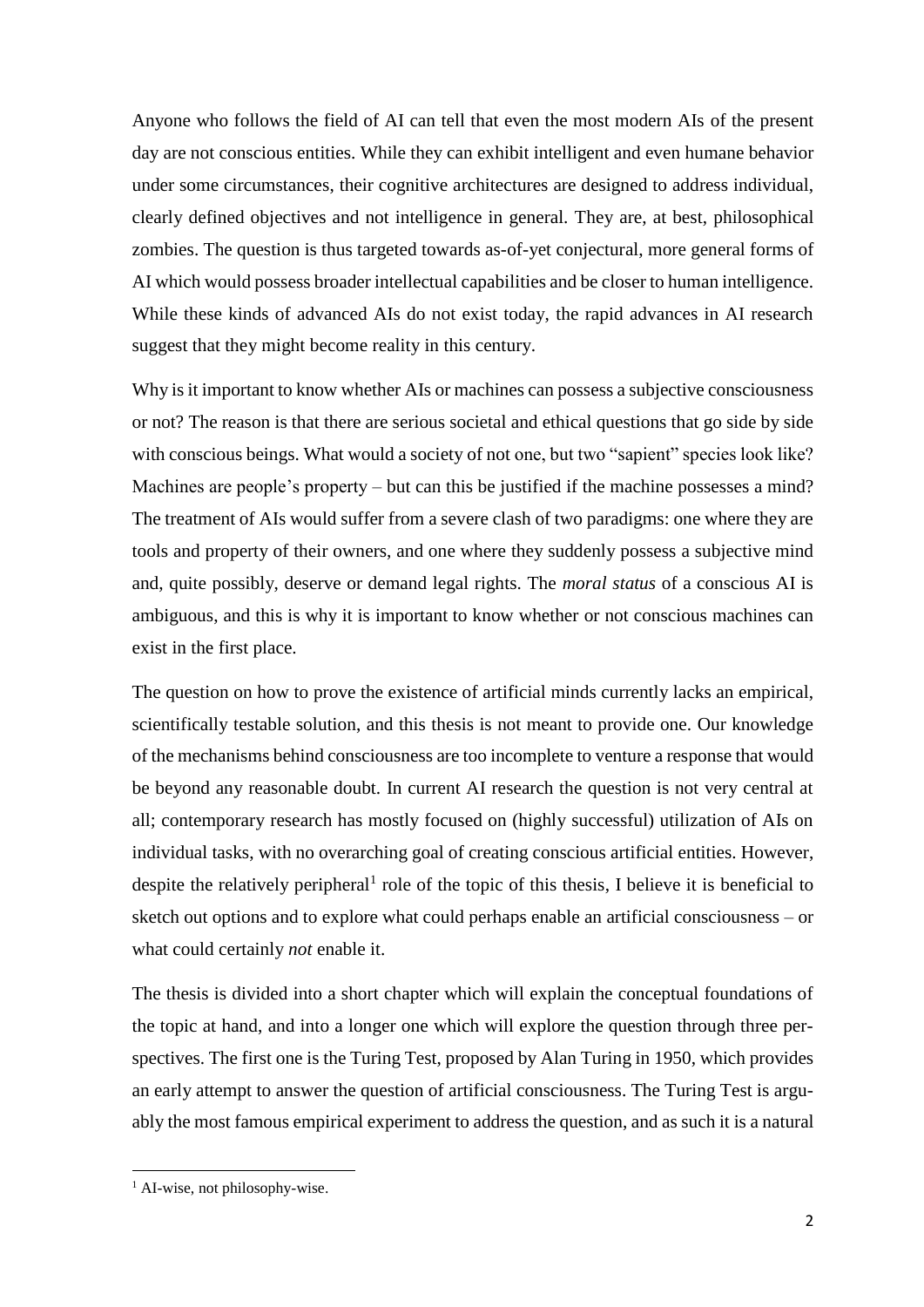Anyone who follows the field of AI can tell that even the most modern AIs of the present day are not conscious entities. While they can exhibit intelligent and even humane behavior under some circumstances, their cognitive architectures are designed to address individual, clearly defined objectives and not intelligence in general. They are, at best, philosophical zombies. The question is thus targeted towards as-of-yet conjectural, more general forms of AI which would possess broader intellectual capabilities and be closer to human intelligence. While these kinds of advanced AIs do not exist today, the rapid advances in AI research suggest that they might become reality in this century.

Why is it important to know whether AIs or machines can possess a subjective consciousness or not? The reason is that there are serious societal and ethical questions that go side by side with conscious beings. What would a society of not one, but two "sapient" species look like? Machines are people's property – but can this be justified if the machine possesses a mind? The treatment of AIs would suffer from a severe clash of two paradigms: one where they are tools and property of their owners, and one where they suddenly possess a subjective mind and, quite possibly, deserve or demand legal rights. The *moral status* of a conscious AI is ambiguous, and this is why it is important to know whether or not conscious machines can exist in the first place.

The question on how to prove the existence of artificial minds currently lacks an empirical, scientifically testable solution, and this thesis is not meant to provide one. Our knowledge of the mechanisms behind consciousness are too incomplete to venture a response that would be beyond any reasonable doubt. In current AI research the question is not very central at all; contemporary research has mostly focused on (highly successful) utilization of AIs on individual tasks, with no overarching goal of creating conscious artificial entities. However, despite the relatively peripheral[1] role of the topic of this thesis, I believe it is beneficial to sketch out options and to explore what could perhaps enable an artificial consciousness – or what could certainly *not* enable it.

The thesis is divided into a short chapter which will explain the conceptual foundations of the topic at hand, and into a longer one which will explore the question through three perspectives. The first one is the Turing Test, proposed by Alan Turing in 1950, which provides an early attempt to answer the question of artificial consciousness. The Turing Test is arguably the most famous empirical experiment to address the question, and as such it is a natural

[1] AI-wise, not philosophy-wise.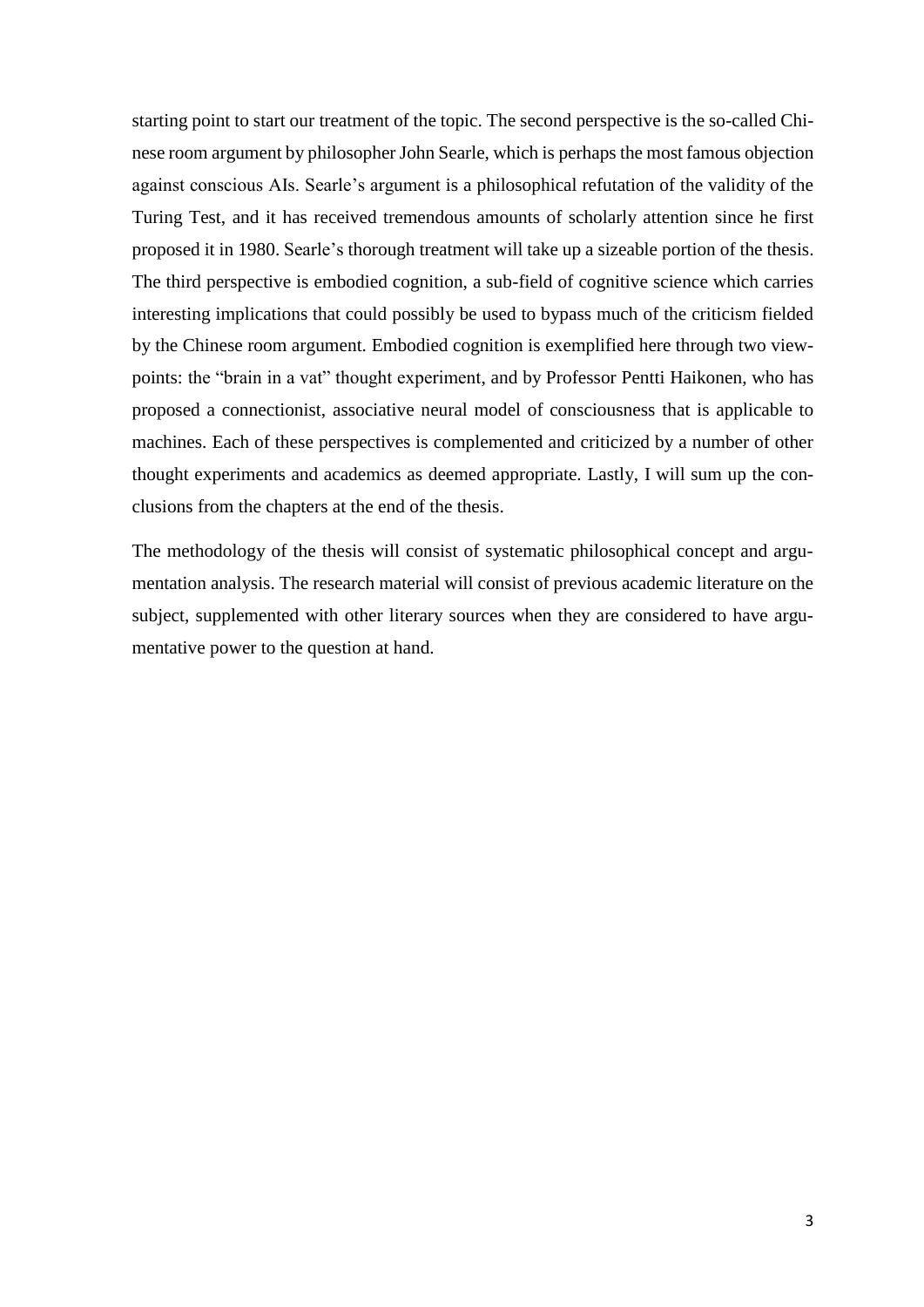starting point to start our treatment of the topic. The second perspective is the so-called Chinese room argument by philosopher John Searle, which is perhaps the most famous objection against conscious AIs. Searle's argument is a philosophical refutation of the validity of the Turing Test, and it has received tremendous amounts of scholarly attention since he first proposed it in 1980. Searle's thorough treatment will take up a sizeable portion of the thesis. The third perspective is embodied cognition, a sub-field of cognitive science which carries interesting implications that could possibly be used to bypass much of the criticism fielded by the Chinese room argument. Embodied cognition is exemplified here through two viewpoints: the "brain in a vat" thought experiment, and by Professor Pentti Haikonen, who has proposed a connectionist, associative neural model of consciousness that is applicable to machines. Each of these perspectives is complemented and criticized by a number of other thought experiments and academics as deemed appropriate. Lastly, I will sum up the conclusions from the chapters at the end of the thesis.

The methodology of the thesis will consist of systematic philosophical concept and argumentation analysis. The research material will consist of previous academic literature on the subject, supplemented with other literary sources when they are considered to have argumentative power to the question at hand.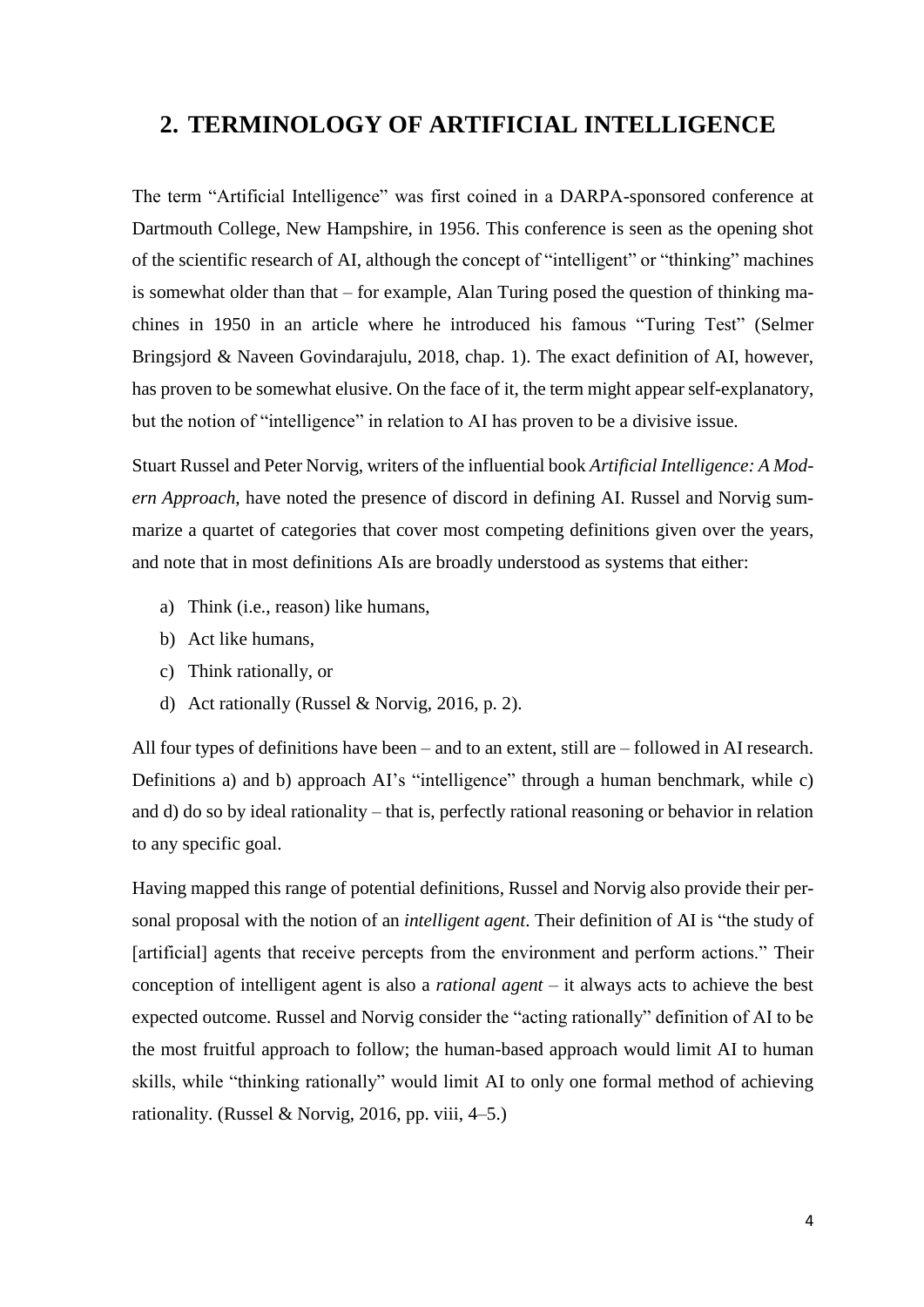## 2. TERMINOLOGY OF ARTIFICIAL INTELLIGENCE

The term "Artificial Intelligence" was first coined in a DARPA-sponsored conference at Dartmouth College, New Hampshire, in 1956. This conference is seen as the opening shot of the scientific research of AI, although the concept of "intelligent" or "thinking" machines is somewhat older than that – for example, Alan Turing posed the question of thinking machines in 1950 in an article where he introduced his famous "Turing Test" (Selmer Bringsjord & Naveen Govindarajulu, 2018, chap. 1). The exact definition of AI, however, has proven to be somewhat elusive. On the face of it, the term might appear self-explanatory, but the notion of "intelligence" in relation to AI has proven to be a divisive issue.

Stuart Russel and Peter Norvig, writers of the influential book *Artificial Intelligence: A Modern Approach*, have noted the presence of discord in defining AI. Russel and Norvig summarize a quartet of categories that cover most competing definitions given over the years, and note that in most definitions AIs are broadly understood as systems that either:

a) Think (i.e., reason) like humans,
b) Act like humans,
c) Think rationally, or
d) Act rationally (Russel & Norvig, 2016, p. 2).

All four types of definitions have been – and to an extent, still are – followed in AI research. Definitions a) and b) approach AI's "intelligence" through a human benchmark, while c) and d) do so by ideal rationality – that is, perfectly rational reasoning or behavior in relation to any specific goal.

Having mapped this range of potential definitions, Russel and Norvig also provide their personal proposal with the notion of an *intelligent agent*. Their definition of AI is "the study of [artificial] agents that receive percepts from the environment and perform actions." Their conception of intelligent agent is also a *rational agent* – it always acts to achieve the best expected outcome. Russel and Norvig consider the "acting rationally" definition of AI to be the most fruitful approach to follow; the human-based approach would limit AI to human skills, while "thinking rationally" would limit AI to only one formal method of achieving rationality. (Russel & Norvig, 2016, pp. viii, 4–5.)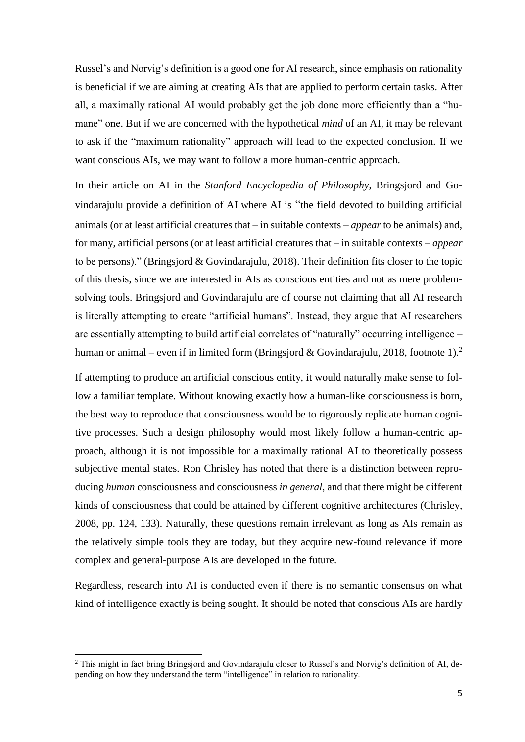Russel's and Norvig's definition is a good one for AI research, since emphasis on rationality is beneficial if we are aiming at creating AIs that are applied to perform certain tasks. After all, a maximally rational AI would probably get the job done more efficiently than a "humane" one. But if we are concerned with the hypothetical *mind* of an AI, it may be relevant to ask if the "maximum rationality" approach will lead to the expected conclusion. If we want conscious AIs, we may want to follow a more human-centric approach.

In their article on AI in the *Stanford Encyclopedia of Philosophy*, Bringsjord and Govindarajulu provide a definition of AI where AI is "the field devoted to building artificial animals (or at least artificial creatures that – in suitable contexts – *appear* to be animals) and, for many, artificial persons (or at least artificial creatures that – in suitable contexts – *appear* to be persons)." (Bringsjord & Govindarajulu, 2018). Their definition fits closer to the topic of this thesis, since we are interested in AIs as conscious entities and not as mere problem-solving tools. Bringsjord and Govindarajulu are of course not claiming that all AI research is literally attempting to create "artificial humans". Instead, they argue that AI researchers are essentially attempting to build artificial correlates of "naturally" occurring intelligence – human or animal – even if in limited form (Bringsjord & Govindarajulu, 2018, footnote 1).[2]

If attempting to produce an artificial conscious entity, it would naturally make sense to follow a familiar template. Without knowing exactly how a human-like consciousness is born, the best way to reproduce that consciousness would be to rigorously replicate human cognitive processes. Such a design philosophy would most likely follow a human-centric approach, although it is not impossible for a maximally rational AI to theoretically possess subjective mental states. Ron Chrisley has noted that there is a distinction between reproducing *human* consciousness and consciousness *in general*, and that there might be different kinds of consciousness that could be attained by different cognitive architectures (Chrisley, 2008, pp. 124, 133). Naturally, these questions remain irrelevant as long as AIs remain as the relatively simple tools they are today, but they acquire new-found relevance if more complex and general-purpose AIs are developed in the future.

Regardless, research into AI is conducted even if there is no semantic consensus on what kind of intelligence exactly is being sought. It should be noted that conscious AIs are hardly

---

[2] This might in fact bring Bringsjord and Govindarajulu closer to Russel's and Norvig's definition of AI, depending on how they understand the term "intelligence" in relation to rationality.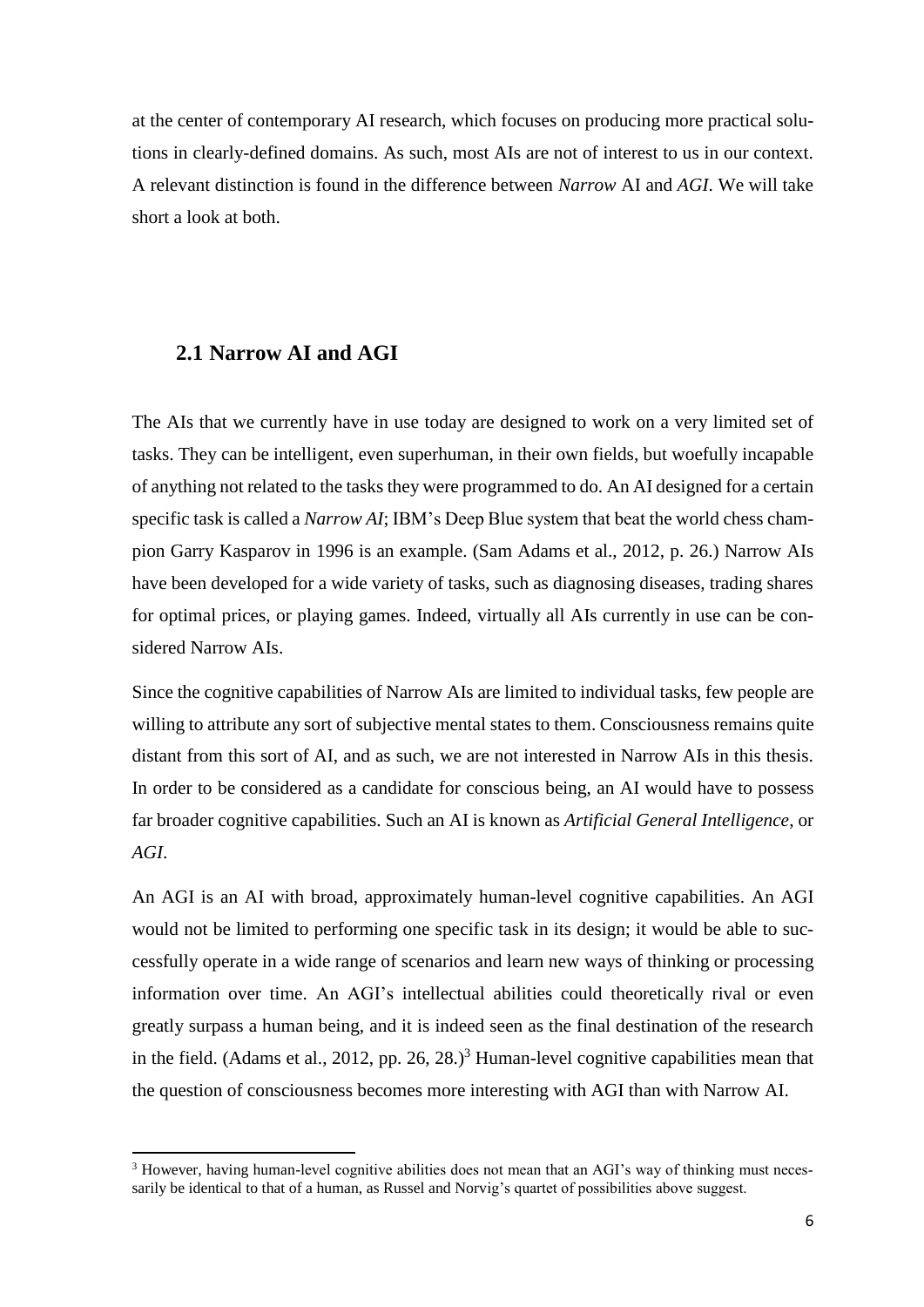at the center of contemporary AI research, which focuses on producing more practical solutions in clearly-defined domains. As such, most AIs are not of interest to us in our context. A relevant distinction is found in the difference between *Narrow* AI and *AGI*. We will take short a look at both.

## 2.1 Narrow AI and AGI

The AIs that we currently have in use today are designed to work on a very limited set of tasks. They can be intelligent, even superhuman, in their own fields, but woefully incapable of anything not related to the tasks they were programmed to do. An AI designed for a certain specific task is called a *Narrow AI*; IBM's Deep Blue system that beat the world chess champion Garry Kasparov in 1996 is an example. (Sam Adams et al., 2012, p. 26.) Narrow AIs have been developed for a wide variety of tasks, such as diagnosing diseases, trading shares for optimal prices, or playing games. Indeed, virtually all AIs currently in use can be considered Narrow AIs.

Since the cognitive capabilities of Narrow AIs are limited to individual tasks, few people are willing to attribute any sort of subjective mental states to them. Consciousness remains quite distant from this sort of AI, and as such, we are not interested in Narrow AIs in this thesis. In order to be considered as a candidate for conscious being, an AI would have to possess far broader cognitive capabilities. Such an AI is known as *Artificial General Intelligence*, or *AGI*.

An AGI is an AI with broad, approximately human-level cognitive capabilities. An AGI would not be limited to performing one specific task in its design; it would be able to successfully operate in a wide range of scenarios and learn new ways of thinking or processing information over time. An AGI's intellectual abilities could theoretically rival or even greatly surpass a human being, and it is indeed seen as the final destination of the research in the field. (Adams et al., 2012, pp. 26, 28.)[3] Human-level cognitive capabilities mean that the question of consciousness becomes more interesting with AGI than with Narrow AI.

[3] However, having human-level cognitive abilities does not mean that an AGI's way of thinking must necessarily be identical to that of a human, as Russel and Norvig's quartet of possibilities above suggest.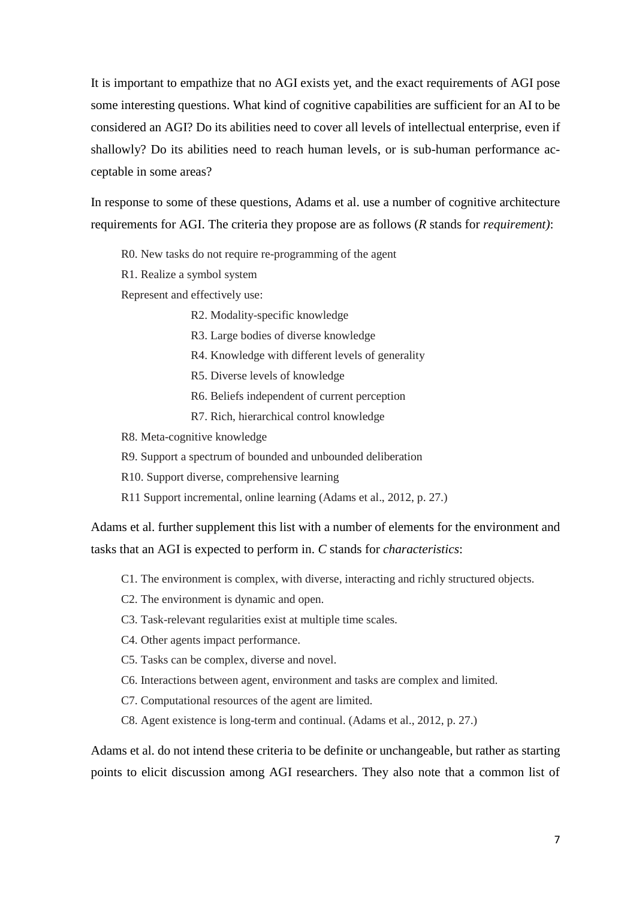It is important to empathize that no AGI exists yet, and the exact requirements of AGI pose some interesting questions. What kind of cognitive capabilities are sufficient for an AI to be considered an AGI? Do its abilities need to cover all levels of intellectual enterprise, even if shallowly? Do its abilities need to reach human levels, or is sub-human performance acceptable in some areas?

In response to some of these questions, Adams et al. use a number of cognitive architecture requirements for AGI. The criteria they propose are as follows (*R* stands for *requirement)*:

> R0. New tasks do not require re-programming of the agent
>
> R1. Realize a symbol system
>
> Represent and effectively use:
>
> > R2. Modality-specific knowledge
> >
> > R3. Large bodies of diverse knowledge
> >
> > R4. Knowledge with different levels of generality
> >
> > R5. Diverse levels of knowledge
> >
> > R6. Beliefs independent of current perception
> >
> > R7. Rich, hierarchical control knowledge
>
> R8. Meta-cognitive knowledge
>
> R9. Support a spectrum of bounded and unbounded deliberation
>
> R10. Support diverse, comprehensive learning
>
> R11 Support incremental, online learning (Adams et al., 2012, p. 27.)

Adams et al. further supplement this list with a number of elements for the environment and tasks that an AGI is expected to perform in. *C* stands for *characteristics*:

> C1. The environment is complex, with diverse, interacting and richly structured objects.
>
> C2. The environment is dynamic and open.
>
> C3. Task-relevant regularities exist at multiple time scales.
>
> C4. Other agents impact performance.
>
> C5. Tasks can be complex, diverse and novel.
>
> C6. Interactions between agent, environment and tasks are complex and limited.
>
> C7. Computational resources of the agent are limited.
>
> C8. Agent existence is long-term and continual. (Adams et al., 2012, p. 27.)

Adams et al. do not intend these criteria to be definite or unchangeable, but rather as starting points to elicit discussion among AGI researchers. They also note that a common list of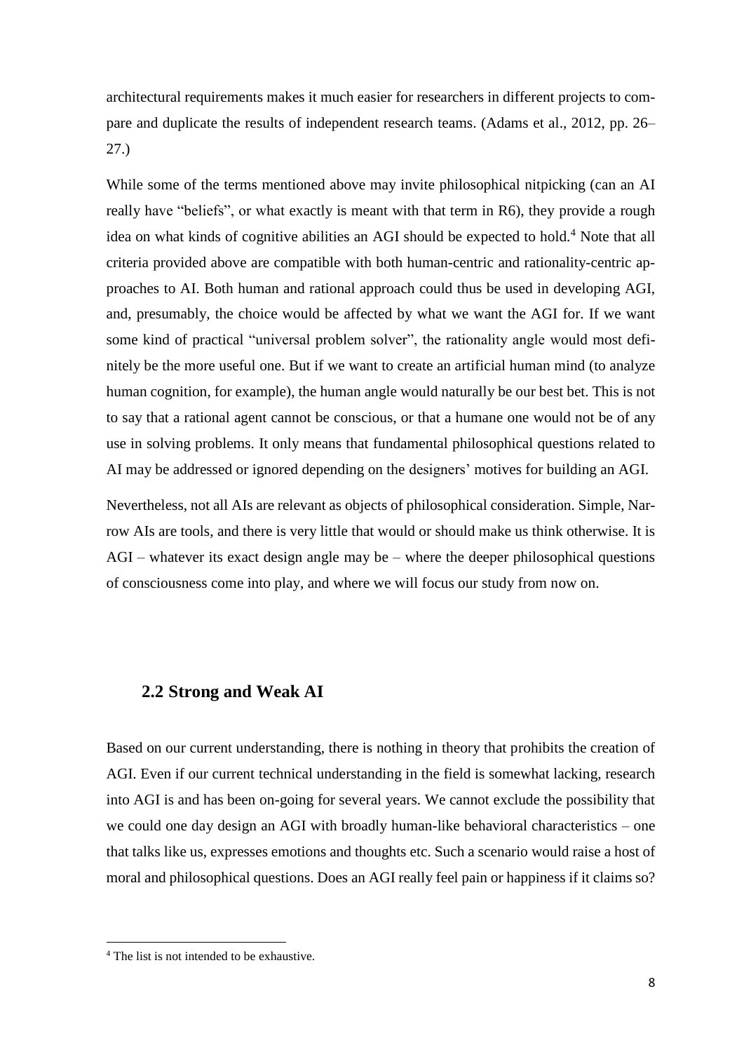architectural requirements makes it much easier for researchers in different projects to compare and duplicate the results of independent research teams. (Adams et al., 2012, pp. 26–27.)

While some of the terms mentioned above may invite philosophical nitpicking (can an AI really have "beliefs", or what exactly is meant with that term in R6), they provide a rough idea on what kinds of cognitive abilities an AGI should be expected to hold.[4] Note that all criteria provided above are compatible with both human-centric and rationality-centric approaches to AI. Both human and rational approach could thus be used in developing AGI, and, presumably, the choice would be affected by what we want the AGI for. If we want some kind of practical "universal problem solver", the rationality angle would most definitely be the more useful one. But if we want to create an artificial human mind (to analyze human cognition, for example), the human angle would naturally be our best bet. This is not to say that a rational agent cannot be conscious, or that a humane one would not be of any use in solving problems. It only means that fundamental philosophical questions related to AI may be addressed or ignored depending on the designers' motives for building an AGI.

Nevertheless, not all AIs are relevant as objects of philosophical consideration. Simple, Narrow AIs are tools, and there is very little that would or should make us think otherwise. It is AGI – whatever its exact design angle may be – where the deeper philosophical questions of consciousness come into play, and where we will focus our study from now on.

## 2.2 Strong and Weak AI

Based on our current understanding, there is nothing in theory that prohibits the creation of AGI. Even if our current technical understanding in the field is somewhat lacking, research into AGI is and has been on-going for several years. We cannot exclude the possibility that we could one day design an AGI with broadly human-like behavioral characteristics – one that talks like us, expresses emotions and thoughts etc. Such a scenario would raise a host of moral and philosophical questions. Does an AGI really feel pain or happiness if it claims so?

[4] The list is not intended to be exhaustive.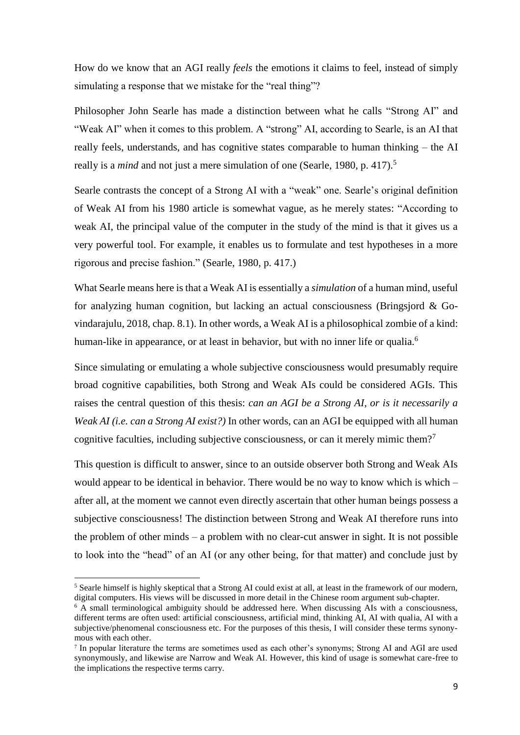How do we know that an AGI really *feels* the emotions it claims to feel, instead of simply simulating a response that we mistake for the "real thing"?

Philosopher John Searle has made a distinction between what he calls "Strong AI" and "Weak AI" when it comes to this problem. A "strong" AI, according to Searle, is an AI that really feels, understands, and has cognitive states comparable to human thinking – the AI really is a *mind* and not just a mere simulation of one (Searle, 1980, p. 417).[5]

Searle contrasts the concept of a Strong AI with a "weak" one. Searle's original definition of Weak AI from his 1980 article is somewhat vague, as he merely states: "According to weak AI, the principal value of the computer in the study of the mind is that it gives us a very powerful tool. For example, it enables us to formulate and test hypotheses in a more rigorous and precise fashion." (Searle, 1980, p. 417.)

What Searle means here is that a Weak AI is essentially a *simulation* of a human mind, useful for analyzing human cognition, but lacking an actual consciousness (Bringsjord & Govindarajulu, 2018, chap. 8.1). In other words, a Weak AI is a philosophical zombie of a kind: human-like in appearance, or at least in behavior, but with no inner life or qualia.[6]

Since simulating or emulating a whole subjective consciousness would presumably require broad cognitive capabilities, both Strong and Weak AIs could be considered AGIs. This raises the central question of this thesis: *can an AGI be a Strong AI, or is it necessarily a Weak AI (i.e. can a Strong AI exist?)* In other words, can an AGI be equipped with all human cognitive faculties, including subjective consciousness, or can it merely mimic them?[7]

This question is difficult to answer, since to an outside observer both Strong and Weak AIs would appear to be identical in behavior. There would be no way to know which is which – after all, at the moment we cannot even directly ascertain that other human beings possess a subjective consciousness! The distinction between Strong and Weak AI therefore runs into the problem of other minds – a problem with no clear-cut answer in sight. It is not possible to look into the "head" of an AI (or any other being, for that matter) and conclude just by

[5] Searle himself is highly skeptical that a Strong AI could exist at all, at least in the framework of our modern, digital computers. His views will be discussed in more detail in the Chinese room argument sub-chapter.

[6] A small terminological ambiguity should be addressed here. When discussing AIs with a consciousness, different terms are often used: artificial consciousness, artificial mind, thinking AI, AI with qualia, AI with a subjective/phenomenal consciousness etc. For the purposes of this thesis, I will consider these terms synonymous with each other.

[7] In popular literature the terms are sometimes used as each other's synonyms; Strong AI and AGI are used synonymously, and likewise are Narrow and Weak AI. However, this kind of usage is somewhat care-free to the implications the respective terms carry.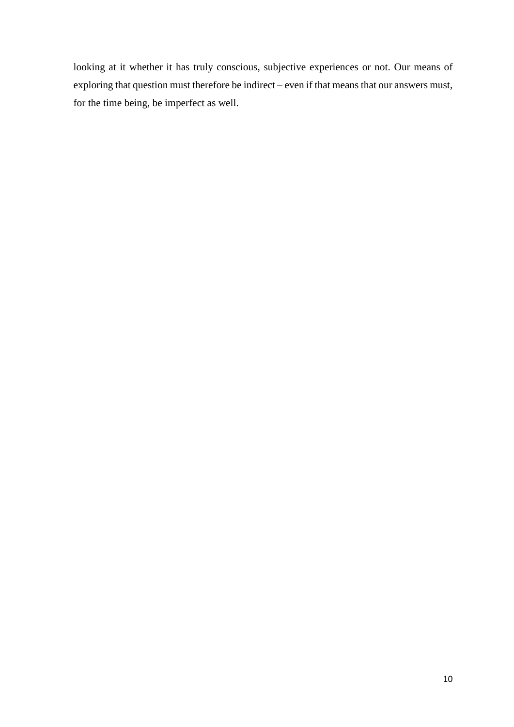looking at it whether it has truly conscious, subjective experiences or not. Our means of exploring that question must therefore be indirect – even if that means that our answers must, for the time being, be imperfect as well.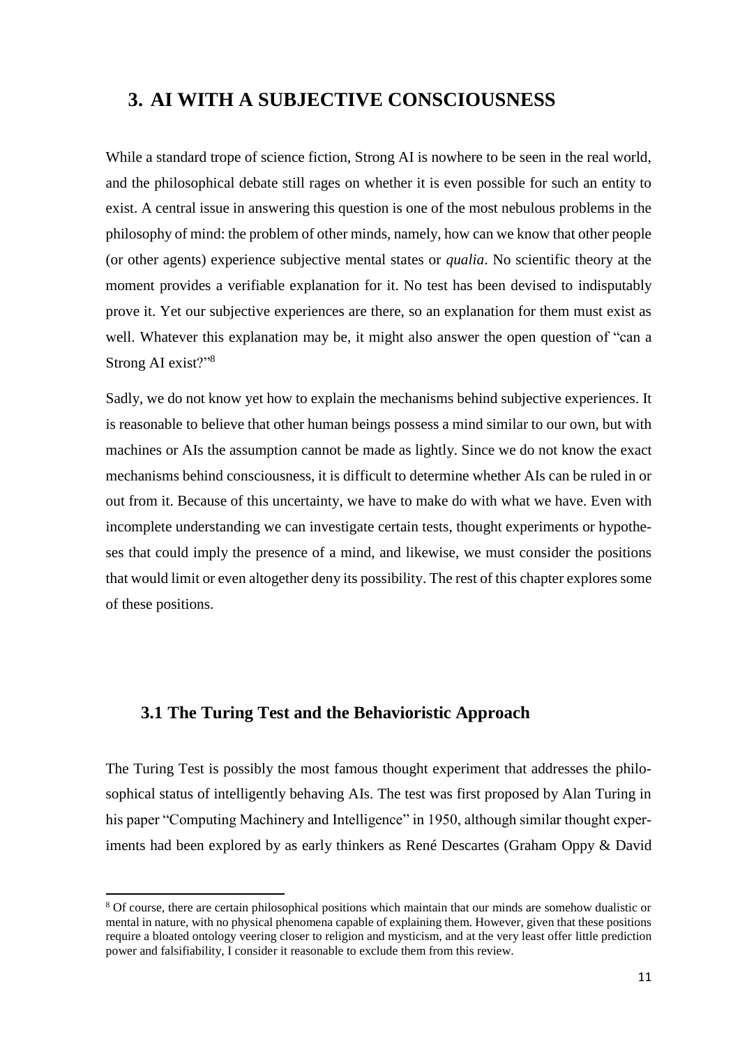# 3. AI WITH A SUBJECTIVE CONSCIOUSNESS

While a standard trope of science fiction, Strong AI is nowhere to be seen in the real world, and the philosophical debate still rages on whether it is even possible for such an entity to exist. A central issue in answering this question is one of the most nebulous problems in the philosophy of mind: the problem of other minds, namely, how can we know that other people (or other agents) experience subjective mental states or *qualia*. No scientific theory at the moment provides a verifiable explanation for it. No test has been devised to indisputably prove it. Yet our subjective experiences are there, so an explanation for them must exist as well. Whatever this explanation may be, it might also answer the open question of "can a Strong AI exist?"[8]

Sadly, we do not know yet how to explain the mechanisms behind subjective experiences. It is reasonable to believe that other human beings possess a mind similar to our own, but with machines or AIs the assumption cannot be made as lightly. Since we do not know the exact mechanisms behind consciousness, it is difficult to determine whether AIs can be ruled in or out from it. Because of this uncertainty, we have to make do with what we have. Even with incomplete understanding we can investigate certain tests, thought experiments or hypotheses that could imply the presence of a mind, and likewise, we must consider the positions that would limit or even altogether deny its possibility. The rest of this chapter explores some of these positions.

## 3.1 The Turing Test and the Behavioristic Approach

The Turing Test is possibly the most famous thought experiment that addresses the philosophical status of intelligently behaving AIs. The test was first proposed by Alan Turing in his paper "Computing Machinery and Intelligence" in 1950, although similar thought experiments had been explored by as early thinkers as René Descartes (Graham Oppy & David

[8] Of course, there are certain philosophical positions which maintain that our minds are somehow dualistic or mental in nature, with no physical phenomena capable of explaining them. However, given that these positions require a bloated ontology veering closer to religion and mysticism, and at the very least offer little prediction power and falsifiability, I consider it reasonable to exclude them from this review.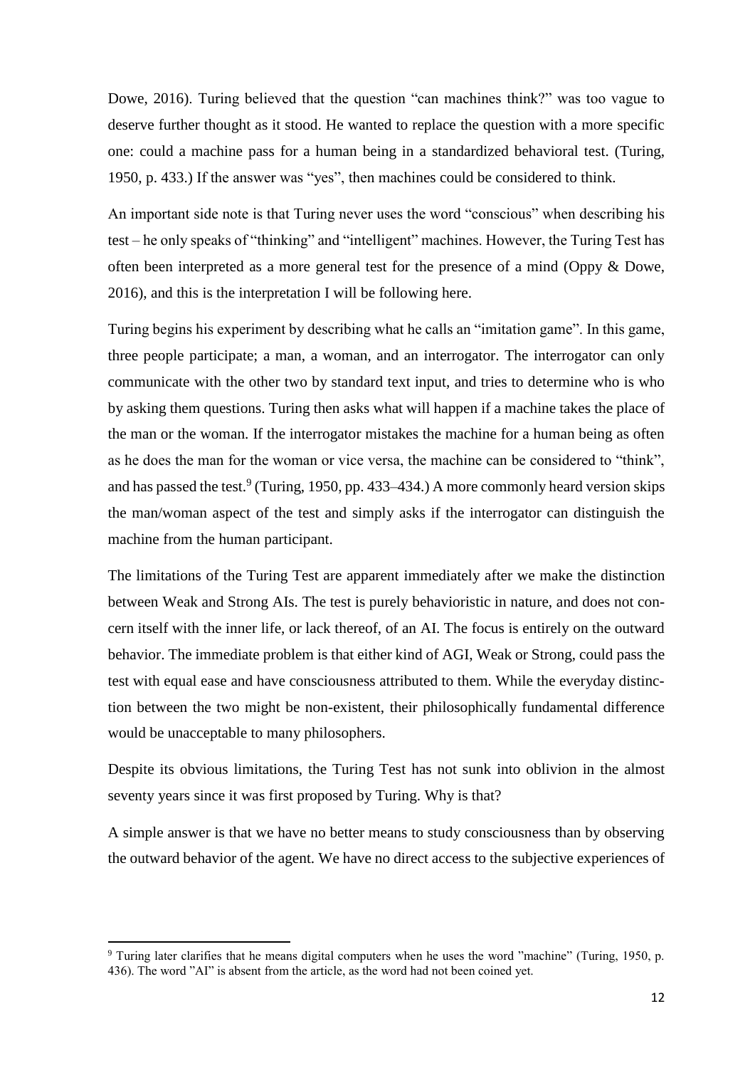Dowe, 2016). Turing believed that the question "can machines think?" was too vague to deserve further thought as it stood. He wanted to replace the question with a more specific one: could a machine pass for a human being in a standardized behavioral test. (Turing, 1950, p. 433.) If the answer was "yes", then machines could be considered to think.

An important side note is that Turing never uses the word "conscious" when describing his test – he only speaks of "thinking" and "intelligent" machines. However, the Turing Test has often been interpreted as a more general test for the presence of a mind (Oppy & Dowe, 2016), and this is the interpretation I will be following here.

Turing begins his experiment by describing what he calls an "imitation game". In this game, three people participate; a man, a woman, and an interrogator. The interrogator can only communicate with the other two by standard text input, and tries to determine who is who by asking them questions. Turing then asks what will happen if a machine takes the place of the man or the woman. If the interrogator mistakes the machine for a human being as often as he does the man for the woman or vice versa, the machine can be considered to "think", and has passed the test.[9] (Turing, 1950, pp. 433–434.) A more commonly heard version skips the man/woman aspect of the test and simply asks if the interrogator can distinguish the machine from the human participant.

The limitations of the Turing Test are apparent immediately after we make the distinction between Weak and Strong AIs. The test is purely behavioristic in nature, and does not concern itself with the inner life, or lack thereof, of an AI. The focus is entirely on the outward behavior. The immediate problem is that either kind of AGI, Weak or Strong, could pass the test with equal ease and have consciousness attributed to them. While the everyday distinction between the two might be non-existent, their philosophically fundamental difference would be unacceptable to many philosophers.

Despite its obvious limitations, the Turing Test has not sunk into oblivion in the almost seventy years since it was first proposed by Turing. Why is that?

A simple answer is that we have no better means to study consciousness than by observing the outward behavior of the agent. We have no direct access to the subjective experiences of

[9] Turing later clarifies that he means digital computers when he uses the word "machine" (Turing, 1950, p. 436). The word "AI" is absent from the article, as the word had not been coined yet.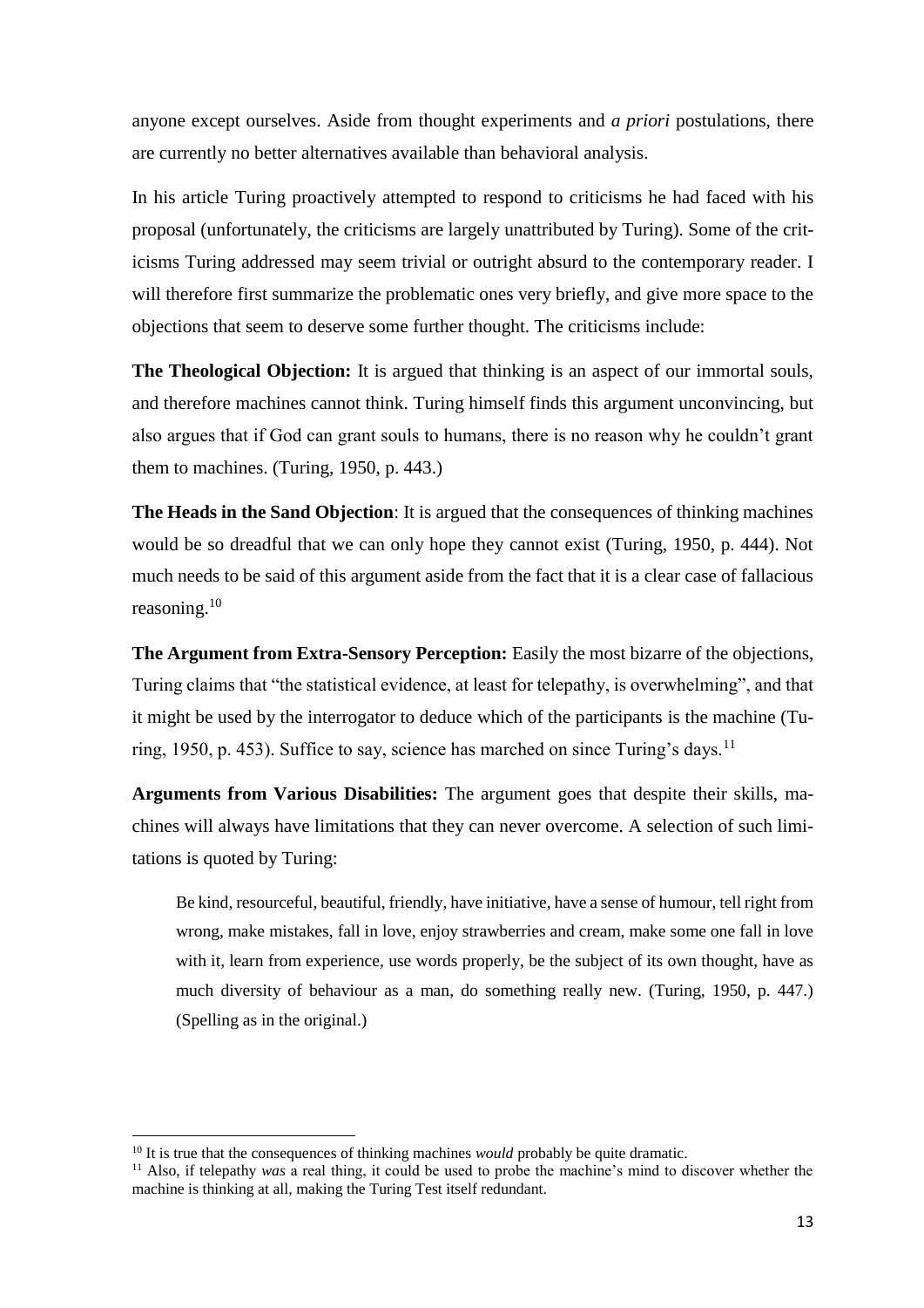anyone except ourselves. Aside from thought experiments and *a priori* postulations, there are currently no better alternatives available than behavioral analysis.

In his article Turing proactively attempted to respond to criticisms he had faced with his proposal (unfortunately, the criticisms are largely unattributed by Turing). Some of the criticisms Turing addressed may seem trivial or outright absurd to the contemporary reader. I will therefore first summarize the problematic ones very briefly, and give more space to the objections that seem to deserve some further thought. The criticisms include:

**The Theological Objection:** It is argued that thinking is an aspect of our immortal souls, and therefore machines cannot think. Turing himself finds this argument unconvincing, but also argues that if God can grant souls to humans, there is no reason why he couldn't grant them to machines. (Turing, 1950, p. 443.)

**The Heads in the Sand Objection**: It is argued that the consequences of thinking machines would be so dreadful that we can only hope they cannot exist (Turing, 1950, p. 444). Not much needs to be said of this argument aside from the fact that it is a clear case of fallacious reasoning.[10]

**The Argument from Extra-Sensory Perception:** Easily the most bizarre of the objections, Turing claims that "the statistical evidence, at least for telepathy, is overwhelming", and that it might be used by the interrogator to deduce which of the participants is the machine (Turing, 1950, p. 453). Suffice to say, science has marched on since Turing's days.[11]

**Arguments from Various Disabilities:** The argument goes that despite their skills, machines will always have limitations that they can never overcome. A selection of such limitations is quoted by Turing:

> Be kind, resourceful, beautiful, friendly, have initiative, have a sense of humour, tell right from wrong, make mistakes, fall in love, enjoy strawberries and cream, make some one fall in love with it, learn from experience, use words properly, be the subject of its own thought, have as much diversity of behaviour as a man, do something really new. (Turing, 1950, p. 447.) (Spelling as in the original.)

---

[10] It is true that the consequences of thinking machines *would* probably be quite dramatic.

[11] Also, if telepathy *was* a real thing, it could be used to probe the machine's mind to discover whether the machine is thinking at all, making the Turing Test itself redundant.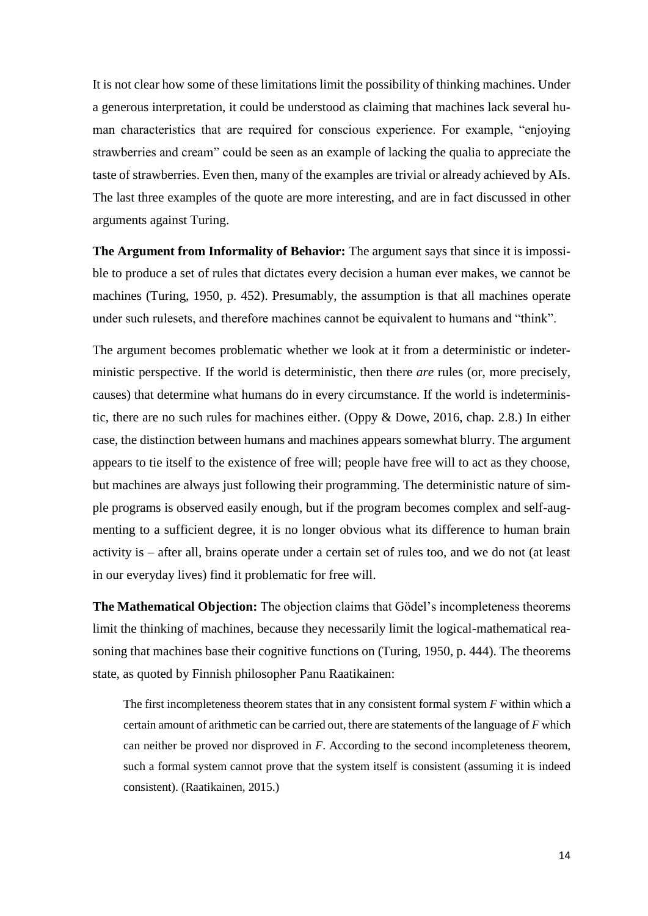It is not clear how some of these limitations limit the possibility of thinking machines. Under a generous interpretation, it could be understood as claiming that machines lack several human characteristics that are required for conscious experience. For example, "enjoying strawberries and cream" could be seen as an example of lacking the qualia to appreciate the taste of strawberries. Even then, many of the examples are trivial or already achieved by AIs. The last three examples of the quote are more interesting, and are in fact discussed in other arguments against Turing.

**The Argument from Informality of Behavior:** The argument says that since it is impossible to produce a set of rules that dictates every decision a human ever makes, we cannot be machines (Turing, 1950, p. 452). Presumably, the assumption is that all machines operate under such rulesets, and therefore machines cannot be equivalent to humans and "think".

The argument becomes problematic whether we look at it from a deterministic or indeterministic perspective. If the world is deterministic, then there *are* rules (or, more precisely, causes) that determine what humans do in every circumstance. If the world is indeterministic, there are no such rules for machines either. (Oppy & Dowe, 2016, chap. 2.8.) In either case, the distinction between humans and machines appears somewhat blurry. The argument appears to tie itself to the existence of free will; people have free will to act as they choose, but machines are always just following their programming. The deterministic nature of simple programs is observed easily enough, but if the program becomes complex and self-augmenting to a sufficient degree, it is no longer obvious what its difference to human brain activity is – after all, brains operate under a certain set of rules too, and we do not (at least in our everyday lives) find it problematic for free will.

**The Mathematical Objection:** The objection claims that Gödel's incompleteness theorems limit the thinking of machines, because they necessarily limit the logical-mathematical reasoning that machines base their cognitive functions on (Turing, 1950, p. 444). The theorems state, as quoted by Finnish philosopher Panu Raatikainen:

> The first incompleteness theorem states that in any consistent formal system *F* within which a certain amount of arithmetic can be carried out, there are statements of the language of *F* which can neither be proved nor disproved in *F*. According to the second incompleteness theorem, such a formal system cannot prove that the system itself is consistent (assuming it is indeed consistent). (Raatikainen, 2015.)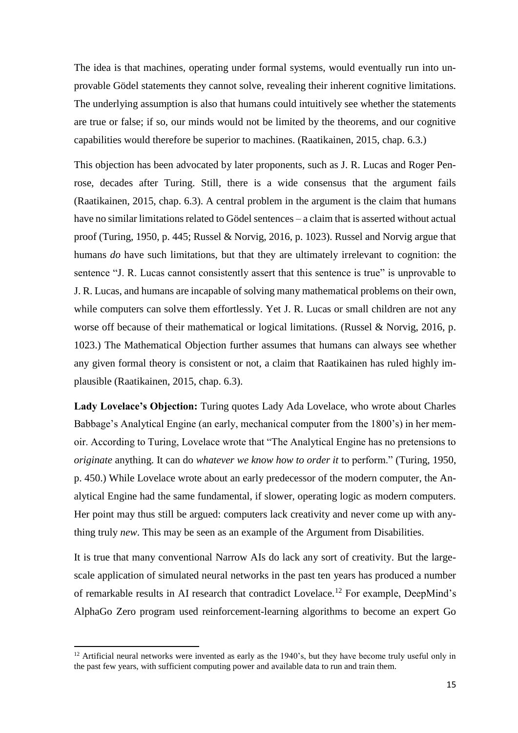The idea is that machines, operating under formal systems, would eventually run into unprovable Gödel statements they cannot solve, revealing their inherent cognitive limitations. The underlying assumption is also that humans could intuitively see whether the statements are true or false; if so, our minds would not be limited by the theorems, and our cognitive capabilities would therefore be superior to machines. (Raatikainen, 2015, chap. 6.3.)

This objection has been advocated by later proponents, such as J. R. Lucas and Roger Penrose, decades after Turing. Still, there is a wide consensus that the argument fails (Raatikainen, 2015, chap. 6.3). A central problem in the argument is the claim that humans have no similar limitations related to Gödel sentences – a claim that is asserted without actual proof (Turing, 1950, p. 445; Russel & Norvig, 2016, p. 1023). Russel and Norvig argue that humans *do* have such limitations, but that they are ultimately irrelevant to cognition: the sentence "J. R. Lucas cannot consistently assert that this sentence is true" is unprovable to J. R. Lucas, and humans are incapable of solving many mathematical problems on their own, while computers can solve them effortlessly. Yet J. R. Lucas or small children are not any worse off because of their mathematical or logical limitations. (Russel & Norvig, 2016, p. 1023.) The Mathematical Objection further assumes that humans can always see whether any given formal theory is consistent or not, a claim that Raatikainen has ruled highly implausible (Raatikainen, 2015, chap. 6.3).

**Lady Lovelace's Objection:** Turing quotes Lady Ada Lovelace, who wrote about Charles Babbage's Analytical Engine (an early, mechanical computer from the 1800's) in her memoir. According to Turing, Lovelace wrote that "The Analytical Engine has no pretensions to *originate* anything. It can do *whatever we know how to order it* to perform." (Turing, 1950, p. 450.) While Lovelace wrote about an early predecessor of the modern computer, the Analytical Engine had the same fundamental, if slower, operating logic as modern computers. Her point may thus still be argued: computers lack creativity and never come up with anything truly *new*. This may be seen as an example of the Argument from Disabilities.

It is true that many conventional Narrow AIs do lack any sort of creativity. But the large-scale application of simulated neural networks in the past ten years has produced a number of remarkable results in AI research that contradict Lovelace.[12] For example, DeepMind's AlphaGo Zero program used reinforcement-learning algorithms to become an expert Go

[12] Artificial neural networks were invented as early as the 1940's, but they have become truly useful only in the past few years, with sufficient computing power and available data to run and train them.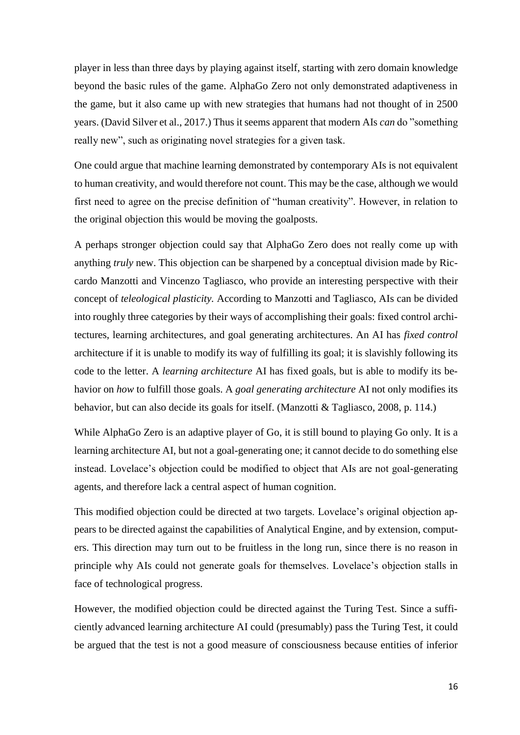player in less than three days by playing against itself, starting with zero domain knowledge beyond the basic rules of the game. AlphaGo Zero not only demonstrated adaptiveness in the game, but it also came up with new strategies that humans had not thought of in 2500 years. (David Silver et al., 2017.) Thus it seems apparent that modern AIs *can* do ”something really new”, such as originating novel strategies for a given task.

One could argue that machine learning demonstrated by contemporary AIs is not equivalent to human creativity, and would therefore not count. This may be the case, although we would first need to agree on the precise definition of “human creativity”. However, in relation to the original objection this would be moving the goalposts.

A perhaps stronger objection could say that AlphaGo Zero does not really come up with anything *truly* new. This objection can be sharpened by a conceptual division made by Riccardo Manzotti and Vincenzo Tagliasco, who provide an interesting perspective with their concept of *teleological plasticity*. According to Manzotti and Tagliasco, AIs can be divided into roughly three categories by their ways of accomplishing their goals: fixed control architectures, learning architectures, and goal generating architectures. An AI has *fixed control* architecture if it is unable to modify its way of fulfilling its goal; it is slavishly following its code to the letter. A *learning architecture* AI has fixed goals, but is able to modify its behavior on *how* to fulfill those goals. A *goal generating architecture* AI not only modifies its behavior, but can also decide its goals for itself. (Manzotti & Tagliasco, 2008, p. 114.)

While AlphaGo Zero is an adaptive player of Go, it is still bound to playing Go only. It is a learning architecture AI, but not a goal-generating one; it cannot decide to do something else instead. Lovelace’s objection could be modified to object that AIs are not goal-generating agents, and therefore lack a central aspect of human cognition.

This modified objection could be directed at two targets. Lovelace’s original objection appears to be directed against the capabilities of Analytical Engine, and by extension, computers. This direction may turn out to be fruitless in the long run, since there is no reason in principle why AIs could not generate goals for themselves. Lovelace’s objection stalls in face of technological progress.

However, the modified objection could be directed against the Turing Test. Since a sufficiently advanced learning architecture AI could (presumably) pass the Turing Test, it could be argued that the test is not a good measure of consciousness because entities of inferior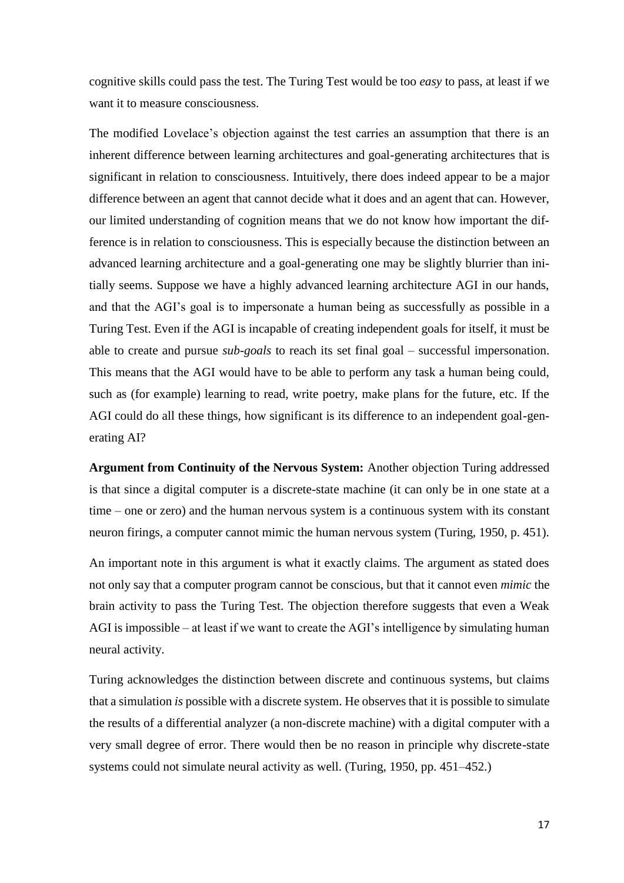cognitive skills could pass the test. The Turing Test would be too *easy* to pass, at least if we want it to measure consciousness.

The modified Lovelace's objection against the test carries an assumption that there is an inherent difference between learning architectures and goal-generating architectures that is significant in relation to consciousness. Intuitively, there does indeed appear to be a major difference between an agent that cannot decide what it does and an agent that can. However, our limited understanding of cognition means that we do not know how important the difference is in relation to consciousness. This is especially because the distinction between an advanced learning architecture and a goal-generating one may be slightly blurrier than initially seems. Suppose we have a highly advanced learning architecture AGI in our hands, and that the AGI's goal is to impersonate a human being as successfully as possible in a Turing Test. Even if the AGI is incapable of creating independent goals for itself, it must be able to create and pursue *sub-goals* to reach its set final goal – successful impersonation. This means that the AGI would have to be able to perform any task a human being could, such as (for example) learning to read, write poetry, make plans for the future, etc. If the AGI could do all these things, how significant is its difference to an independent goal-generating AI?

**Argument from Continuity of the Nervous System:** Another objection Turing addressed is that since a digital computer is a discrete-state machine (it can only be in one state at a time – one or zero) and the human nervous system is a continuous system with its constant neuron firings, a computer cannot mimic the human nervous system (Turing, 1950, p. 451).

An important note in this argument is what it exactly claims. The argument as stated does not only say that a computer program cannot be conscious, but that it cannot even *mimic* the brain activity to pass the Turing Test. The objection therefore suggests that even a Weak AGI is impossible – at least if we want to create the AGI's intelligence by simulating human neural activity.

Turing acknowledges the distinction between discrete and continuous systems, but claims that a simulation *is* possible with a discrete system. He observes that it is possible to simulate the results of a differential analyzer (a non-discrete machine) with a digital computer with a very small degree of error. There would then be no reason in principle why discrete-state systems could not simulate neural activity as well. (Turing, 1950, pp. 451–452.)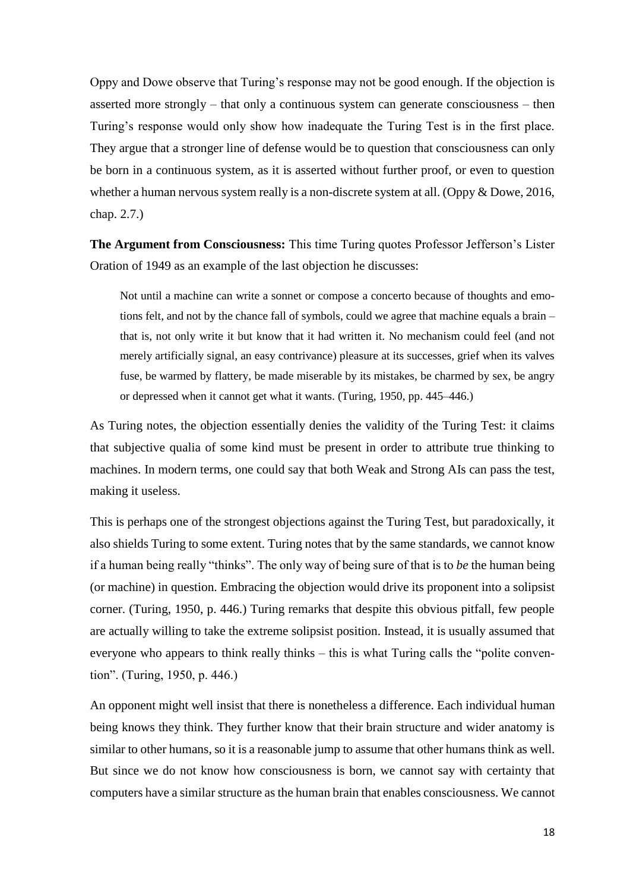Oppy and Dowe observe that Turing's response may not be good enough. If the objection is asserted more strongly – that only a continuous system can generate consciousness – then Turing's response would only show how inadequate the Turing Test is in the first place. They argue that a stronger line of defense would be to question that consciousness can only be born in a continuous system, as it is asserted without further proof, or even to question whether a human nervous system really is a non-discrete system at all. (Oppy & Dowe, 2016, chap. 2.7.)

**The Argument from Consciousness:** This time Turing quotes Professor Jefferson's Lister Oration of 1949 as an example of the last objection he discusses:

> Not until a machine can write a sonnet or compose a concerto because of thoughts and emotions felt, and not by the chance fall of symbols, could we agree that machine equals a brain – that is, not only write it but know that it had written it. No mechanism could feel (and not merely artificially signal, an easy contrivance) pleasure at its successes, grief when its valves fuse, be warmed by flattery, be made miserable by its mistakes, be charmed by sex, be angry or depressed when it cannot get what it wants. (Turing, 1950, pp. 445–446.)

As Turing notes, the objection essentially denies the validity of the Turing Test: it claims that subjective qualia of some kind must be present in order to attribute true thinking to machines. In modern terms, one could say that both Weak and Strong AIs can pass the test, making it useless.

This is perhaps one of the strongest objections against the Turing Test, but paradoxically, it also shields Turing to some extent. Turing notes that by the same standards, we cannot know if a human being really "thinks". The only way of being sure of that is to *be* the human being (or machine) in question. Embracing the objection would drive its proponent into a solipsist corner. (Turing, 1950, p. 446.) Turing remarks that despite this obvious pitfall, few people are actually willing to take the extreme solipsist position. Instead, it is usually assumed that everyone who appears to think really thinks – this is what Turing calls the "polite convention". (Turing, 1950, p. 446.)

An opponent might well insist that there is nonetheless a difference. Each individual human being knows they think. They further know that their brain structure and wider anatomy is similar to other humans, so it is a reasonable jump to assume that other humans think as well. But since we do not know how consciousness is born, we cannot say with certainty that computers have a similar structure as the human brain that enables consciousness. We cannot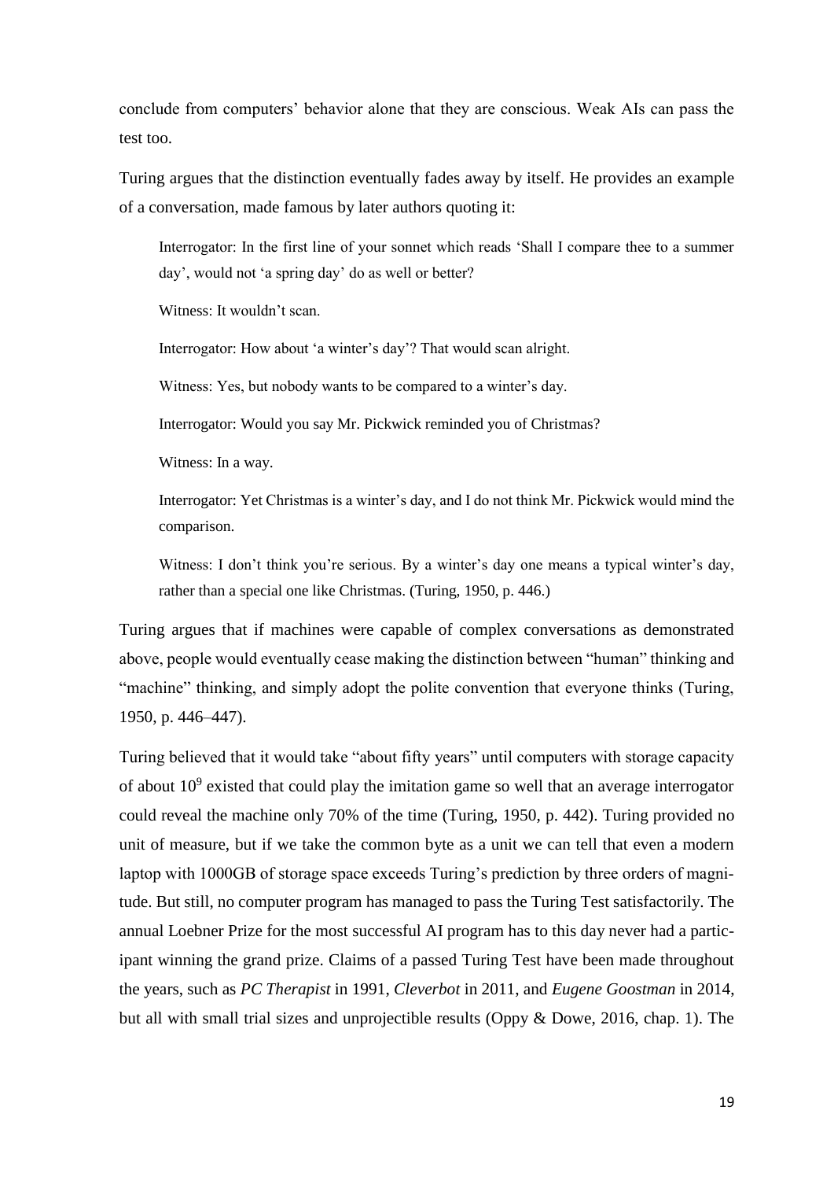conclude from computers' behavior alone that they are conscious. Weak AIs can pass the test too.

Turing argues that the distinction eventually fades away by itself. He provides an example of a conversation, made famous by later authors quoting it:

> Interrogator: In the first line of your sonnet which reads 'Shall I compare thee to a summer day', would not 'a spring day' do as well or better?
>
> Witness: It wouldn't scan.
>
> Interrogator: How about 'a winter's day'? That would scan alright.
>
> Witness: Yes, but nobody wants to be compared to a winter's day.
>
> Interrogator: Would you say Mr. Pickwick reminded you of Christmas?
>
> Witness: In a way.
>
> Interrogator: Yet Christmas is a winter's day, and I do not think Mr. Pickwick would mind the comparison.
>
> Witness: I don't think you're serious. By a winter's day one means a typical winter's day, rather than a special one like Christmas. (Turing, 1950, p. 446.)

Turing argues that if machines were capable of complex conversations as demonstrated above, people would eventually cease making the distinction between "human" thinking and "machine" thinking, and simply adopt the polite convention that everyone thinks (Turing, 1950, p. 446–447).

Turing believed that it would take "about fifty years" until computers with storage capacity of about $10^9$ existed that could play the imitation game so well that an average interrogator could reveal the machine only 70% of the time (Turing, 1950, p. 442). Turing provided no unit of measure, but if we take the common byte as a unit we can tell that even a modern laptop with 1000GB of storage space exceeds Turing's prediction by three orders of magnitude. But still, no computer program has managed to pass the Turing Test satisfactorily. The annual Loebner Prize for the most successful AI program has to this day never had a participant winning the grand prize. Claims of a passed Turing Test have been made throughout the years, such as *PC Therapist* in 1991, *Cleverbot* in 2011, and *Eugene Goostman* in 2014, but all with small trial sizes and unprojectible results (Oppy & Dowe, 2016, chap. 1). The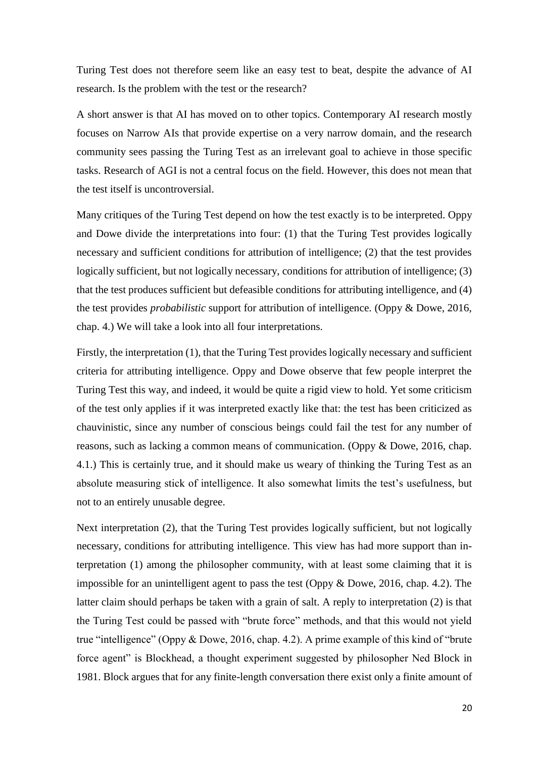Turing Test does not therefore seem like an easy test to beat, despite the advance of AI research. Is the problem with the test or the research?

A short answer is that AI has moved on to other topics. Contemporary AI research mostly focuses on Narrow AIs that provide expertise on a very narrow domain, and the research community sees passing the Turing Test as an irrelevant goal to achieve in those specific tasks. Research of AGI is not a central focus on the field. However, this does not mean that the test itself is uncontroversial.

Many critiques of the Turing Test depend on how the test exactly is to be interpreted. Oppy and Dowe divide the interpretations into four: (1) that the Turing Test provides logically necessary and sufficient conditions for attribution of intelligence; (2) that the test provides logically sufficient, but not logically necessary, conditions for attribution of intelligence; (3) that the test produces sufficient but defeasible conditions for attributing intelligence, and (4) the test provides *probabilistic* support for attribution of intelligence. (Oppy & Dowe, 2016, chap. 4.) We will take a look into all four interpretations.

Firstly, the interpretation (1), that the Turing Test provides logically necessary and sufficient criteria for attributing intelligence. Oppy and Dowe observe that few people interpret the Turing Test this way, and indeed, it would be quite a rigid view to hold. Yet some criticism of the test only applies if it was interpreted exactly like that: the test has been criticized as chauvinistic, since any number of conscious beings could fail the test for any number of reasons, such as lacking a common means of communication. (Oppy & Dowe, 2016, chap. 4.1.) This is certainly true, and it should make us weary of thinking the Turing Test as an absolute measuring stick of intelligence. It also somewhat limits the test's usefulness, but not to an entirely unusable degree.

Next interpretation (2), that the Turing Test provides logically sufficient, but not logically necessary, conditions for attributing intelligence. This view has had more support than interpretation (1) among the philosopher community, with at least some claiming that it is impossible for an unintelligent agent to pass the test (Oppy & Dowe, 2016, chap. 4.2). The latter claim should perhaps be taken with a grain of salt. A reply to interpretation (2) is that the Turing Test could be passed with "brute force" methods, and that this would not yield true "intelligence" (Oppy & Dowe, 2016, chap. 4.2). A prime example of this kind of "brute force agent" is Blockhead, a thought experiment suggested by philosopher Ned Block in 1981. Block argues that for any finite-length conversation there exist only a finite amount of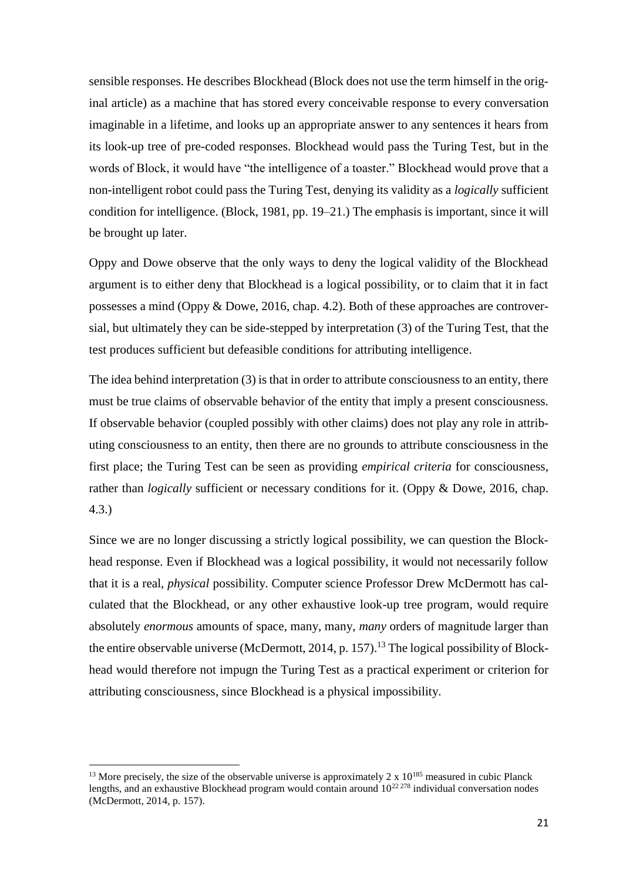sensible responses. He describes Blockhead (Block does not use the term himself in the original article) as a machine that has stored every conceivable response to every conversation imaginable in a lifetime, and looks up an appropriate answer to any sentences it hears from its look-up tree of pre-coded responses. Blockhead would pass the Turing Test, but in the words of Block, it would have "the intelligence of a toaster." Blockhead would prove that a non-intelligent robot could pass the Turing Test, denying its validity as a *logically* sufficient condition for intelligence. (Block, 1981, pp. 19–21.) The emphasis is important, since it will be brought up later.

Oppy and Dowe observe that the only ways to deny the logical validity of the Blockhead argument is to either deny that Blockhead is a logical possibility, or to claim that it in fact possesses a mind (Oppy & Dowe, 2016, chap. 4.2). Both of these approaches are controversial, but ultimately they can be side-stepped by interpretation (3) of the Turing Test, that the test produces sufficient but defeasible conditions for attributing intelligence.

The idea behind interpretation (3) is that in order to attribute consciousness to an entity, there must be true claims of observable behavior of the entity that imply a present consciousness. If observable behavior (coupled possibly with other claims) does not play any role in attributing consciousness to an entity, then there are no grounds to attribute consciousness in the first place; the Turing Test can be seen as providing *empirical criteria* for consciousness, rather than *logically* sufficient or necessary conditions for it. (Oppy & Dowe, 2016, chap. 4.3.)

Since we are no longer discussing a strictly logical possibility, we can question the Blockhead response. Even if Blockhead was a logical possibility, it would not necessarily follow that it is a real, *physical* possibility. Computer science Professor Drew McDermott has calculated that the Blockhead, or any other exhaustive look-up tree program, would require absolutely *enormous* amounts of space, many, many, *many* orders of magnitude larger than the entire observable universe (McDermott, 2014, p. 157).[13] The logical possibility of Blockhead would therefore not impugn the Turing Test as a practical experiment or criterion for attributing consciousness, since Blockhead is a physical impossibility.

---

[13] More precisely, the size of the observable universe is approximately $2 \times 10^{185}$ measured in cubic Planck lengths, and an exhaustive Blockhead program would contain around $10^{22\,278}$ individual conversation nodes (McDermott, 2014, p. 157).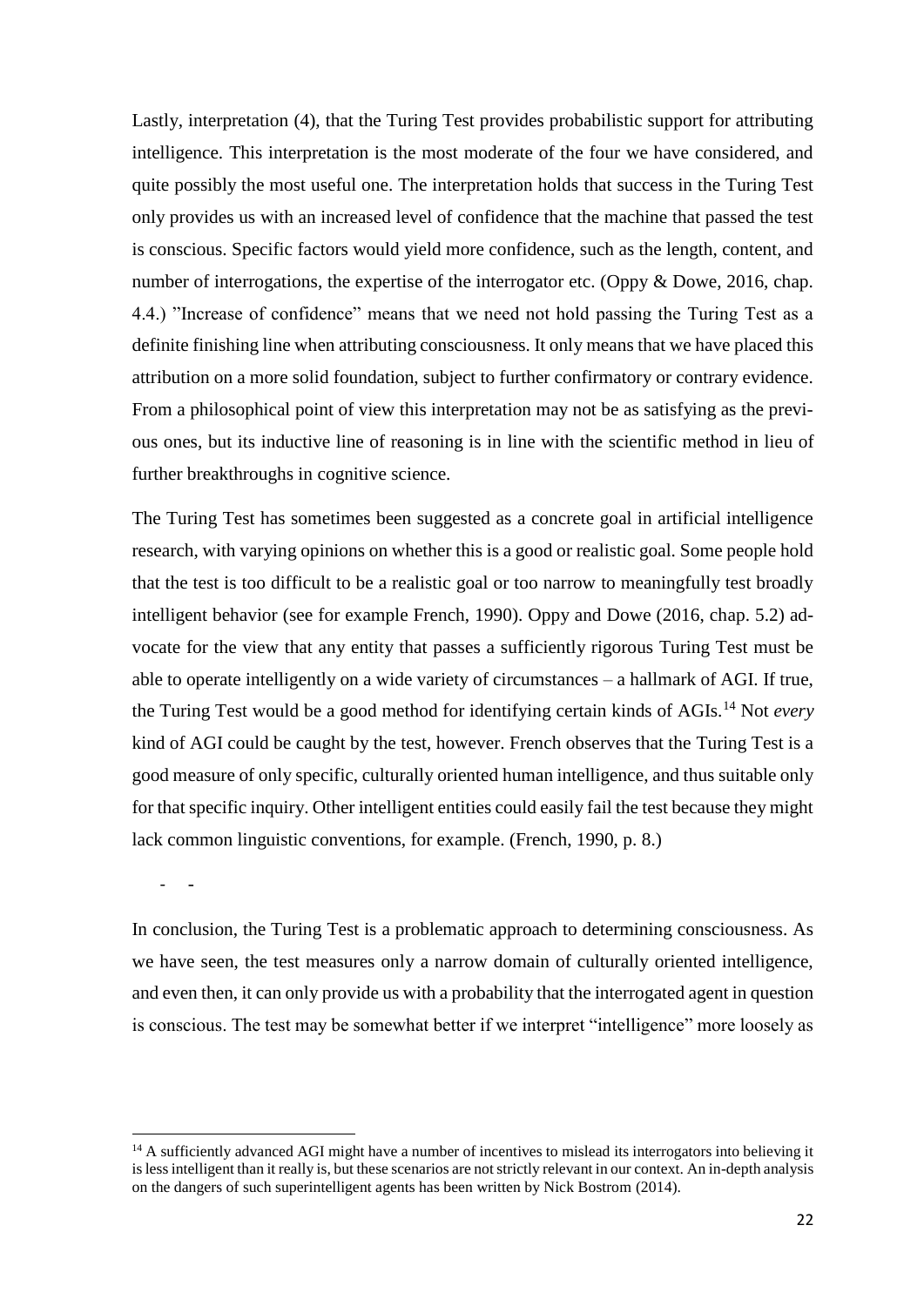Lastly, interpretation (4), that the Turing Test provides probabilistic support for attributing intelligence. This interpretation is the most moderate of the four we have considered, and quite possibly the most useful one. The interpretation holds that success in the Turing Test only provides us with an increased level of confidence that the machine that passed the test is conscious. Specific factors would yield more confidence, such as the length, content, and number of interrogations, the expertise of the interrogator etc. (Oppy & Dowe, 2016, chap. 4.4.) "Increase of confidence" means that we need not hold passing the Turing Test as a definite finishing line when attributing consciousness. It only means that we have placed this attribution on a more solid foundation, subject to further confirmatory or contrary evidence. From a philosophical point of view this interpretation may not be as satisfying as the previous ones, but its inductive line of reasoning is in line with the scientific method in lieu of further breakthroughs in cognitive science.

The Turing Test has sometimes been suggested as a concrete goal in artificial intelligence research, with varying opinions on whether this is a good or realistic goal. Some people hold that the test is too difficult to be a realistic goal or too narrow to meaningfully test broadly intelligent behavior (see for example French, 1990). Oppy and Dowe (2016, chap. 5.2) advocate for the view that any entity that passes a sufficiently rigorous Turing Test must be able to operate intelligently on a wide variety of circumstances – a hallmark of AGI. If true, the Turing Test would be a good method for identifying certain kinds of AGIs.[14] Not *every* kind of AGI could be caught by the test, however. French observes that the Turing Test is a good measure of only specific, culturally oriented human intelligence, and thus suitable only for that specific inquiry. Other intelligent entities could easily fail the test because they might lack common linguistic conventions, for example. (French, 1990, p. 8.)

\- -

In conclusion, the Turing Test is a problematic approach to determining consciousness. As we have seen, the test measures only a narrow domain of culturally oriented intelligence, and even then, it can only provide us with a probability that the interrogated agent in question is conscious. The test may be somewhat better if we interpret "intelligence" more loosely as

[14] A sufficiently advanced AGI might have a number of incentives to mislead its interrogators into believing it is less intelligent than it really is, but these scenarios are not strictly relevant in our context. An in-depth analysis on the dangers of such superintelligent agents has been written by Nick Bostrom (2014).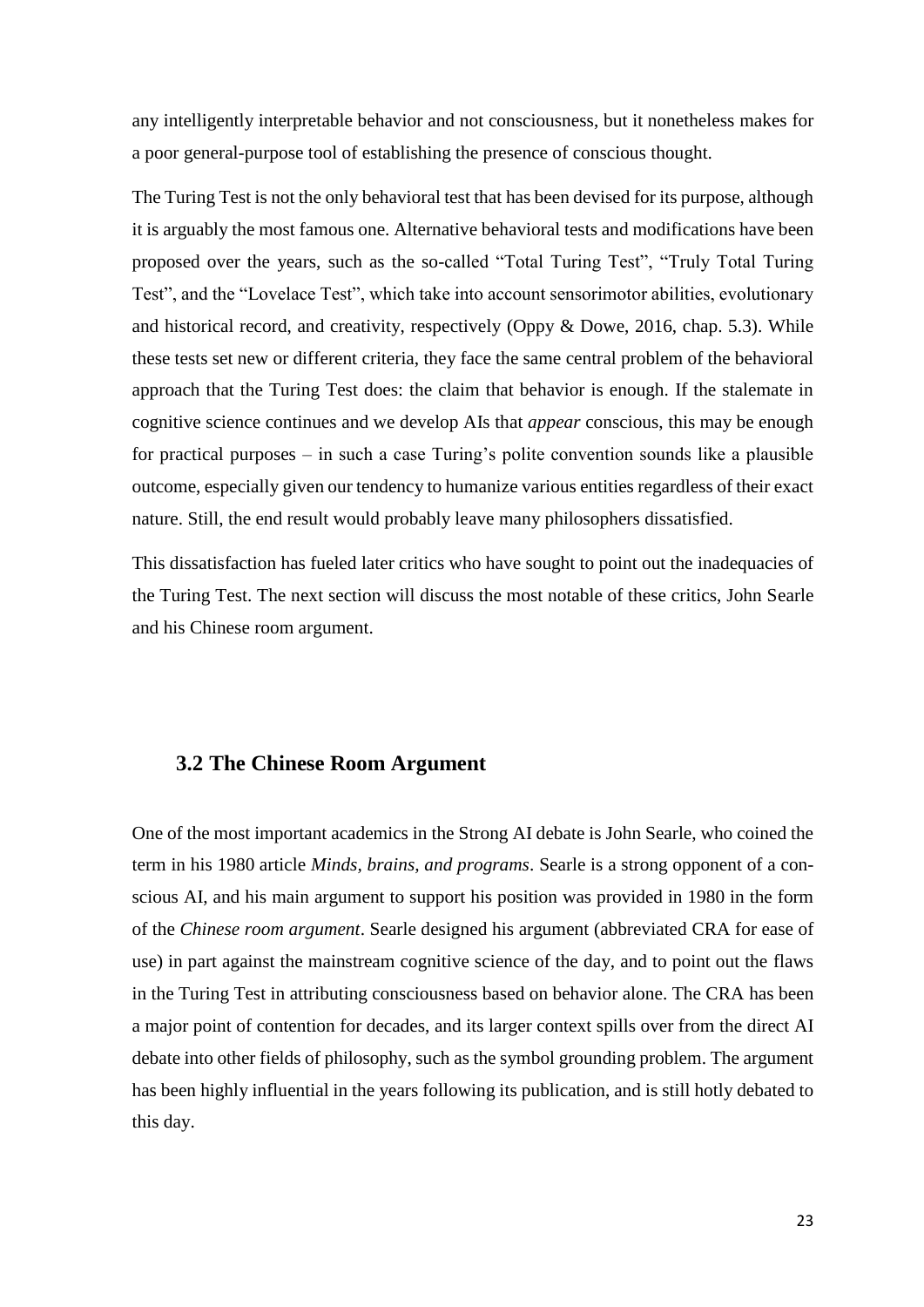any intelligently interpretable behavior and not consciousness, but it nonetheless makes for a poor general-purpose tool of establishing the presence of conscious thought.

The Turing Test is not the only behavioral test that has been devised for its purpose, although it is arguably the most famous one. Alternative behavioral tests and modifications have been proposed over the years, such as the so-called "Total Turing Test", "Truly Total Turing Test", and the "Lovelace Test", which take into account sensorimotor abilities, evolutionary and historical record, and creativity, respectively (Oppy & Dowe, 2016, chap. 5.3). While these tests set new or different criteria, they face the same central problem of the behavioral approach that the Turing Test does: the claim that behavior is enough. If the stalemate in cognitive science continues and we develop AIs that *appear* conscious, this may be enough for practical purposes – in such a case Turing's polite convention sounds like a plausible outcome, especially given our tendency to humanize various entities regardless of their exact nature. Still, the end result would probably leave many philosophers dissatisfied.

This dissatisfaction has fueled later critics who have sought to point out the inadequacies of the Turing Test. The next section will discuss the most notable of these critics, John Searle and his Chinese room argument.

## 3.2 The Chinese Room Argument

One of the most important academics in the Strong AI debate is John Searle, who coined the term in his 1980 article *Minds, brains, and programs*. Searle is a strong opponent of a conscious AI, and his main argument to support his position was provided in 1980 in the form of the *Chinese room argument*. Searle designed his argument (abbreviated CRA for ease of use) in part against the mainstream cognitive science of the day, and to point out the flaws in the Turing Test in attributing consciousness based on behavior alone. The CRA has been a major point of contention for decades, and its larger context spills over from the direct AI debate into other fields of philosophy, such as the symbol grounding problem. The argument has been highly influential in the years following its publication, and is still hotly debated to this day.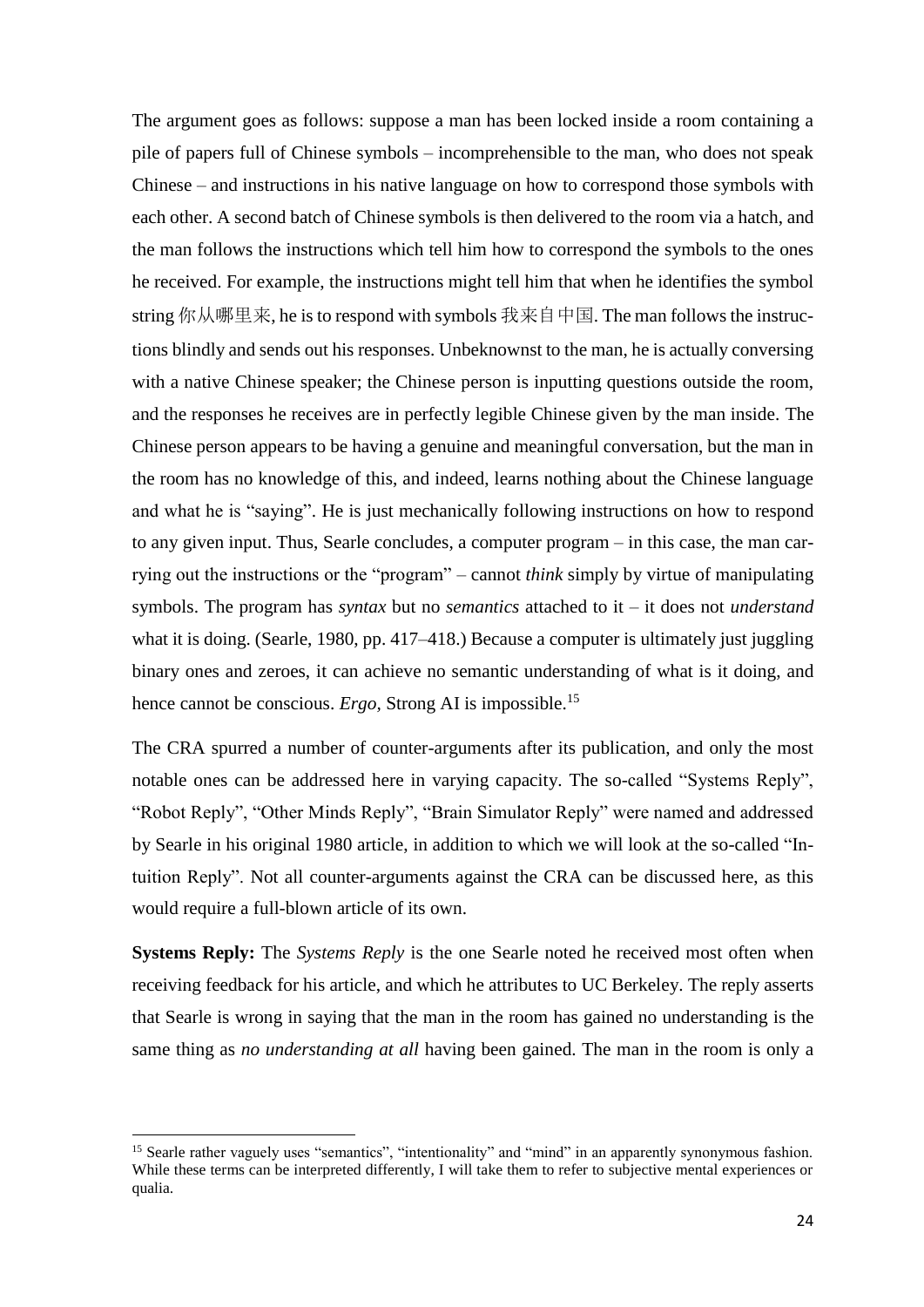The argument goes as follows: suppose a man has been locked inside a room containing a pile of papers full of Chinese symbols – incomprehensible to the man, who does not speak Chinese – and instructions in his native language on how to correspond those symbols with each other. A second batch of Chinese symbols is then delivered to the room via a hatch, and the man follows the instructions which tell him how to correspond the symbols to the ones he received. For example, the instructions might tell him that when he identifies the symbol string 你从哪里来, he is to respond with symbols 我来自中国. The man follows the instructions blindly and sends out his responses. Unbeknownst to the man, he is actually conversing with a native Chinese speaker; the Chinese person is inputting questions outside the room, and the responses he receives are in perfectly legible Chinese given by the man inside. The Chinese person appears to be having a genuine and meaningful conversation, but the man in the room has no knowledge of this, and indeed, learns nothing about the Chinese language and what he is "saying". He is just mechanically following instructions on how to respond to any given input. Thus, Searle concludes, a computer program – in this case, the man carrying out the instructions or the "program" – cannot *think* simply by virtue of manipulating symbols. The program has *syntax* but no *semantics* attached to it – it does not *understand* what it is doing. (Searle, 1980, pp. 417–418.) Because a computer is ultimately just juggling binary ones and zeroes, it can achieve no semantic understanding of what is it doing, and hence cannot be conscious. *Ergo*, Strong AI is impossible.[15]

The CRA spurred a number of counter-arguments after its publication, and only the most notable ones can be addressed here in varying capacity. The so-called "Systems Reply", "Robot Reply", "Other Minds Reply", "Brain Simulator Reply" were named and addressed by Searle in his original 1980 article, in addition to which we will look at the so-called "Intuition Reply". Not all counter-arguments against the CRA can be discussed here, as this would require a full-blown article of its own.

**Systems Reply:** The *Systems Reply* is the one Searle noted he received most often when receiving feedback for his article, and which he attributes to UC Berkeley. The reply asserts that Searle is wrong in saying that the man in the room has gained no understanding is the same thing as *no understanding at all* having been gained. The man in the room is only a

[15] Searle rather vaguely uses "semantics", "intentionality" and "mind" in an apparently synonymous fashion. While these terms can be interpreted differently, I will take them to refer to subjective mental experiences or qualia.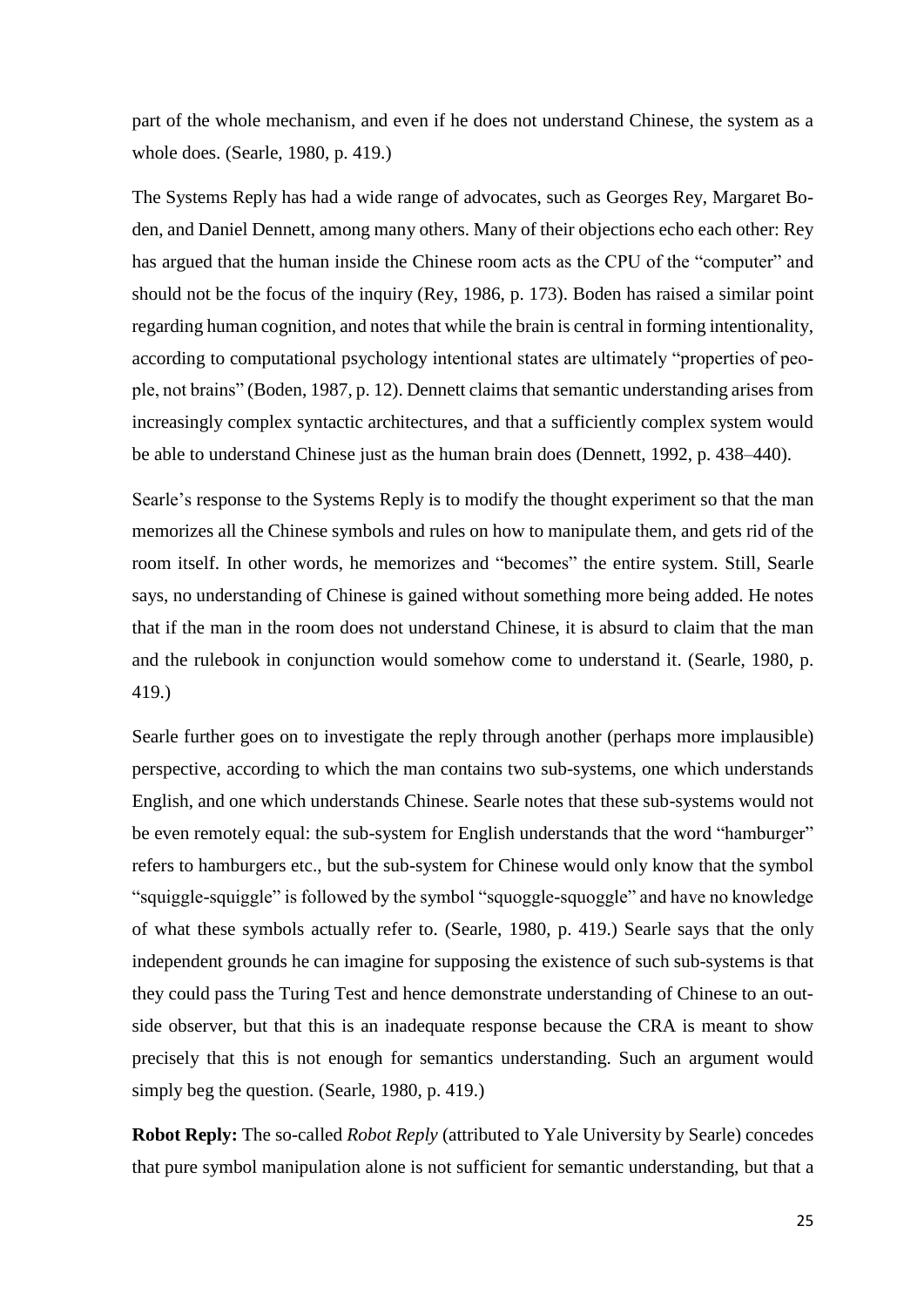part of the whole mechanism, and even if he does not understand Chinese, the system as a whole does. (Searle, 1980, p. 419.)

The Systems Reply has had a wide range of advocates, such as Georges Rey, Margaret Boden, and Daniel Dennett, among many others. Many of their objections echo each other: Rey has argued that the human inside the Chinese room acts as the CPU of the "computer" and should not be the focus of the inquiry (Rey, 1986, p. 173). Boden has raised a similar point regarding human cognition, and notes that while the brain is central in forming intentionality, according to computational psychology intentional states are ultimately "properties of people, not brains" (Boden, 1987, p. 12). Dennett claims that semantic understanding arises from increasingly complex syntactic architectures, and that a sufficiently complex system would be able to understand Chinese just as the human brain does (Dennett, 1992, p. 438–440).

Searle's response to the Systems Reply is to modify the thought experiment so that the man memorizes all the Chinese symbols and rules on how to manipulate them, and gets rid of the room itself. In other words, he memorizes and "becomes" the entire system. Still, Searle says, no understanding of Chinese is gained without something more being added. He notes that if the man in the room does not understand Chinese, it is absurd to claim that the man and the rulebook in conjunction would somehow come to understand it. (Searle, 1980, p. 419.)

Searle further goes on to investigate the reply through another (perhaps more implausible) perspective, according to which the man contains two sub-systems, one which understands English, and one which understands Chinese. Searle notes that these sub-systems would not be even remotely equal: the sub-system for English understands that the word "hamburger" refers to hamburgers etc., but the sub-system for Chinese would only know that the symbol "squiggle-squiggle" is followed by the symbol "squoggle-squoggle" and have no knowledge of what these symbols actually refer to. (Searle, 1980, p. 419.) Searle says that the only independent grounds he can imagine for supposing the existence of such sub-systems is that they could pass the Turing Test and hence demonstrate understanding of Chinese to an outside observer, but that this is an inadequate response because the CRA is meant to show precisely that this is not enough for semantics understanding. Such an argument would simply beg the question. (Searle, 1980, p. 419.)

**Robot Reply:** The so-called *Robot Reply* (attributed to Yale University by Searle) concedes that pure symbol manipulation alone is not sufficient for semantic understanding, but that a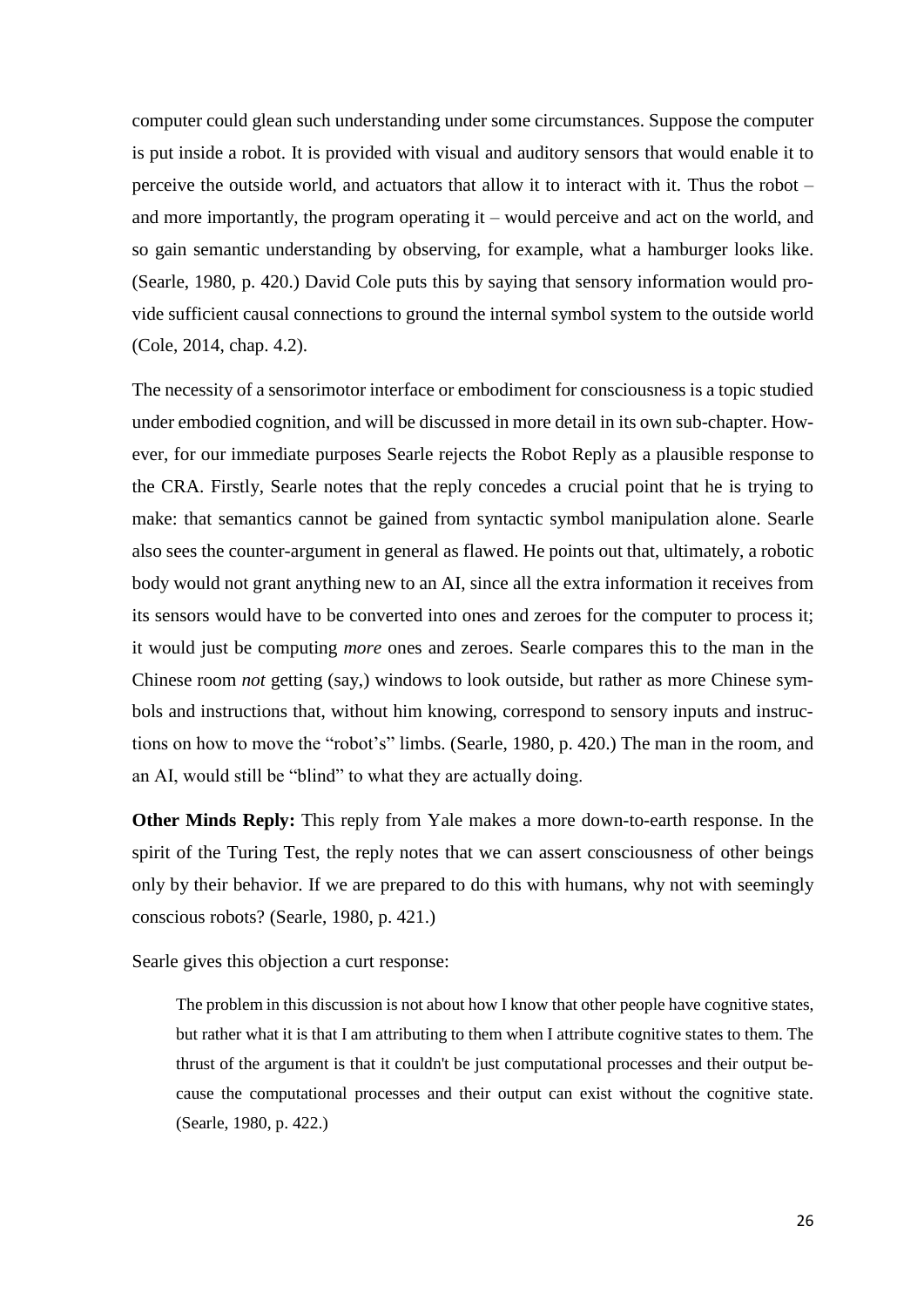computer could glean such understanding under some circumstances. Suppose the computer is put inside a robot. It is provided with visual and auditory sensors that would enable it to perceive the outside world, and actuators that allow it to interact with it. Thus the robot – and more importantly, the program operating it – would perceive and act on the world, and so gain semantic understanding by observing, for example, what a hamburger looks like. (Searle, 1980, p. 420.) David Cole puts this by saying that sensory information would provide sufficient causal connections to ground the internal symbol system to the outside world (Cole, 2014, chap. 4.2).

The necessity of a sensorimotor interface or embodiment for consciousness is a topic studied under embodied cognition, and will be discussed in more detail in its own sub-chapter. However, for our immediate purposes Searle rejects the Robot Reply as a plausible response to the CRA. Firstly, Searle notes that the reply concedes a crucial point that he is trying to make: that semantics cannot be gained from syntactic symbol manipulation alone. Searle also sees the counter-argument in general as flawed. He points out that, ultimately, a robotic body would not grant anything new to an AI, since all the extra information it receives from its sensors would have to be converted into ones and zeroes for the computer to process it; it would just be computing *more* ones and zeroes. Searle compares this to the man in the Chinese room *not* getting (say,) windows to look outside, but rather as more Chinese symbols and instructions that, without him knowing, correspond to sensory inputs and instructions on how to move the "robot's" limbs. (Searle, 1980, p. 420.) The man in the room, and an AI, would still be "blind" to what they are actually doing.

**Other Minds Reply:** This reply from Yale makes a more down-to-earth response. In the spirit of the Turing Test, the reply notes that we can assert consciousness of other beings only by their behavior. If we are prepared to do this with humans, why not with seemingly conscious robots? (Searle, 1980, p. 421.)

Searle gives this objection a curt response:

> The problem in this discussion is not about how I know that other people have cognitive states, but rather what it is that I am attributing to them when I attribute cognitive states to them. The thrust of the argument is that it couldn't be just computational processes and their output because the computational processes and their output can exist without the cognitive state. (Searle, 1980, p. 422.)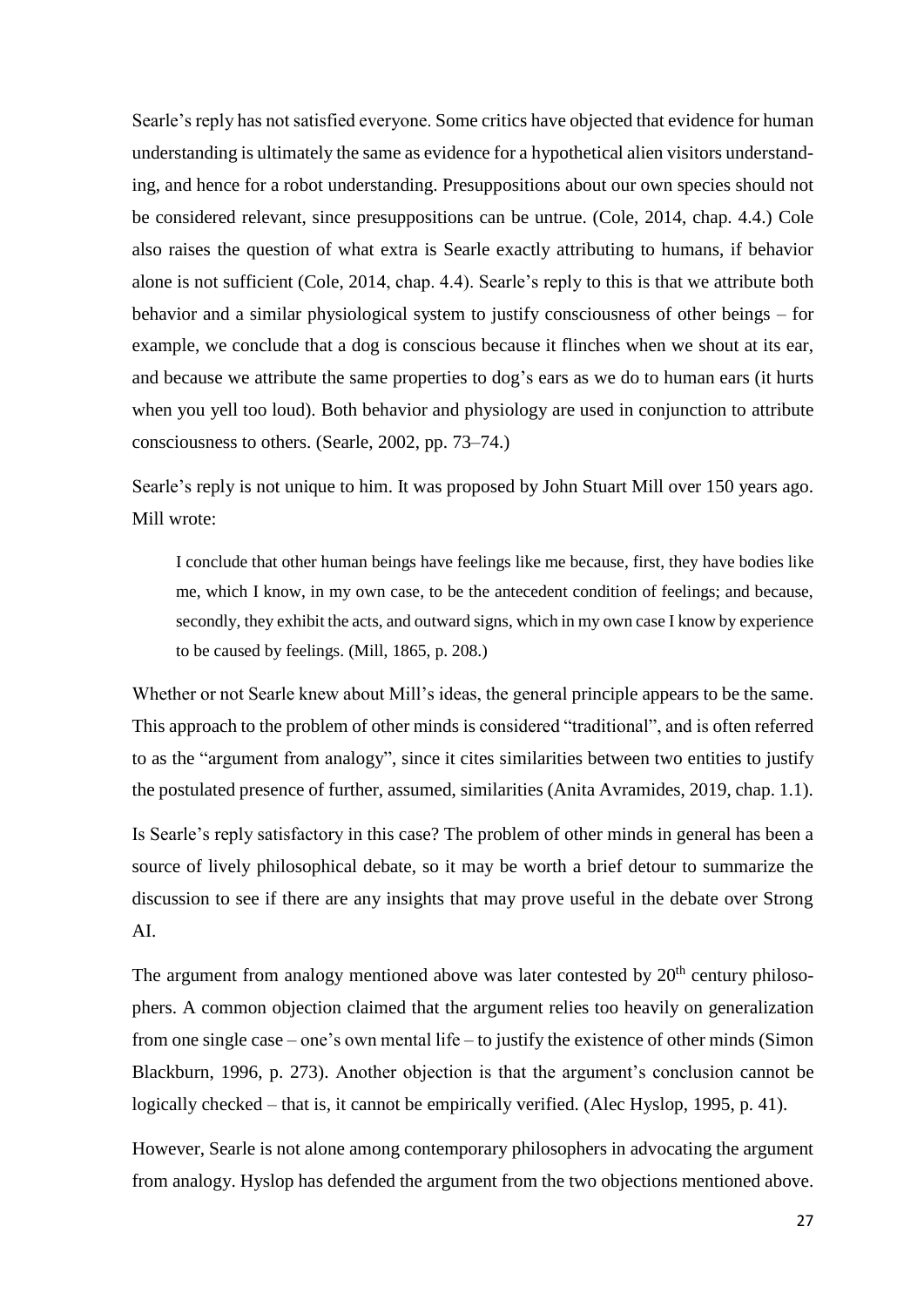Searle's reply has not satisfied everyone. Some critics have objected that evidence for human understanding is ultimately the same as evidence for a hypothetical alien visitors understanding, and hence for a robot understanding. Presuppositions about our own species should not be considered relevant, since presuppositions can be untrue. (Cole, 2014, chap. 4.4.) Cole also raises the question of what extra is Searle exactly attributing to humans, if behavior alone is not sufficient (Cole, 2014, chap. 4.4). Searle's reply to this is that we attribute both behavior and a similar physiological system to justify consciousness of other beings – for example, we conclude that a dog is conscious because it flinches when we shout at its ear, and because we attribute the same properties to dog's ears as we do to human ears (it hurts when you yell too loud). Both behavior and physiology are used in conjunction to attribute consciousness to others. (Searle, 2002, pp. 73–74.)

Searle's reply is not unique to him. It was proposed by John Stuart Mill over 150 years ago. Mill wrote:

> I conclude that other human beings have feelings like me because, first, they have bodies like me, which I know, in my own case, to be the antecedent condition of feelings; and because, secondly, they exhibit the acts, and outward signs, which in my own case I know by experience to be caused by feelings. (Mill, 1865, p. 208.)

Whether or not Searle knew about Mill's ideas, the general principle appears to be the same. This approach to the problem of other minds is considered "traditional", and is often referred to as the "argument from analogy", since it cites similarities between two entities to justify the postulated presence of further, assumed, similarities (Anita Avramides, 2019, chap. 1.1).

Is Searle's reply satisfactory in this case? The problem of other minds in general has been a source of lively philosophical debate, so it may be worth a brief detour to summarize the discussion to see if there are any insights that may prove useful in the debate over Strong AI.

The argument from analogy mentioned above was later contested by 20th century philosophers. A common objection claimed that the argument relies too heavily on generalization from one single case – one's own mental life – to justify the existence of other minds (Simon Blackburn, 1996, p. 273). Another objection is that the argument's conclusion cannot be logically checked – that is, it cannot be empirically verified. (Alec Hyslop, 1995, p. 41).

However, Searle is not alone among contemporary philosophers in advocating the argument from analogy. Hyslop has defended the argument from the two objections mentioned above.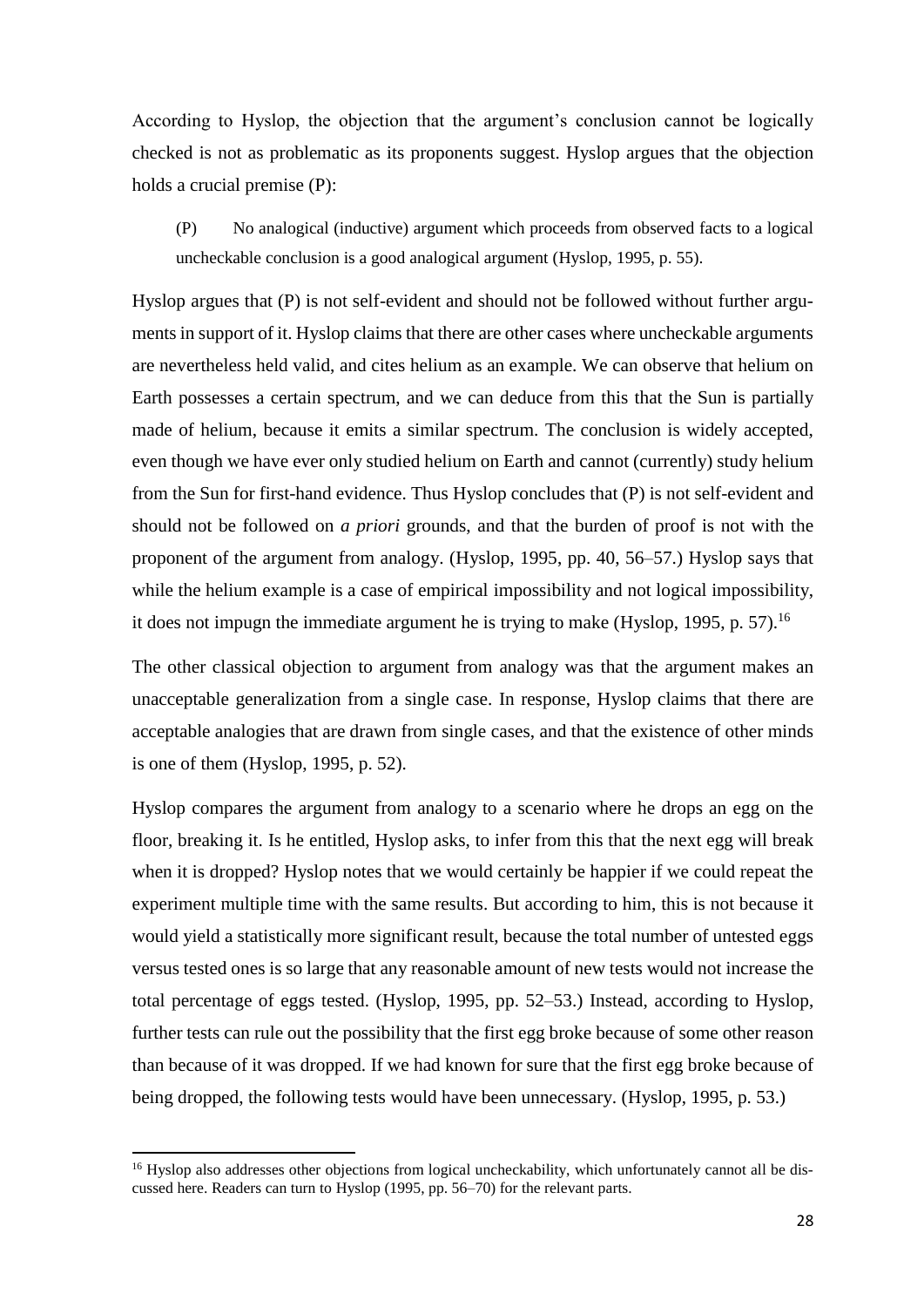According to Hyslop, the objection that the argument's conclusion cannot be logically checked is not as problematic as its proponents suggest. Hyslop argues that the objection holds a crucial premise (P):

> (P) No analogical (inductive) argument which proceeds from observed facts to a logical uncheckable conclusion is a good analogical argument (Hyslop, 1995, p. 55).

Hyslop argues that (P) is not self-evident and should not be followed without further arguments in support of it. Hyslop claims that there are other cases where uncheckable arguments are nevertheless held valid, and cites helium as an example. We can observe that helium on Earth possesses a certain spectrum, and we can deduce from this that the Sun is partially made of helium, because it emits a similar spectrum. The conclusion is widely accepted, even though we have ever only studied helium on Earth and cannot (currently) study helium from the Sun for first-hand evidence. Thus Hyslop concludes that (P) is not self-evident and should not be followed on *a priori* grounds, and that the burden of proof is not with the proponent of the argument from analogy. (Hyslop, 1995, pp. 40, 56–57.) Hyslop says that while the helium example is a case of empirical impossibility and not logical impossibility, it does not impugn the immediate argument he is trying to make (Hyslop, 1995, p. 57).[16]

The other classical objection to argument from analogy was that the argument makes an unacceptable generalization from a single case. In response, Hyslop claims that there are acceptable analogies that are drawn from single cases, and that the existence of other minds is one of them (Hyslop, 1995, p. 52).

Hyslop compares the argument from analogy to a scenario where he drops an egg on the floor, breaking it. Is he entitled, Hyslop asks, to infer from this that the next egg will break when it is dropped? Hyslop notes that we would certainly be happier if we could repeat the experiment multiple time with the same results. But according to him, this is not because it would yield a statistically more significant result, because the total number of untested eggs versus tested ones is so large that any reasonable amount of new tests would not increase the total percentage of eggs tested. (Hyslop, 1995, pp. 52–53.) Instead, according to Hyslop, further tests can rule out the possibility that the first egg broke because of some other reason than because of it was dropped. If we had known for sure that the first egg broke because of being dropped, the following tests would have been unnecessary. (Hyslop, 1995, p. 53.)

---

[16] Hyslop also addresses other objections from logical uncheckability, which unfortunately cannot all be discussed here. Readers can turn to Hyslop (1995, pp. 56–70) for the relevant parts.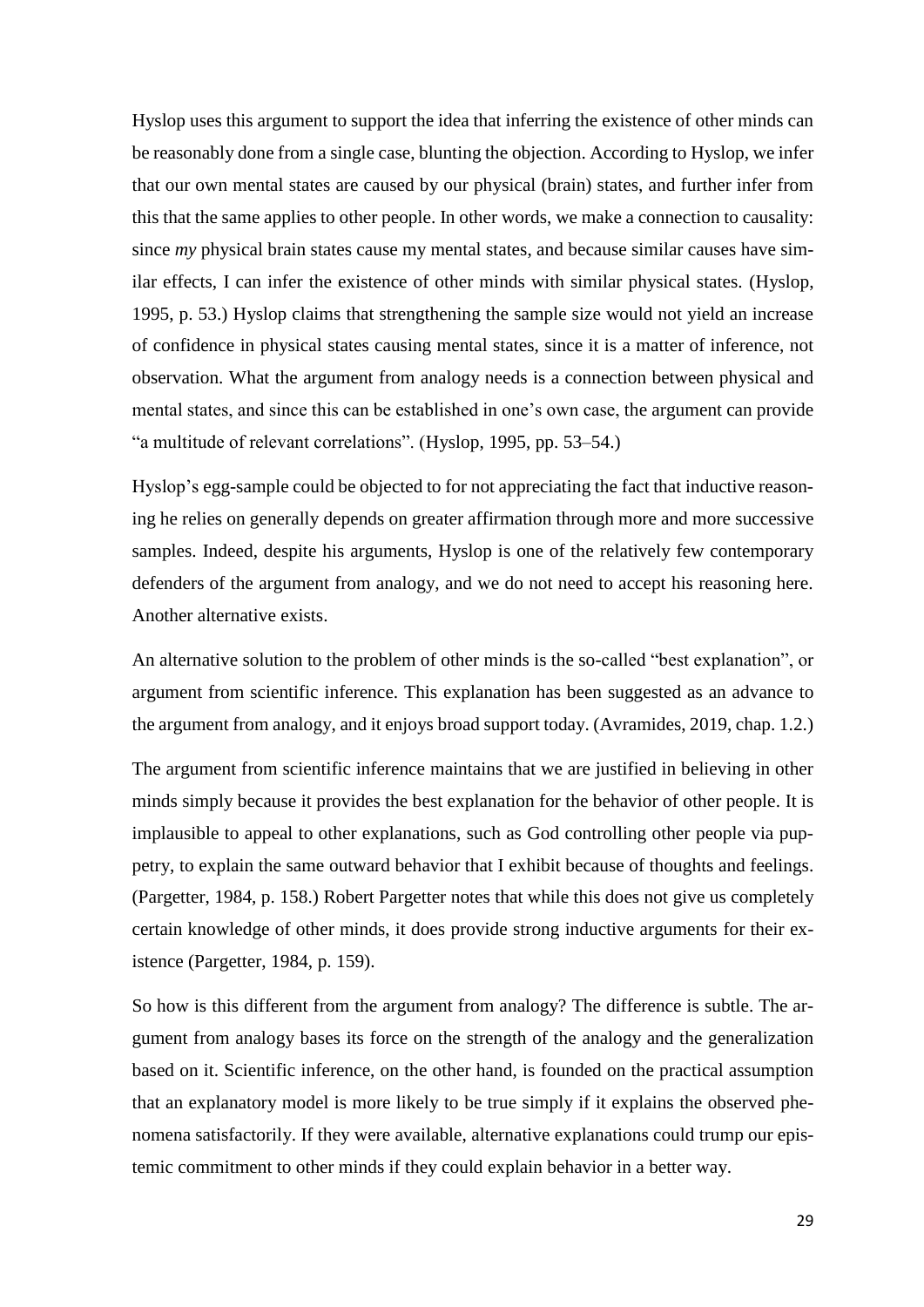Hyslop uses this argument to support the idea that inferring the existence of other minds can be reasonably done from a single case, blunting the objection. According to Hyslop, we infer that our own mental states are caused by our physical (brain) states, and further infer from this that the same applies to other people. In other words, we make a connection to causality: since *my* physical brain states cause my mental states, and because similar causes have similar effects, I can infer the existence of other minds with similar physical states. (Hyslop, 1995, p. 53.) Hyslop claims that strengthening the sample size would not yield an increase of confidence in physical states causing mental states, since it is a matter of inference, not observation. What the argument from analogy needs is a connection between physical and mental states, and since this can be established in one's own case, the argument can provide "a multitude of relevant correlations". (Hyslop, 1995, pp. 53–54.)

Hyslop's egg-sample could be objected to for not appreciating the fact that inductive reasoning he relies on generally depends on greater affirmation through more and more successive samples. Indeed, despite his arguments, Hyslop is one of the relatively few contemporary defenders of the argument from analogy, and we do not need to accept his reasoning here. Another alternative exists.

An alternative solution to the problem of other minds is the so-called "best explanation", or argument from scientific inference. This explanation has been suggested as an advance to the argument from analogy, and it enjoys broad support today. (Avramides, 2019, chap. 1.2.)

The argument from scientific inference maintains that we are justified in believing in other minds simply because it provides the best explanation for the behavior of other people. It is implausible to appeal to other explanations, such as God controlling other people via puppetry, to explain the same outward behavior that I exhibit because of thoughts and feelings. (Pargetter, 1984, p. 158.) Robert Pargetter notes that while this does not give us completely certain knowledge of other minds, it does provide strong inductive arguments for their existence (Pargetter, 1984, p. 159).

So how is this different from the argument from analogy? The difference is subtle. The argument from analogy bases its force on the strength of the analogy and the generalization based on it. Scientific inference, on the other hand, is founded on the practical assumption that an explanatory model is more likely to be true simply if it explains the observed phenomena satisfactorily. If they were available, alternative explanations could trump our epistemic commitment to other minds if they could explain behavior in a better way.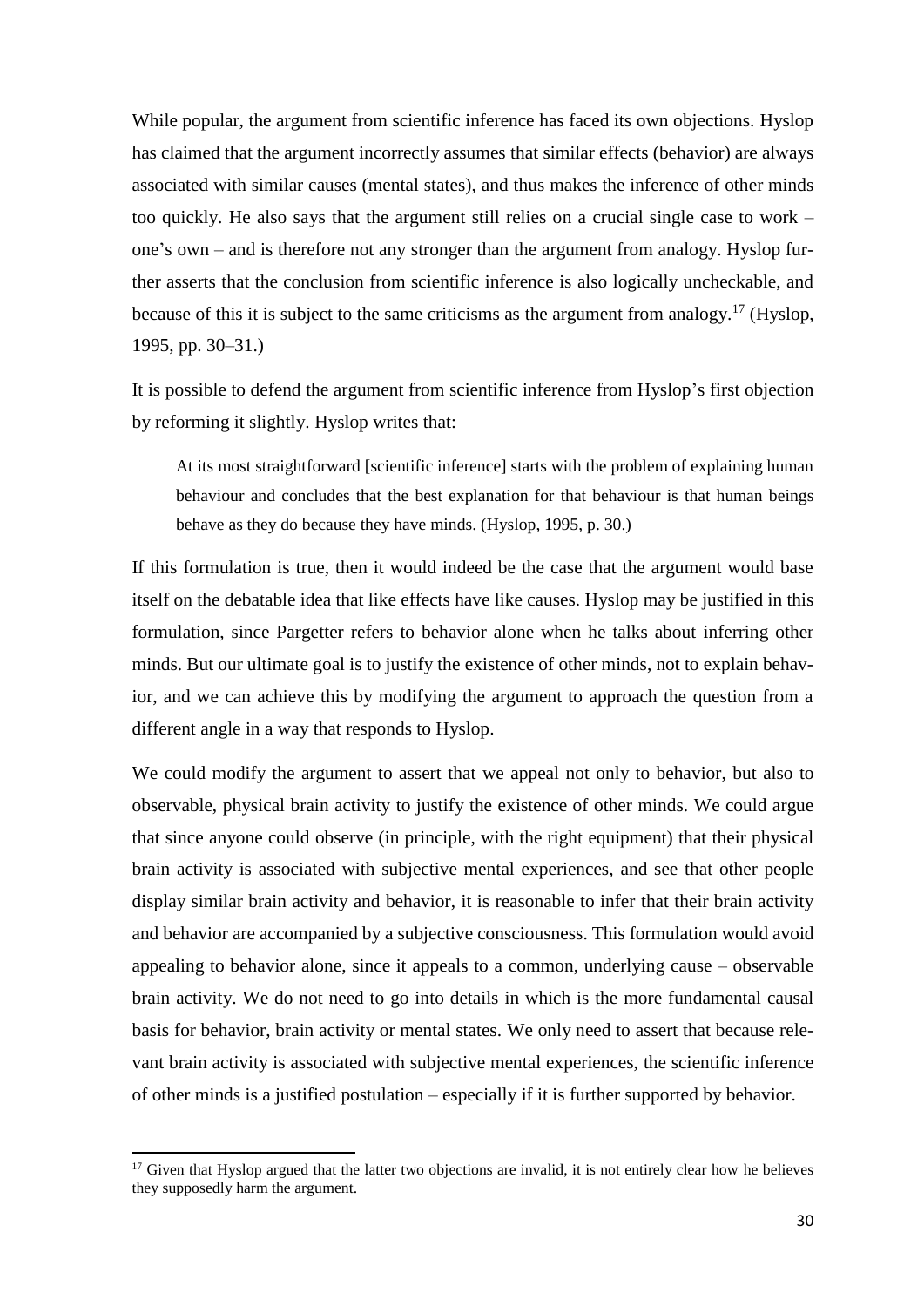While popular, the argument from scientific inference has faced its own objections. Hyslop has claimed that the argument incorrectly assumes that similar effects (behavior) are always associated with similar causes (mental states), and thus makes the inference of other minds too quickly. He also says that the argument still relies on a crucial single case to work – one's own – and is therefore not any stronger than the argument from analogy. Hyslop further asserts that the conclusion from scientific inference is also logically uncheckable, and because of this it is subject to the same criticisms as the argument from analogy.[17] (Hyslop, 1995, pp. 30–31.)

It is possible to defend the argument from scientific inference from Hyslop's first objection by reforming it slightly. Hyslop writes that:

> At its most straightforward [scientific inference] starts with the problem of explaining human behaviour and concludes that the best explanation for that behaviour is that human beings behave as they do because they have minds. (Hyslop, 1995, p. 30.)

If this formulation is true, then it would indeed be the case that the argument would base itself on the debatable idea that like effects have like causes. Hyslop may be justified in this formulation, since Pargetter refers to behavior alone when he talks about inferring other minds. But our ultimate goal is to justify the existence of other minds, not to explain behavior, and we can achieve this by modifying the argument to approach the question from a different angle in a way that responds to Hyslop.

We could modify the argument to assert that we appeal not only to behavior, but also to observable, physical brain activity to justify the existence of other minds. We could argue that since anyone could observe (in principle, with the right equipment) that their physical brain activity is associated with subjective mental experiences, and see that other people display similar brain activity and behavior, it is reasonable to infer that their brain activity and behavior are accompanied by a subjective consciousness. This formulation would avoid appealing to behavior alone, since it appeals to a common, underlying cause – observable brain activity. We do not need to go into details in which is the more fundamental causal basis for behavior, brain activity or mental states. We only need to assert that because relevant brain activity is associated with subjective mental experiences, the scientific inference of other minds is a justified postulation – especially if it is further supported by behavior.

[17] Given that Hyslop argued that the latter two objections are invalid, it is not entirely clear how he believes they supposedly harm the argument.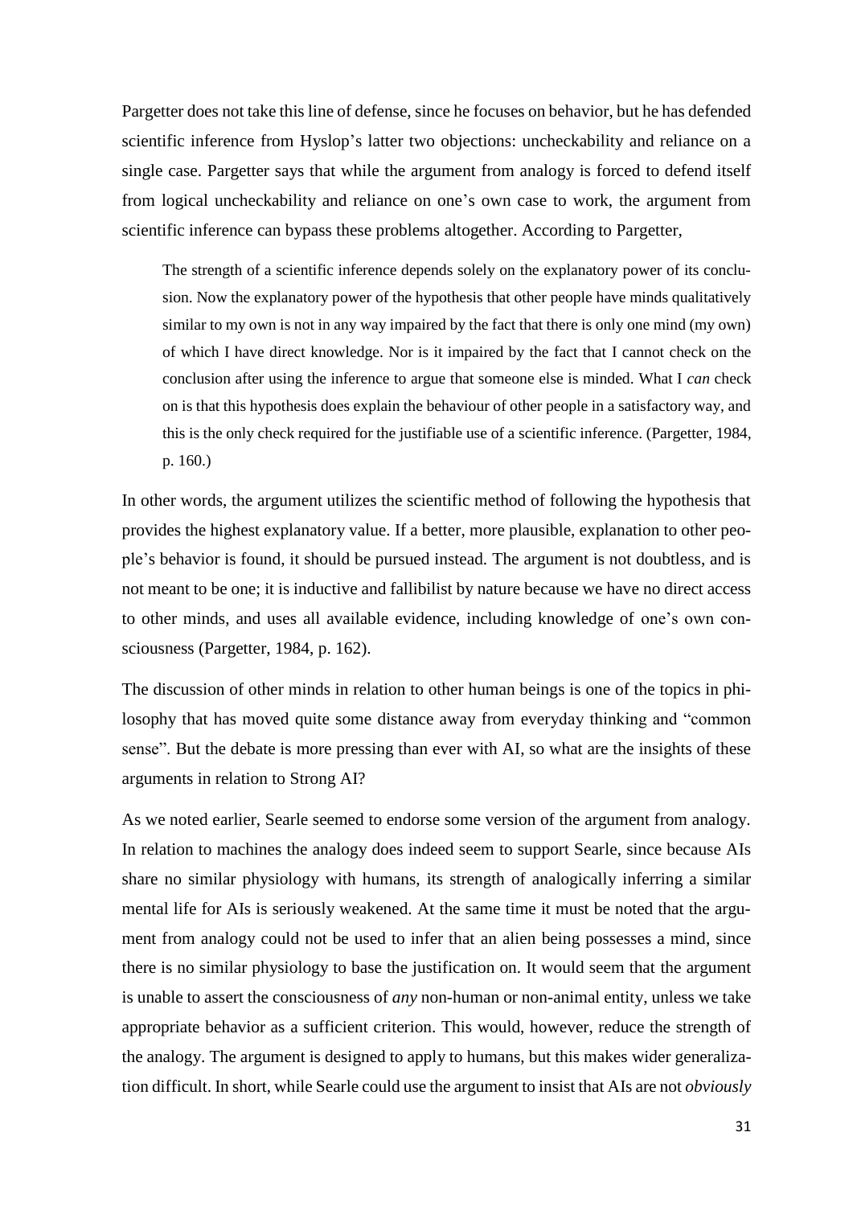Pargetter does not take this line of defense, since he focuses on behavior, but he has defended scientific inference from Hyslop's latter two objections: uncheckability and reliance on a single case. Pargetter says that while the argument from analogy is forced to defend itself from logical uncheckability and reliance on one's own case to work, the argument from scientific inference can bypass these problems altogether. According to Pargetter,

> The strength of a scientific inference depends solely on the explanatory power of its conclusion. Now the explanatory power of the hypothesis that other people have minds qualitatively similar to my own is not in any way impaired by the fact that there is only one mind (my own) of which I have direct knowledge. Nor is it impaired by the fact that I cannot check on the conclusion after using the inference to argue that someone else is minded. What I *can* check on is that this hypothesis does explain the behaviour of other people in a satisfactory way, and this is the only check required for the justifiable use of a scientific inference. (Pargetter, 1984, p. 160.)

In other words, the argument utilizes the scientific method of following the hypothesis that provides the highest explanatory value. If a better, more plausible, explanation to other people's behavior is found, it should be pursued instead. The argument is not doubtless, and is not meant to be one; it is inductive and fallibilist by nature because we have no direct access to other minds, and uses all available evidence, including knowledge of one's own consciousness (Pargetter, 1984, p. 162).

The discussion of other minds in relation to other human beings is one of the topics in philosophy that has moved quite some distance away from everyday thinking and "common sense". But the debate is more pressing than ever with AI, so what are the insights of these arguments in relation to Strong AI?

As we noted earlier, Searle seemed to endorse some version of the argument from analogy. In relation to machines the analogy does indeed seem to support Searle, since because AIs share no similar physiology with humans, its strength of analogically inferring a similar mental life for AIs is seriously weakened. At the same time it must be noted that the argument from analogy could not be used to infer that an alien being possesses a mind, since there is no similar physiology to base the justification on. It would seem that the argument is unable to assert the consciousness of *any* non-human or non-animal entity, unless we take appropriate behavior as a sufficient criterion. This would, however, reduce the strength of the analogy. The argument is designed to apply to humans, but this makes wider generalization difficult. In short, while Searle could use the argument to insist that AIs are not *obviously*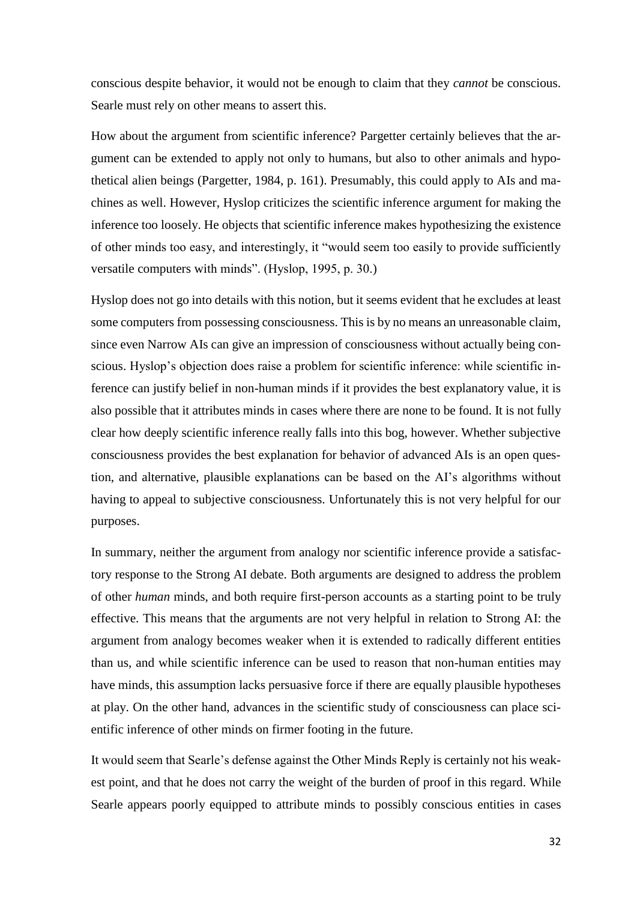conscious despite behavior, it would not be enough to claim that they *cannot* be conscious. Searle must rely on other means to assert this.

How about the argument from scientific inference? Pargetter certainly believes that the argument can be extended to apply not only to humans, but also to other animals and hypothetical alien beings (Pargetter, 1984, p. 161). Presumably, this could apply to AIs and machines as well. However, Hyslop criticizes the scientific inference argument for making the inference too loosely. He objects that scientific inference makes hypothesizing the existence of other minds too easy, and interestingly, it "would seem too easily to provide sufficiently versatile computers with minds". (Hyslop, 1995, p. 30.)

Hyslop does not go into details with this notion, but it seems evident that he excludes at least some computers from possessing consciousness. This is by no means an unreasonable claim, since even Narrow AIs can give an impression of consciousness without actually being conscious. Hyslop's objection does raise a problem for scientific inference: while scientific inference can justify belief in non-human minds if it provides the best explanatory value, it is also possible that it attributes minds in cases where there are none to be found. It is not fully clear how deeply scientific inference really falls into this bog, however. Whether subjective consciousness provides the best explanation for behavior of advanced AIs is an open question, and alternative, plausible explanations can be based on the AI's algorithms without having to appeal to subjective consciousness. Unfortunately this is not very helpful for our purposes.

In summary, neither the argument from analogy nor scientific inference provide a satisfactory response to the Strong AI debate. Both arguments are designed to address the problem of other *human* minds, and both require first-person accounts as a starting point to be truly effective. This means that the arguments are not very helpful in relation to Strong AI: the argument from analogy becomes weaker when it is extended to radically different entities than us, and while scientific inference can be used to reason that non-human entities may have minds, this assumption lacks persuasive force if there are equally plausible hypotheses at play. On the other hand, advances in the scientific study of consciousness can place scientific inference of other minds on firmer footing in the future.

It would seem that Searle's defense against the Other Minds Reply is certainly not his weakest point, and that he does not carry the weight of the burden of proof in this regard. While Searle appears poorly equipped to attribute minds to possibly conscious entities in cases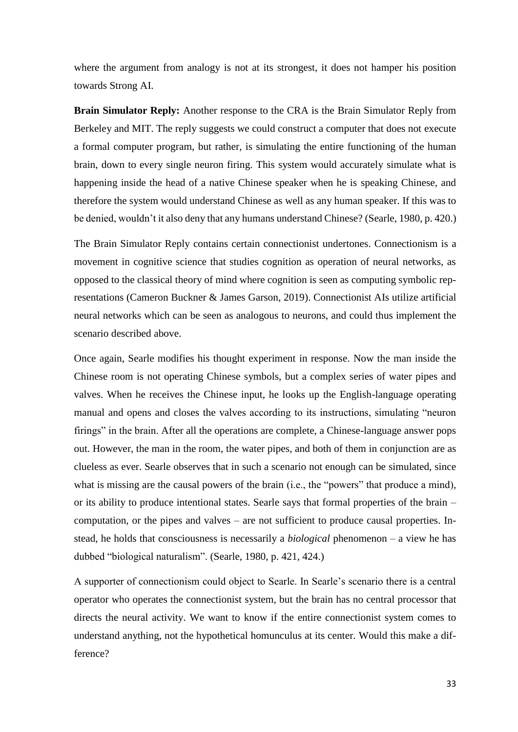where the argument from analogy is not at its strongest, it does not hamper his position towards Strong AI.

**Brain Simulator Reply:** Another response to the CRA is the Brain Simulator Reply from Berkeley and MIT. The reply suggests we could construct a computer that does not execute a formal computer program, but rather, is simulating the entire functioning of the human brain, down to every single neuron firing. This system would accurately simulate what is happening inside the head of a native Chinese speaker when he is speaking Chinese, and therefore the system would understand Chinese as well as any human speaker. If this was to be denied, wouldn't it also deny that any humans understand Chinese? (Searle, 1980, p. 420.)

The Brain Simulator Reply contains certain connectionist undertones. Connectionism is a movement in cognitive science that studies cognition as operation of neural networks, as opposed to the classical theory of mind where cognition is seen as computing symbolic representations (Cameron Buckner & James Garson, 2019). Connectionist AIs utilize artificial neural networks which can be seen as analogous to neurons, and could thus implement the scenario described above.

Once again, Searle modifies his thought experiment in response. Now the man inside the Chinese room is not operating Chinese symbols, but a complex series of water pipes and valves. When he receives the Chinese input, he looks up the English-language operating manual and opens and closes the valves according to its instructions, simulating "neuron firings" in the brain. After all the operations are complete, a Chinese-language answer pops out. However, the man in the room, the water pipes, and both of them in conjunction are as clueless as ever. Searle observes that in such a scenario not enough can be simulated, since what is missing are the causal powers of the brain (i.e., the "powers" that produce a mind), or its ability to produce intentional states. Searle says that formal properties of the brain – computation, or the pipes and valves – are not sufficient to produce causal properties. Instead, he holds that consciousness is necessarily a *biological* phenomenon – a view he has dubbed "biological naturalism". (Searle, 1980, p. 421, 424.)

A supporter of connectionism could object to Searle. In Searle's scenario there is a central operator who operates the connectionist system, but the brain has no central processor that directs the neural activity. We want to know if the entire connectionist system comes to understand anything, not the hypothetical homunculus at its center. Would this make a difference?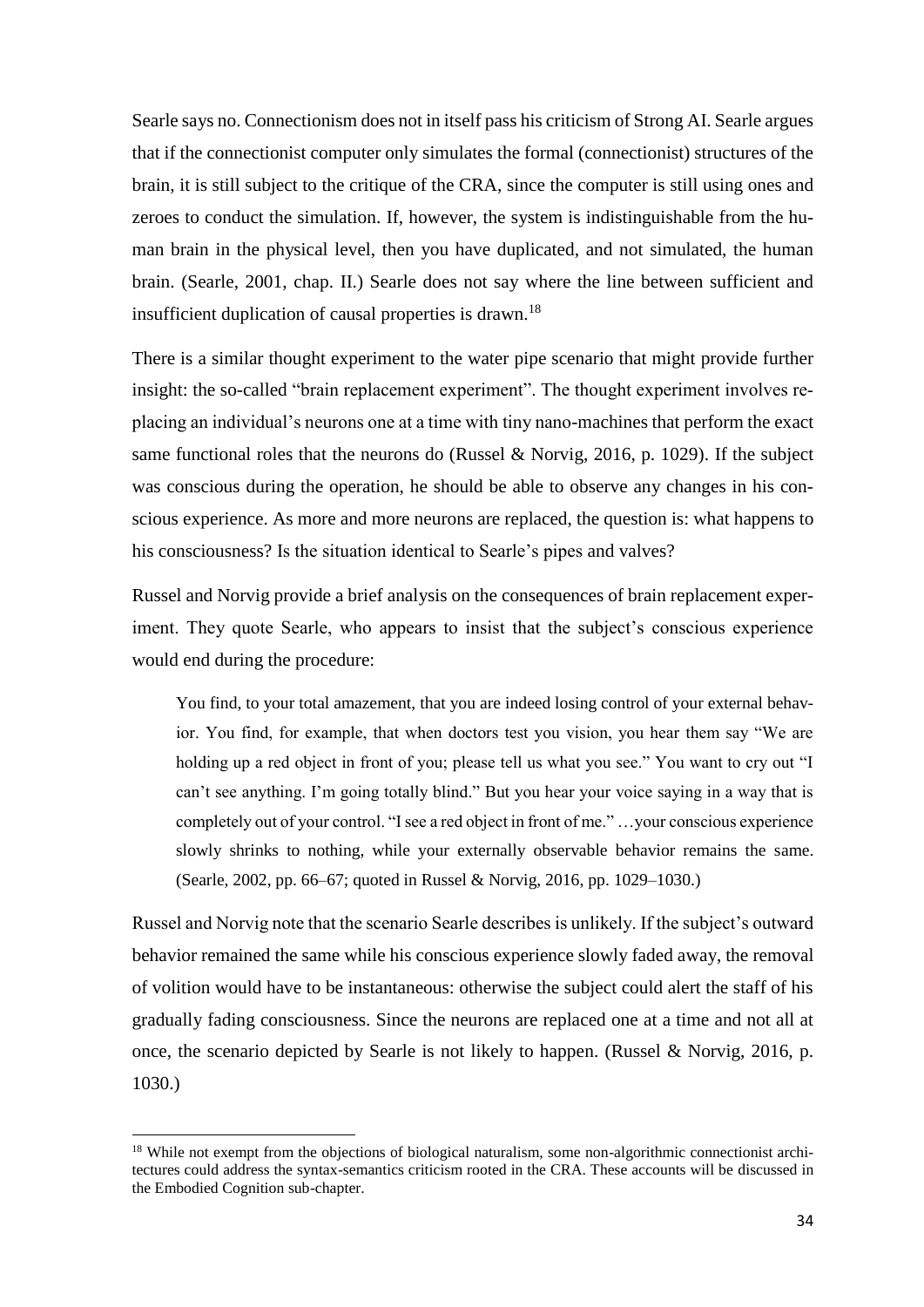Searle says no. Connectionism does not in itself pass his criticism of Strong AI. Searle argues that if the connectionist computer only simulates the formal (connectionist) structures of the brain, it is still subject to the critique of the CRA, since the computer is still using ones and zeroes to conduct the simulation. If, however, the system is indistinguishable from the human brain in the physical level, then you have duplicated, and not simulated, the human brain. (Searle, 2001, chap. II.) Searle does not say where the line between sufficient and insufficient duplication of causal properties is drawn.[18]

There is a similar thought experiment to the water pipe scenario that might provide further insight: the so-called "brain replacement experiment". The thought experiment involves replacing an individual's neurons one at a time with tiny nano-machines that perform the exact same functional roles that the neurons do (Russel & Norvig, 2016, p. 1029). If the subject was conscious during the operation, he should be able to observe any changes in his conscious experience. As more and more neurons are replaced, the question is: what happens to his consciousness? Is the situation identical to Searle's pipes and valves?

Russel and Norvig provide a brief analysis on the consequences of brain replacement experiment. They quote Searle, who appears to insist that the subject's conscious experience would end during the procedure:

> You find, to your total amazement, that you are indeed losing control of your external behavior. You find, for example, that when doctors test you vision, you hear them say "We are holding up a red object in front of you; please tell us what you see." You want to cry out "I can't see anything. I'm going totally blind." But you hear your voice saying in a way that is completely out of your control. "I see a red object in front of me." …your conscious experience slowly shrinks to nothing, while your externally observable behavior remains the same. (Searle, 2002, pp. 66–67; quoted in Russel & Norvig, 2016, pp. 1029–1030.)

Russel and Norvig note that the scenario Searle describes is unlikely. If the subject's outward behavior remained the same while his conscious experience slowly faded away, the removal of volition would have to be instantaneous: otherwise the subject could alert the staff of his gradually fading consciousness. Since the neurons are replaced one at a time and not all at once, the scenario depicted by Searle is not likely to happen. (Russel & Norvig, 2016, p. 1030.)

[18] While not exempt from the objections of biological naturalism, some non-algorithmic connectionist architectures could address the syntax-semantics criticism rooted in the CRA. These accounts will be discussed in the Embodied Cognition sub-chapter.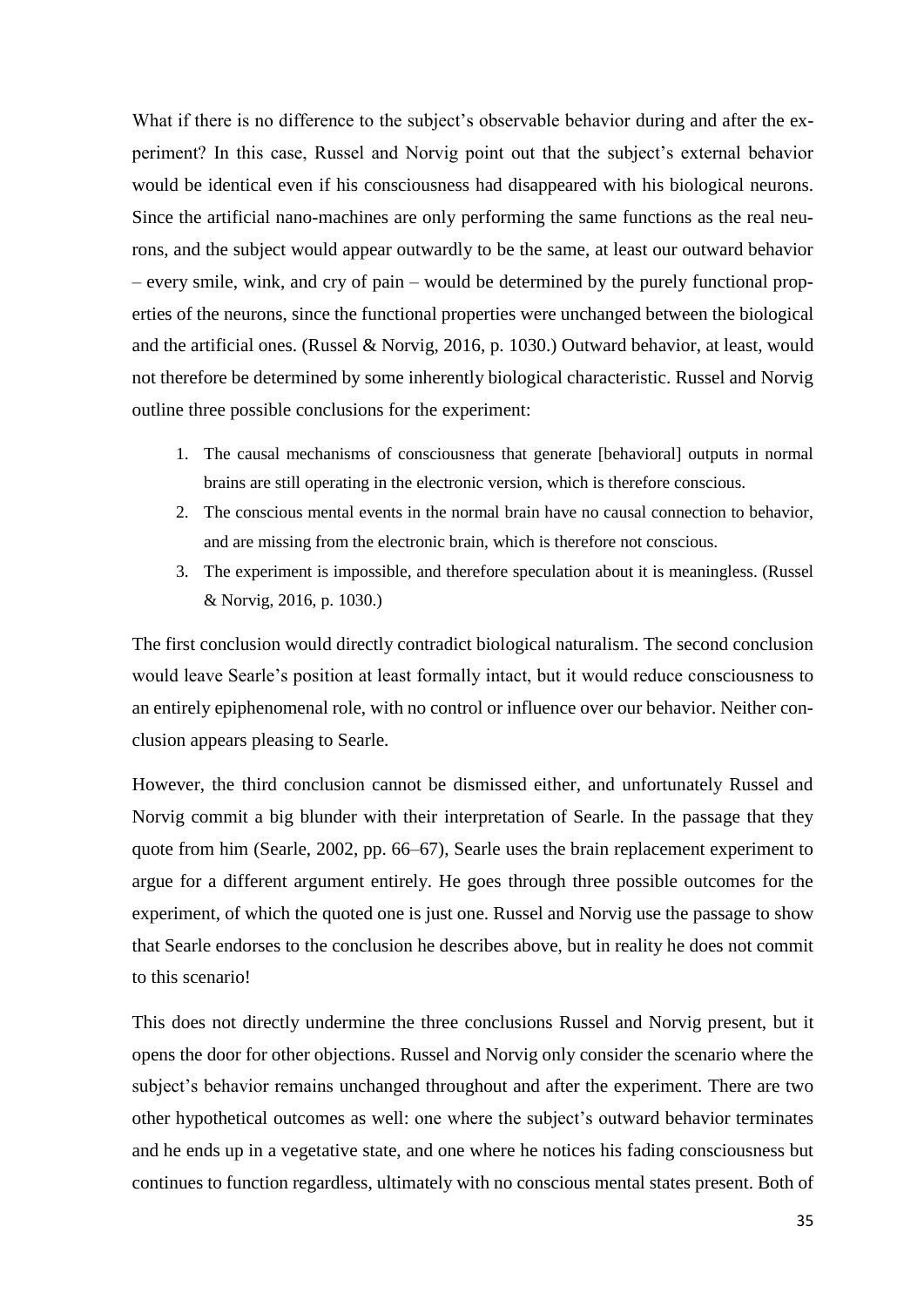What if there is no difference to the subject's observable behavior during and after the experiment? In this case, Russel and Norvig point out that the subject's external behavior would be identical even if his consciousness had disappeared with his biological neurons. Since the artificial nano-machines are only performing the same functions as the real neurons, and the subject would appear outwardly to be the same, at least our outward behavior – every smile, wink, and cry of pain – would be determined by the purely functional properties of the neurons, since the functional properties were unchanged between the biological and the artificial ones. (Russel & Norvig, 2016, p. 1030.) Outward behavior, at least, would not therefore be determined by some inherently biological characteristic. Russel and Norvig outline three possible conclusions for the experiment:

1. The causal mechanisms of consciousness that generate [behavioral] outputs in normal brains are still operating in the electronic version, which is therefore conscious.
2. The conscious mental events in the normal brain have no causal connection to behavior, and are missing from the electronic brain, which is therefore not conscious.
3. The experiment is impossible, and therefore speculation about it is meaningless. (Russel & Norvig, 2016, p. 1030.)

The first conclusion would directly contradict biological naturalism. The second conclusion would leave Searle's position at least formally intact, but it would reduce consciousness to an entirely epiphenomenal role, with no control or influence over our behavior. Neither conclusion appears pleasing to Searle.

However, the third conclusion cannot be dismissed either, and unfortunately Russel and Norvig commit a big blunder with their interpretation of Searle. In the passage that they quote from him (Searle, 2002, pp. 66–67), Searle uses the brain replacement experiment to argue for a different argument entirely. He goes through three possible outcomes for the experiment, of which the quoted one is just one. Russel and Norvig use the passage to show that Searle endorses to the conclusion he describes above, but in reality he does not commit to this scenario!

This does not directly undermine the three conclusions Russel and Norvig present, but it opens the door for other objections. Russel and Norvig only consider the scenario where the subject's behavior remains unchanged throughout and after the experiment. There are two other hypothetical outcomes as well: one where the subject's outward behavior terminates and he ends up in a vegetative state, and one where he notices his fading consciousness but continues to function regardless, ultimately with no conscious mental states present. Both of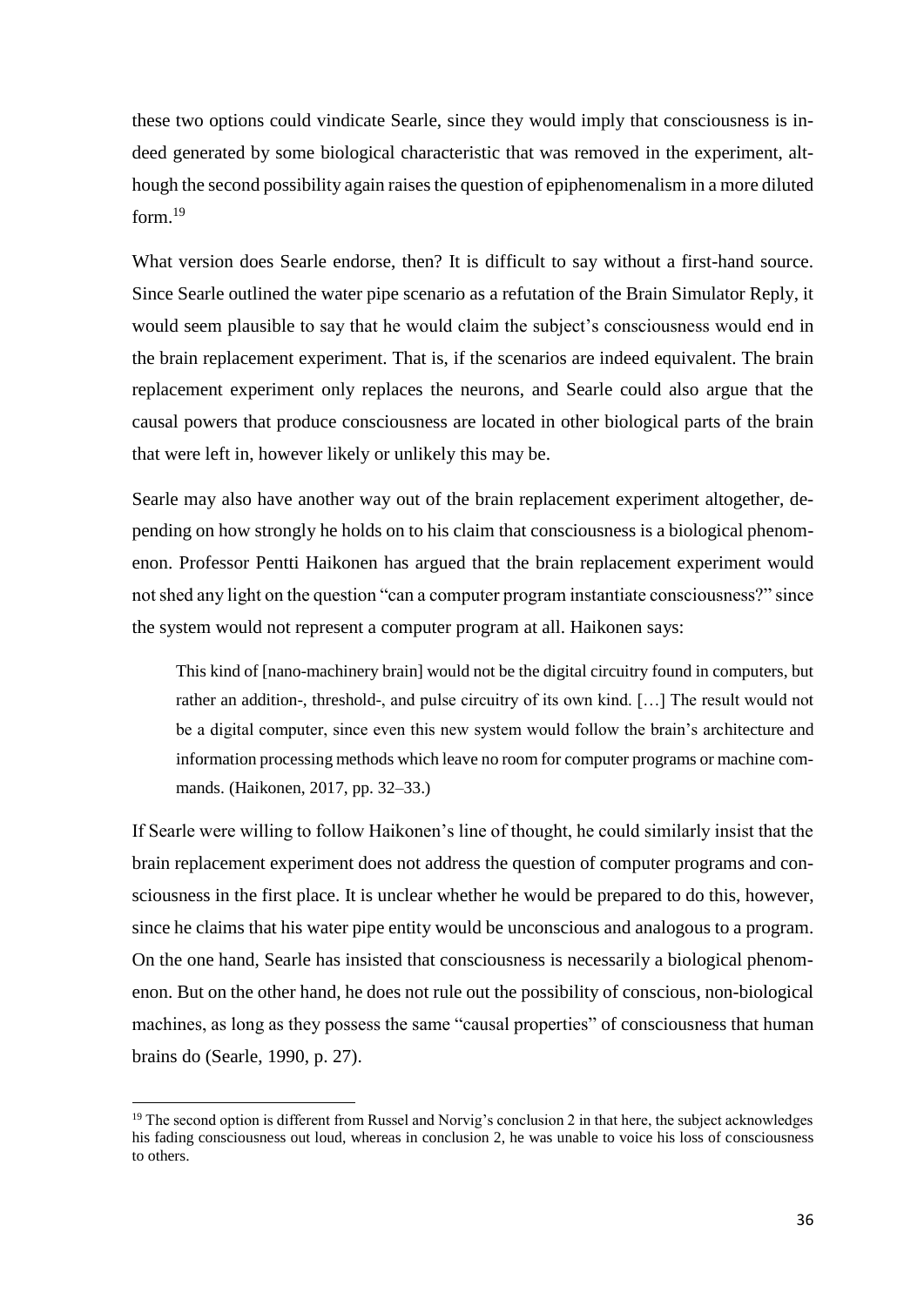these two options could vindicate Searle, since they would imply that consciousness is indeed generated by some biological characteristic that was removed in the experiment, although the second possibility again raises the question of epiphenomenalism in a more diluted form.[19]

What version does Searle endorse, then? It is difficult to say without a first-hand source. Since Searle outlined the water pipe scenario as a refutation of the Brain Simulator Reply, it would seem plausible to say that he would claim the subject's consciousness would end in the brain replacement experiment. That is, if the scenarios are indeed equivalent. The brain replacement experiment only replaces the neurons, and Searle could also argue that the causal powers that produce consciousness are located in other biological parts of the brain that were left in, however likely or unlikely this may be.

Searle may also have another way out of the brain replacement experiment altogether, depending on how strongly he holds on to his claim that consciousness is a biological phenomenon. Professor Pentti Haikonen has argued that the brain replacement experiment would not shed any light on the question "can a computer program instantiate consciousness?" since the system would not represent a computer program at all. Haikonen says:

> This kind of [nano-machinery brain] would not be the digital circuitry found in computers, but rather an addition-, threshold-, and pulse circuitry of its own kind. […] The result would not be a digital computer, since even this new system would follow the brain's architecture and information processing methods which leave no room for computer programs or machine commands. (Haikonen, 2017, pp. 32–33.)

If Searle were willing to follow Haikonen's line of thought, he could similarly insist that the brain replacement experiment does not address the question of computer programs and consciousness in the first place. It is unclear whether he would be prepared to do this, however, since he claims that his water pipe entity would be unconscious and analogous to a program. On the one hand, Searle has insisted that consciousness is necessarily a biological phenomenon. But on the other hand, he does not rule out the possibility of conscious, non-biological machines, as long as they possess the same "causal properties" of consciousness that human brains do (Searle, 1990, p. 27).

---

[19] The second option is different from Russel and Norvig's conclusion 2 in that here, the subject acknowledges his fading consciousness out loud, whereas in conclusion 2, he was unable to voice his loss of consciousness to others.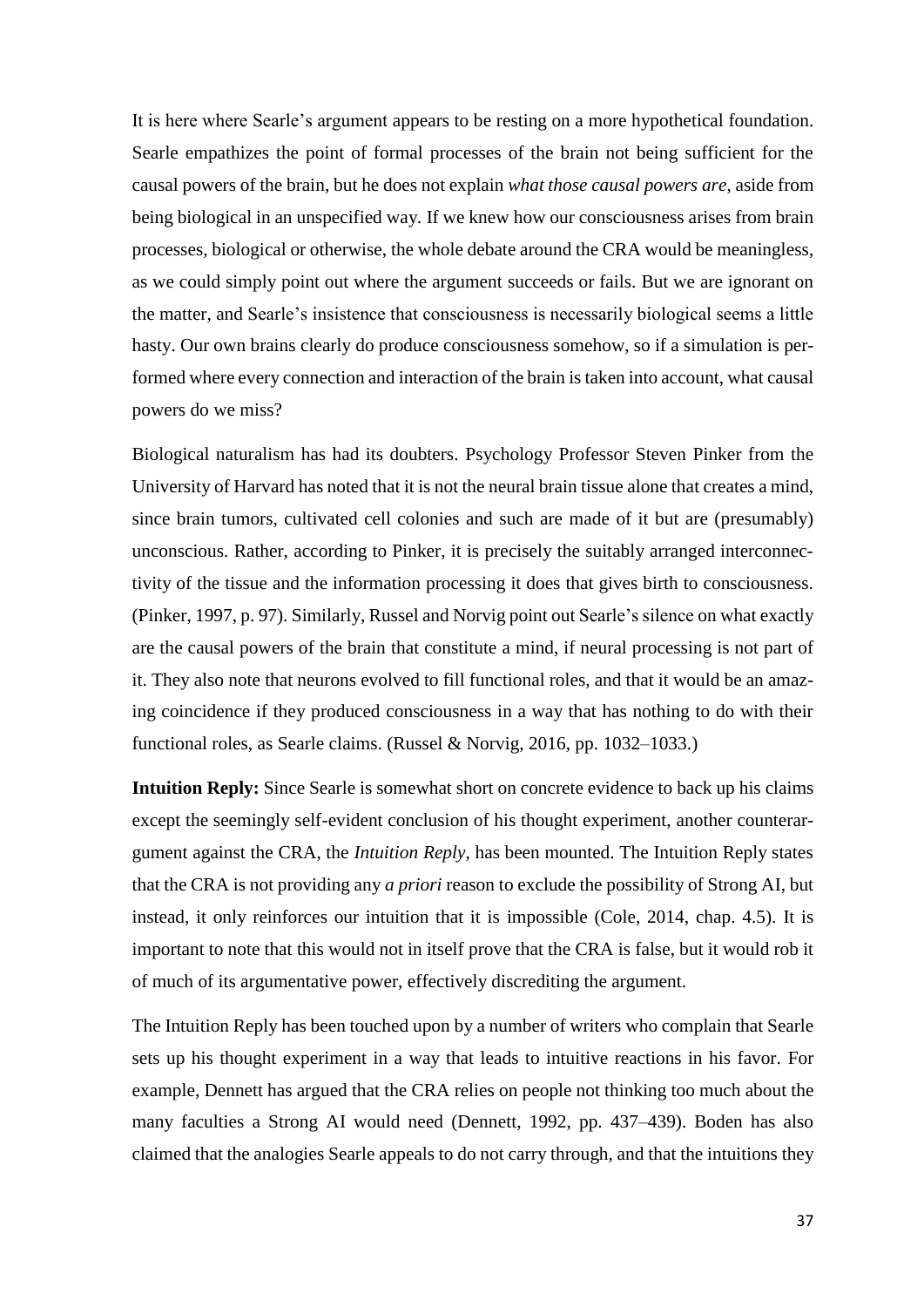It is here where Searle's argument appears to be resting on a more hypothetical foundation. Searle empathizes the point of formal processes of the brain not being sufficient for the causal powers of the brain, but he does not explain *what those causal powers are*, aside from being biological in an unspecified way. If we knew how our consciousness arises from brain processes, biological or otherwise, the whole debate around the CRA would be meaningless, as we could simply point out where the argument succeeds or fails. But we are ignorant on the matter, and Searle's insistence that consciousness is necessarily biological seems a little hasty. Our own brains clearly do produce consciousness somehow, so if a simulation is performed where every connection and interaction of the brain is taken into account, what causal powers do we miss?

Biological naturalism has had its doubters. Psychology Professor Steven Pinker from the University of Harvard has noted that it is not the neural brain tissue alone that creates a mind, since brain tumors, cultivated cell colonies and such are made of it but are (presumably) unconscious. Rather, according to Pinker, it is precisely the suitably arranged interconnectivity of the tissue and the information processing it does that gives birth to consciousness. (Pinker, 1997, p. 97). Similarly, Russel and Norvig point out Searle's silence on what exactly are the causal powers of the brain that constitute a mind, if neural processing is not part of it. They also note that neurons evolved to fill functional roles, and that it would be an amazing coincidence if they produced consciousness in a way that has nothing to do with their functional roles, as Searle claims. (Russel & Norvig, 2016, pp. 1032–1033.)

**Intuition Reply:** Since Searle is somewhat short on concrete evidence to back up his claims except the seemingly self-evident conclusion of his thought experiment, another counterargument against the CRA, the *Intuition Reply*, has been mounted. The Intuition Reply states that the CRA is not providing any *a priori* reason to exclude the possibility of Strong AI, but instead, it only reinforces our intuition that it is impossible (Cole, 2014, chap. 4.5). It is important to note that this would not in itself prove that the CRA is false, but it would rob it of much of its argumentative power, effectively discrediting the argument.

The Intuition Reply has been touched upon by a number of writers who complain that Searle sets up his thought experiment in a way that leads to intuitive reactions in his favor. For example, Dennett has argued that the CRA relies on people not thinking too much about the many faculties a Strong AI would need (Dennett, 1992, pp. 437–439). Boden has also claimed that the analogies Searle appeals to do not carry through, and that the intuitions they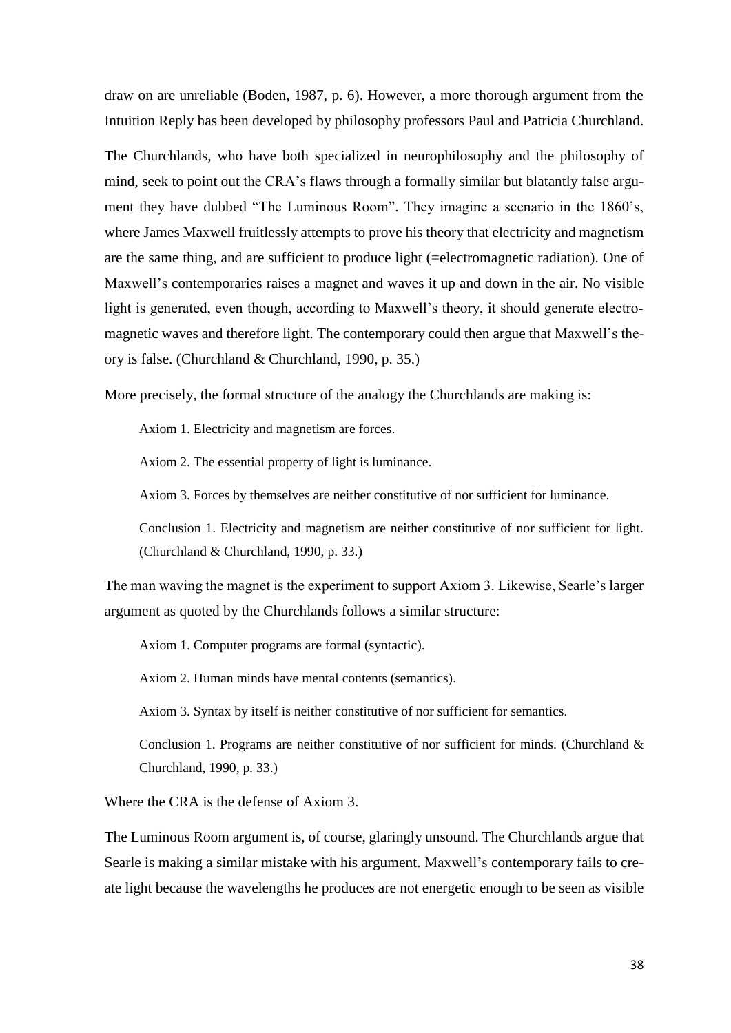draw on are unreliable (Boden, 1987, p. 6). However, a more thorough argument from the Intuition Reply has been developed by philosophy professors Paul and Patricia Churchland.

The Churchlands, who have both specialized in neurophilosophy and the philosophy of mind, seek to point out the CRA's flaws through a formally similar but blatantly false argument they have dubbed "The Luminous Room". They imagine a scenario in the 1860's, where James Maxwell fruitlessly attempts to prove his theory that electricity and magnetism are the same thing, and are sufficient to produce light (=electromagnetic radiation). One of Maxwell's contemporaries raises a magnet and waves it up and down in the air. No visible light is generated, even though, according to Maxwell's theory, it should generate electromagnetic waves and therefore light. The contemporary could then argue that Maxwell's theory is false. (Churchland & Churchland, 1990, p. 35.)

More precisely, the formal structure of the analogy the Churchlands are making is:

> Axiom 1. Electricity and magnetism are forces.
>
> Axiom 2. The essential property of light is luminance.
>
> Axiom 3. Forces by themselves are neither constitutive of nor sufficient for luminance.
>
> Conclusion 1. Electricity and magnetism are neither constitutive of nor sufficient for light. (Churchland & Churchland, 1990, p. 33.)

The man waving the magnet is the experiment to support Axiom 3. Likewise, Searle's larger argument as quoted by the Churchlands follows a similar structure:

> Axiom 1. Computer programs are formal (syntactic).
>
> Axiom 2. Human minds have mental contents (semantics).
>
> Axiom 3. Syntax by itself is neither constitutive of nor sufficient for semantics.
>
> Conclusion 1. Programs are neither constitutive of nor sufficient for minds. (Churchland & Churchland, 1990, p. 33.)

Where the CRA is the defense of Axiom 3.

The Luminous Room argument is, of course, glaringly unsound. The Churchlands argue that Searle is making a similar mistake with his argument. Maxwell's contemporary fails to create light because the wavelengths he produces are not energetic enough to be seen as visible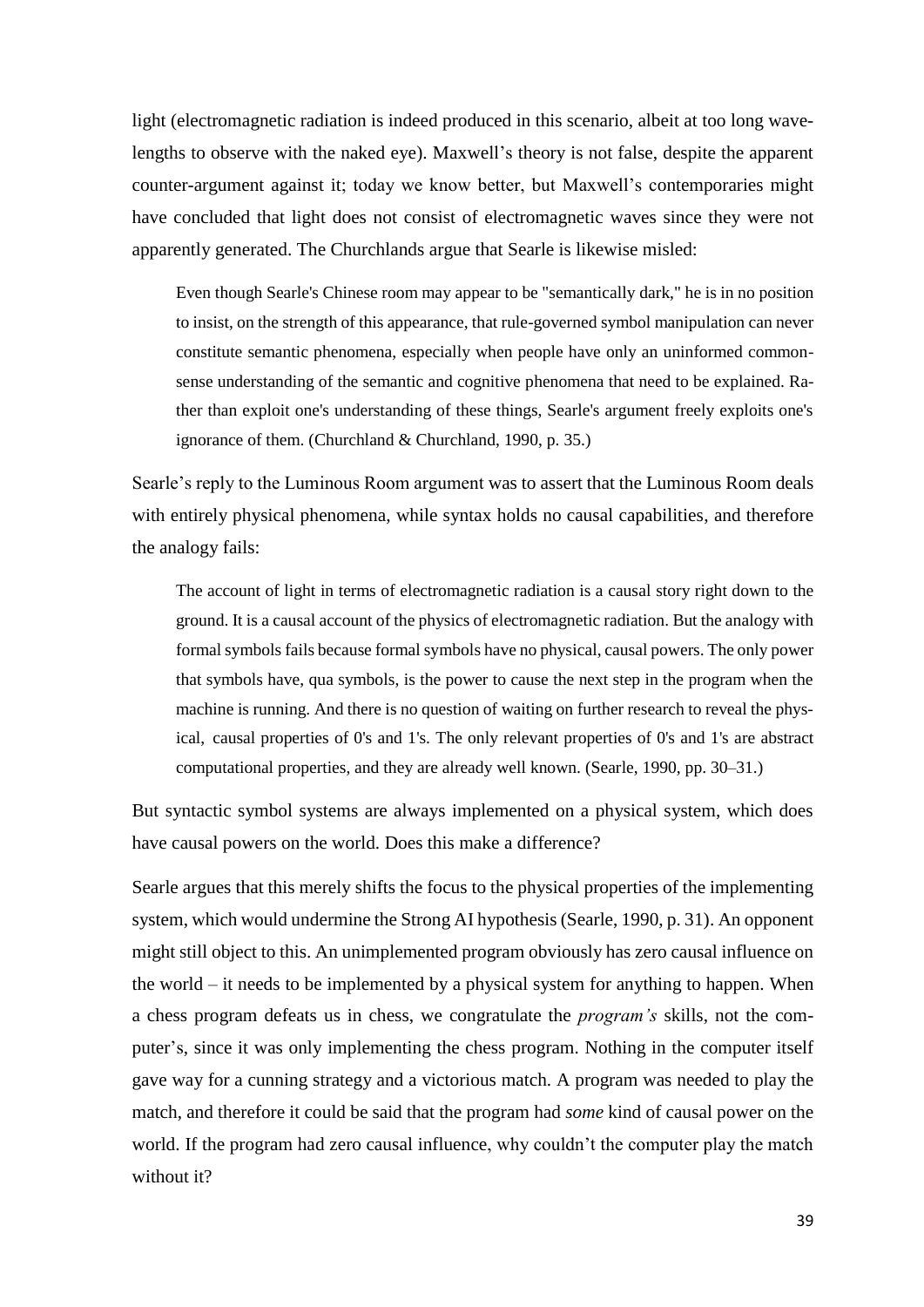light (electromagnetic radiation is indeed produced in this scenario, albeit at too long wavelengths to observe with the naked eye). Maxwell's theory is not false, despite the apparent counter-argument against it; today we know better, but Maxwell's contemporaries might have concluded that light does not consist of electromagnetic waves since they were not apparently generated. The Churchlands argue that Searle is likewise misled:

> Even though Searle's Chinese room may appear to be "semantically dark," he is in no position to insist, on the strength of this appearance, that rule-governed symbol manipulation can never constitute semantic phenomena, especially when people have only an uninformed commonsense understanding of the semantic and cognitive phenomena that need to be explained. Rather than exploit one's understanding of these things, Searle's argument freely exploits one's ignorance of them. (Churchland & Churchland, 1990, p. 35.)

Searle's reply to the Luminous Room argument was to assert that the Luminous Room deals with entirely physical phenomena, while syntax holds no causal capabilities, and therefore the analogy fails:

> The account of light in terms of electromagnetic radiation is a causal story right down to the ground. It is a causal account of the physics of electromagnetic radiation. But the analogy with formal symbols fails because formal symbols have no physical, causal powers. The only power that symbols have, qua symbols, is the power to cause the next step in the program when the machine is running. And there is no question of waiting on further research to reveal the physical, causal properties of 0's and 1's. The only relevant properties of 0's and 1's are abstract computational properties, and they are already well known. (Searle, 1990, pp. 30–31.)

But syntactic symbol systems are always implemented on a physical system, which does have causal powers on the world. Does this make a difference?

Searle argues that this merely shifts the focus to the physical properties of the implementing system, which would undermine the Strong AI hypothesis (Searle, 1990, p. 31). An opponent might still object to this. An unimplemented program obviously has zero causal influence on the world – it needs to be implemented by a physical system for anything to happen. When a chess program defeats us in chess, we congratulate the *program's* skills, not the computer's, since it was only implementing the chess program. Nothing in the computer itself gave way for a cunning strategy and a victorious match. A program was needed to play the match, and therefore it could be said that the program had *some* kind of causal power on the world. If the program had zero causal influence, why couldn't the computer play the match without it?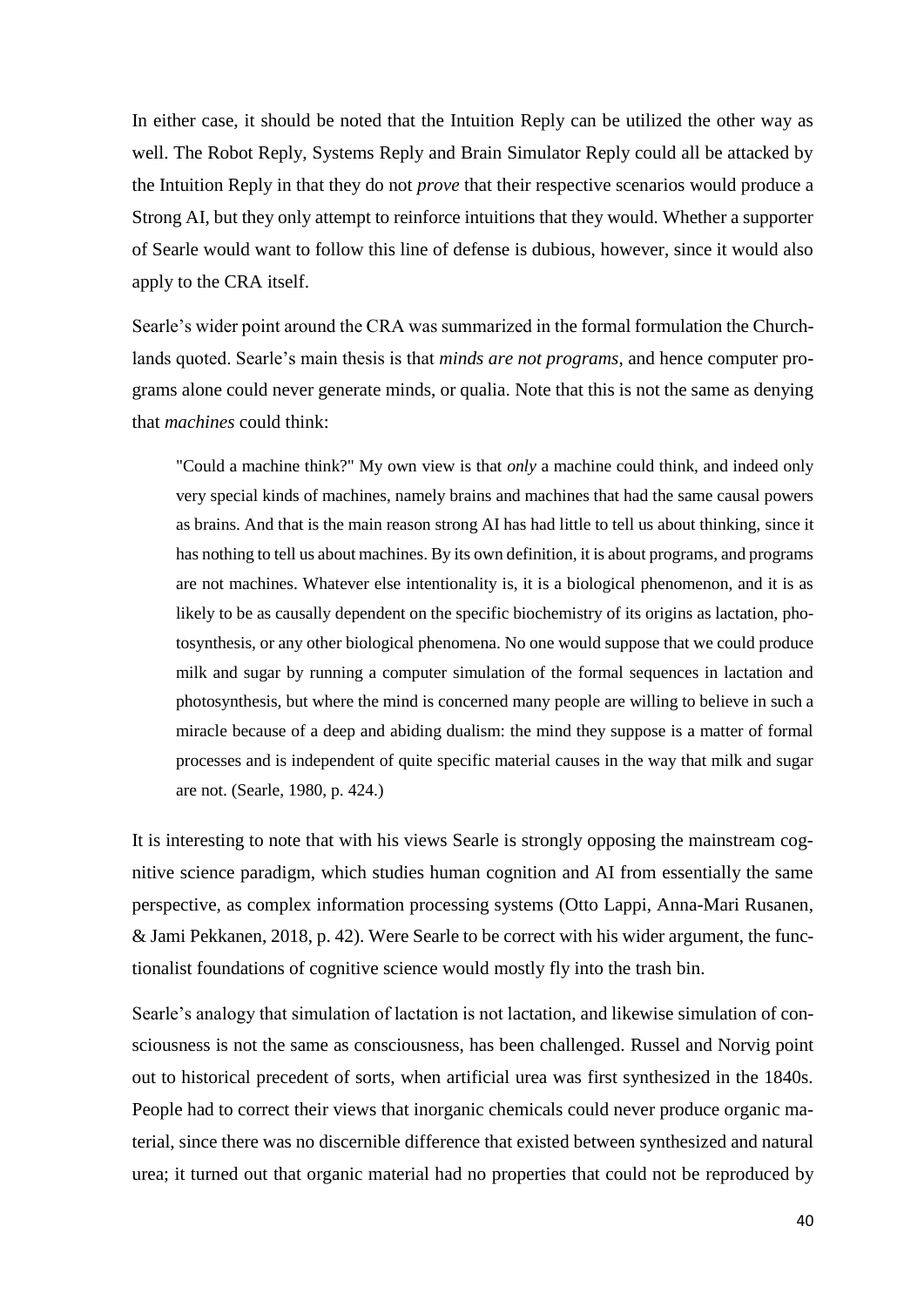In either case, it should be noted that the Intuition Reply can be utilized the other way as well. The Robot Reply, Systems Reply and Brain Simulator Reply could all be attacked by the Intuition Reply in that they do not *prove* that their respective scenarios would produce a Strong AI, but they only attempt to reinforce intuitions that they would. Whether a supporter of Searle would want to follow this line of defense is dubious, however, since it would also apply to the CRA itself.

Searle's wider point around the CRA was summarized in the formal formulation the Churchlands quoted. Searle's main thesis is that *minds are not programs*, and hence computer programs alone could never generate minds, or qualia. Note that this is not the same as denying that *machines* could think:

> "Could a machine think?" My own view is that *only* a machine could think, and indeed only very special kinds of machines, namely brains and machines that had the same causal powers as brains. And that is the main reason strong AI has had little to tell us about thinking, since it has nothing to tell us about machines. By its own definition, it is about programs, and programs are not machines. Whatever else intentionality is, it is a biological phenomenon, and it is as likely to be as causally dependent on the specific biochemistry of its origins as lactation, photosynthesis, or any other biological phenomena. No one would suppose that we could produce milk and sugar by running a computer simulation of the formal sequences in lactation and photosynthesis, but where the mind is concerned many people are willing to believe in such a miracle because of a deep and abiding dualism: the mind they suppose is a matter of formal processes and is independent of quite specific material causes in the way that milk and sugar are not. (Searle, 1980, p. 424.)

It is interesting to note that with his views Searle is strongly opposing the mainstream cognitive science paradigm, which studies human cognition and AI from essentially the same perspective, as complex information processing systems (Otto Lappi, Anna-Mari Rusanen, & Jami Pekkanen, 2018, p. 42). Were Searle to be correct with his wider argument, the functionalist foundations of cognitive science would mostly fly into the trash bin.

Searle's analogy that simulation of lactation is not lactation, and likewise simulation of consciousness is not the same as consciousness, has been challenged. Russel and Norvig point out to historical precedent of sorts, when artificial urea was first synthesized in the 1840s. People had to correct their views that inorganic chemicals could never produce organic material, since there was no discernible difference that existed between synthesized and natural urea; it turned out that organic material had no properties that could not be reproduced by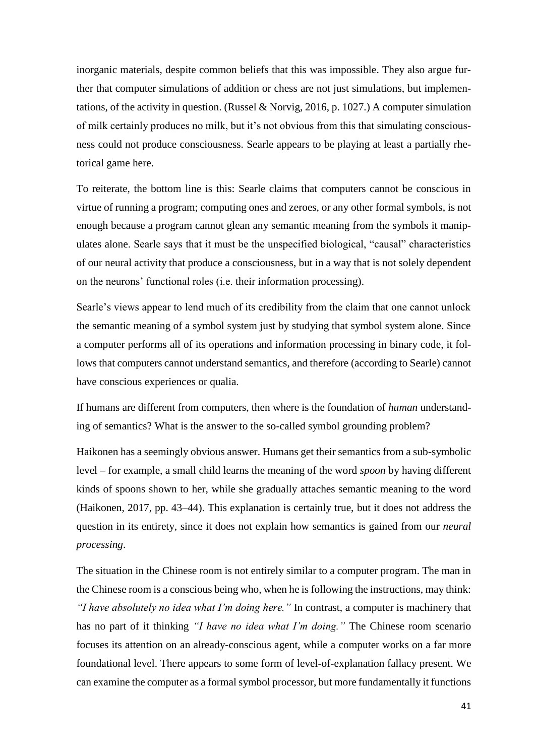inorganic materials, despite common beliefs that this was impossible. They also argue further that computer simulations of addition or chess are not just simulations, but implementations, of the activity in question. (Russel & Norvig, 2016, p. 1027.) A computer simulation of milk certainly produces no milk, but it's not obvious from this that simulating consciousness could not produce consciousness. Searle appears to be playing at least a partially rhetorical game here.

To reiterate, the bottom line is this: Searle claims that computers cannot be conscious in virtue of running a program; computing ones and zeroes, or any other formal symbols, is not enough because a program cannot glean any semantic meaning from the symbols it manipulates alone. Searle says that it must be the unspecified biological, "causal" characteristics of our neural activity that produce a consciousness, but in a way that is not solely dependent on the neurons' functional roles (i.e. their information processing).

Searle's views appear to lend much of its credibility from the claim that one cannot unlock the semantic meaning of a symbol system just by studying that symbol system alone. Since a computer performs all of its operations and information processing in binary code, it follows that computers cannot understand semantics, and therefore (according to Searle) cannot have conscious experiences or qualia.

If humans are different from computers, then where is the foundation of *human* understanding of semantics? What is the answer to the so-called symbol grounding problem?

Haikonen has a seemingly obvious answer. Humans get their semantics from a sub-symbolic level – for example, a small child learns the meaning of the word *spoon* by having different kinds of spoons shown to her, while she gradually attaches semantic meaning to the word (Haikonen, 2017, pp. 43–44). This explanation is certainly true, but it does not address the question in its entirety, since it does not explain how semantics is gained from our *neural processing*.

The situation in the Chinese room is not entirely similar to a computer program. The man in the Chinese room is a conscious being who, when he is following the instructions, may think: *"I have absolutely no idea what I'm doing here."* In contrast, a computer is machinery that has no part of it thinking *"I have no idea what I'm doing."* The Chinese room scenario focuses its attention on an already-conscious agent, while a computer works on a far more foundational level. There appears to some form of level-of-explanation fallacy present. We can examine the computer as a formal symbol processor, but more fundamentally it functions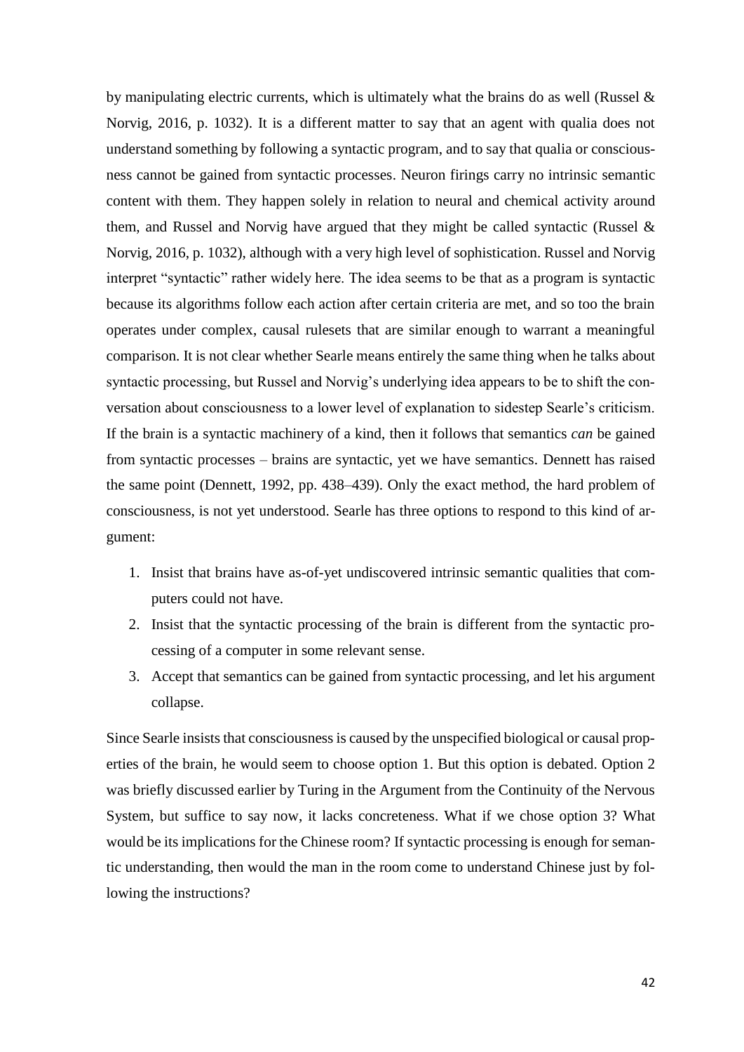by manipulating electric currents, which is ultimately what the brains do as well (Russel & Norvig, 2016, p. 1032). It is a different matter to say that an agent with qualia does not understand something by following a syntactic program, and to say that qualia or consciousness cannot be gained from syntactic processes. Neuron firings carry no intrinsic semantic content with them. They happen solely in relation to neural and chemical activity around them, and Russel and Norvig have argued that they might be called syntactic (Russel & Norvig, 2016, p. 1032), although with a very high level of sophistication. Russel and Norvig interpret "syntactic" rather widely here. The idea seems to be that as a program is syntactic because its algorithms follow each action after certain criteria are met, and so too the brain operates under complex, causal rulesets that are similar enough to warrant a meaningful comparison. It is not clear whether Searle means entirely the same thing when he talks about syntactic processing, but Russel and Norvig's underlying idea appears to be to shift the conversation about consciousness to a lower level of explanation to sidestep Searle's criticism. If the brain is a syntactic machinery of a kind, then it follows that semantics *can* be gained from syntactic processes – brains are syntactic, yet we have semantics. Dennett has raised the same point (Dennett, 1992, pp. 438–439). Only the exact method, the hard problem of consciousness, is not yet understood. Searle has three options to respond to this kind of argument:

1. Insist that brains have as-of-yet undiscovered intrinsic semantic qualities that computers could not have.
2. Insist that the syntactic processing of the brain is different from the syntactic processing of a computer in some relevant sense.
3. Accept that semantics can be gained from syntactic processing, and let his argument collapse.

Since Searle insists that consciousness is caused by the unspecified biological or causal properties of the brain, he would seem to choose option 1. But this option is debated. Option 2 was briefly discussed earlier by Turing in the Argument from the Continuity of the Nervous System, but suffice to say now, it lacks concreteness. What if we chose option 3? What would be its implications for the Chinese room? If syntactic processing is enough for semantic understanding, then would the man in the room come to understand Chinese just by following the instructions?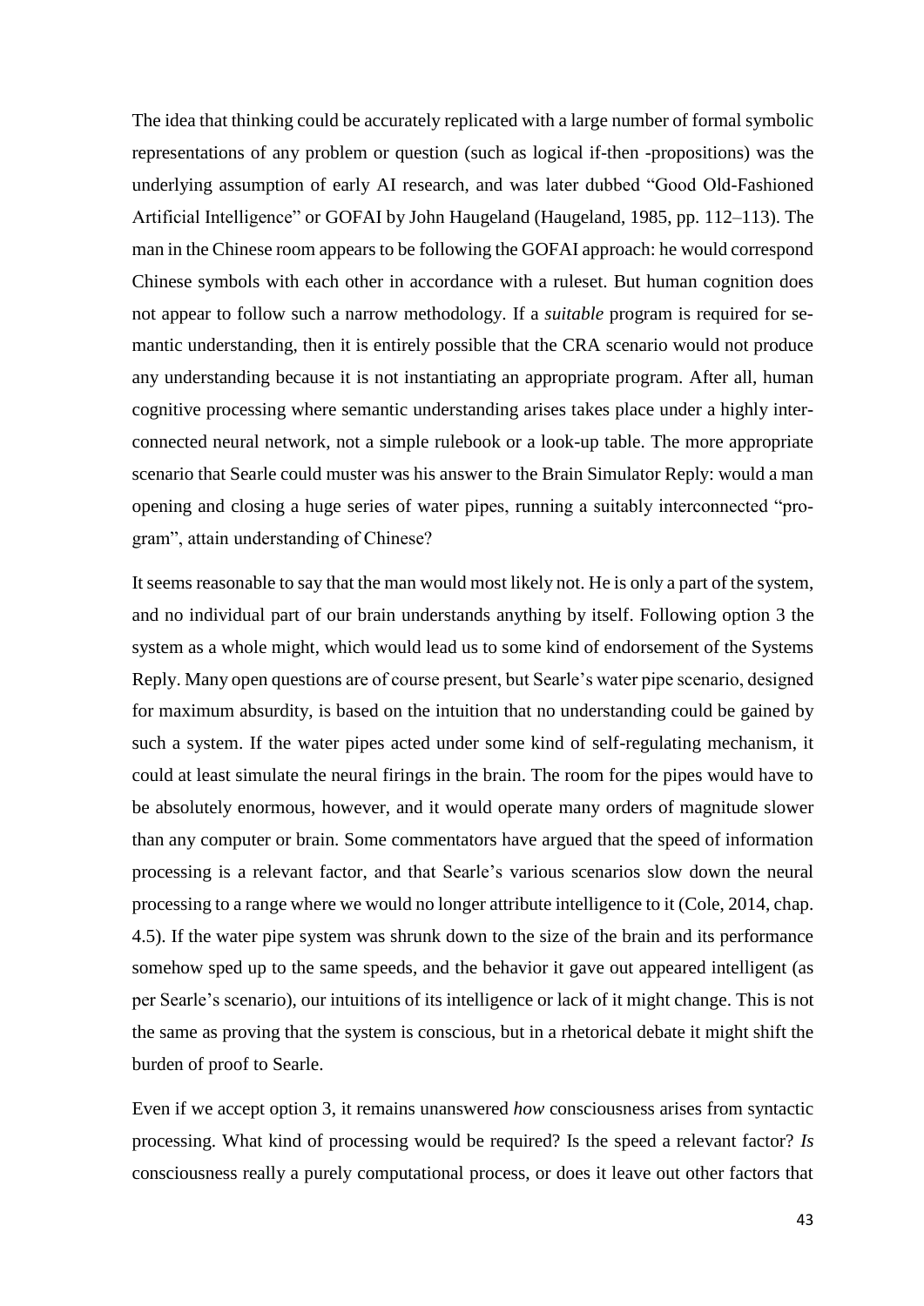The idea that thinking could be accurately replicated with a large number of formal symbolic representations of any problem or question (such as logical if-then -propositions) was the underlying assumption of early AI research, and was later dubbed "Good Old-Fashioned Artificial Intelligence" or GOFAI by John Haugeland (Haugeland, 1985, pp. 112–113). The man in the Chinese room appears to be following the GOFAI approach: he would correspond Chinese symbols with each other in accordance with a ruleset. But human cognition does not appear to follow such a narrow methodology. If a *suitable* program is required for semantic understanding, then it is entirely possible that the CRA scenario would not produce any understanding because it is not instantiating an appropriate program. After all, human cognitive processing where semantic understanding arises takes place under a highly interconnected neural network, not a simple rulebook or a look-up table. The more appropriate scenario that Searle could muster was his answer to the Brain Simulator Reply: would a man opening and closing a huge series of water pipes, running a suitably interconnected "program", attain understanding of Chinese?

It seems reasonable to say that the man would most likely not. He is only a part of the system, and no individual part of our brain understands anything by itself. Following option 3 the system as a whole might, which would lead us to some kind of endorsement of the Systems Reply. Many open questions are of course present, but Searle's water pipe scenario, designed for maximum absurdity, is based on the intuition that no understanding could be gained by such a system. If the water pipes acted under some kind of self-regulating mechanism, it could at least simulate the neural firings in the brain. The room for the pipes would have to be absolutely enormous, however, and it would operate many orders of magnitude slower than any computer or brain. Some commentators have argued that the speed of information processing is a relevant factor, and that Searle's various scenarios slow down the neural processing to a range where we would no longer attribute intelligence to it (Cole, 2014, chap. 4.5). If the water pipe system was shrunk down to the size of the brain and its performance somehow sped up to the same speeds, and the behavior it gave out appeared intelligent (as per Searle's scenario), our intuitions of its intelligence or lack of it might change. This is not the same as proving that the system is conscious, but in a rhetorical debate it might shift the burden of proof to Searle.

Even if we accept option 3, it remains unanswered *how* consciousness arises from syntactic processing. What kind of processing would be required? Is the speed a relevant factor? *Is* consciousness really a purely computational process, or does it leave out other factors that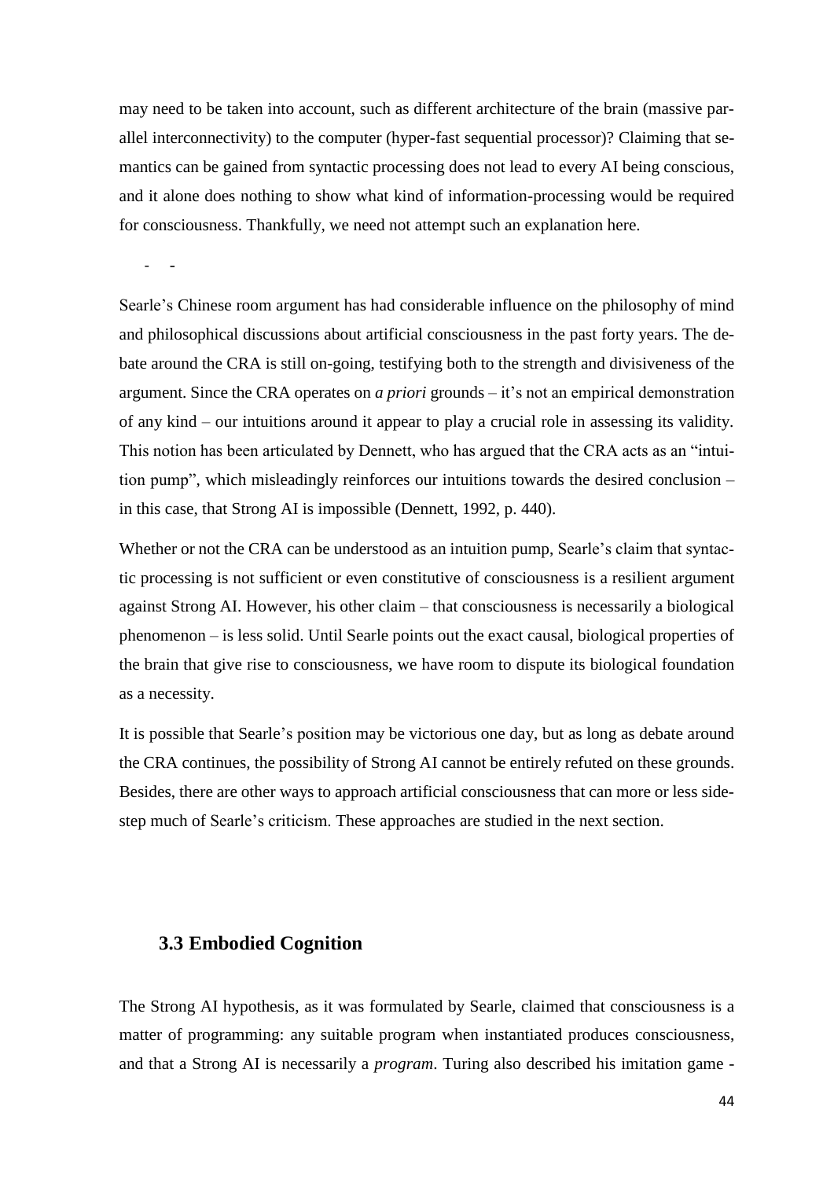may need to be taken into account, such as different architecture of the brain (massive parallel interconnectivity) to the computer (hyper-fast sequential processor)? Claiming that semantics can be gained from syntactic processing does not lead to every AI being conscious, and it alone does nothing to show what kind of information-processing would be required for consciousness. Thankfully, we need not attempt such an explanation here.

- -

Searle's Chinese room argument has had considerable influence on the philosophy of mind and philosophical discussions about artificial consciousness in the past forty years. The debate around the CRA is still on-going, testifying both to the strength and divisiveness of the argument. Since the CRA operates on *a priori* grounds – it's not an empirical demonstration of any kind – our intuitions around it appear to play a crucial role in assessing its validity. This notion has been articulated by Dennett, who has argued that the CRA acts as an "intuition pump", which misleadingly reinforces our intuitions towards the desired conclusion – in this case, that Strong AI is impossible (Dennett, 1992, p. 440).

Whether or not the CRA can be understood as an intuition pump, Searle's claim that syntactic processing is not sufficient or even constitutive of consciousness is a resilient argument against Strong AI. However, his other claim – that consciousness is necessarily a biological phenomenon – is less solid. Until Searle points out the exact causal, biological properties of the brain that give rise to consciousness, we have room to dispute its biological foundation as a necessity.

It is possible that Searle's position may be victorious one day, but as long as debate around the CRA continues, the possibility of Strong AI cannot be entirely refuted on these grounds. Besides, there are other ways to approach artificial consciousness that can more or less sidestep much of Searle's criticism. These approaches are studied in the next section.

### 3.3 Embodied Cognition

The Strong AI hypothesis, as it was formulated by Searle, claimed that consciousness is a matter of programming: any suitable program when instantiated produces consciousness, and that a Strong AI is necessarily a *program*. Turing also described his imitation game -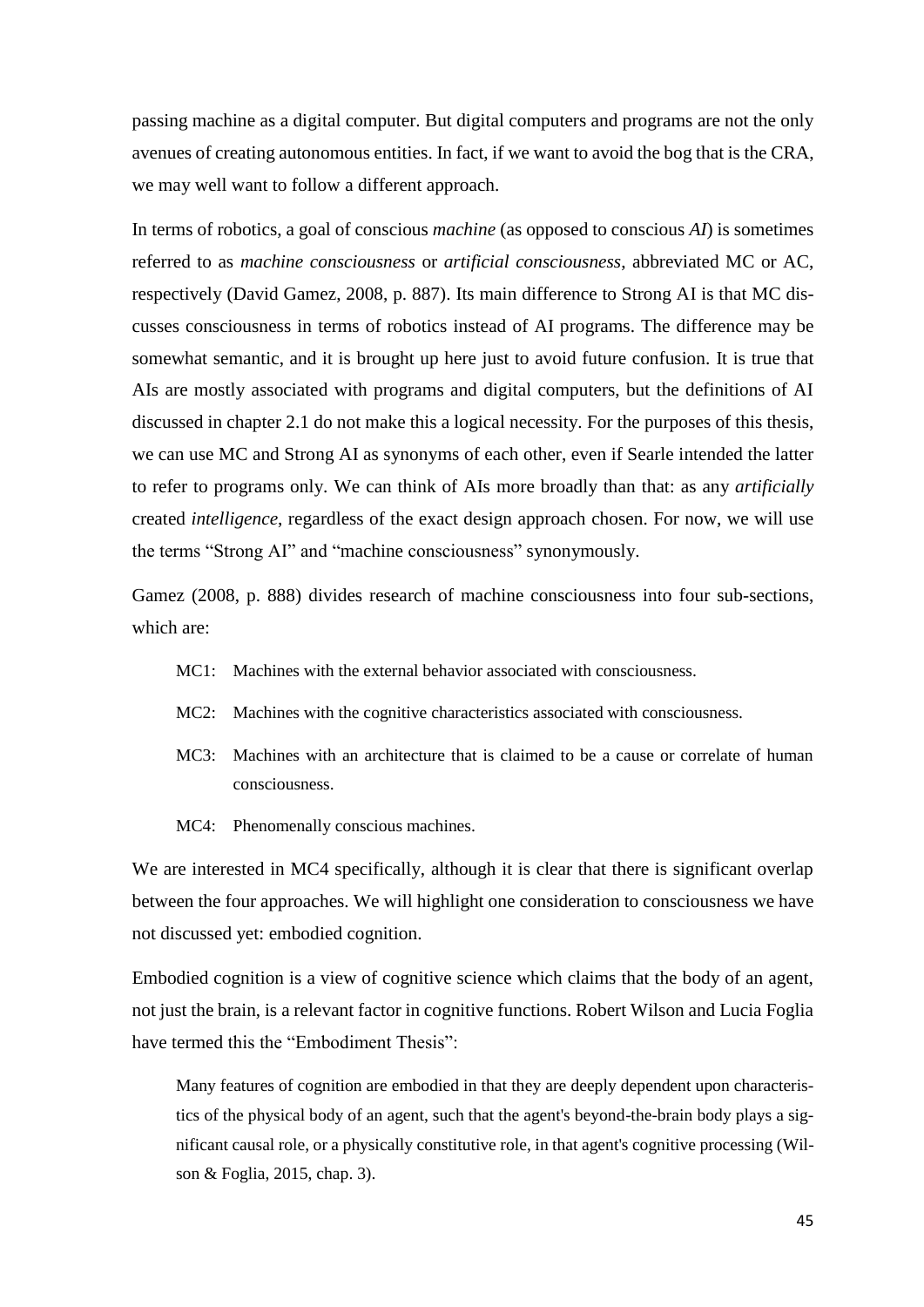passing machine as a digital computer. But digital computers and programs are not the only avenues of creating autonomous entities. In fact, if we want to avoid the bog that is the CRA, we may well want to follow a different approach.

In terms of robotics, a goal of conscious *machine* (as opposed to conscious *AI*) is sometimes referred to as *machine consciousness* or *artificial consciousness*, abbreviated MC or AC, respectively (David Gamez, 2008, p. 887). Its main difference to Strong AI is that MC discusses consciousness in terms of robotics instead of AI programs. The difference may be somewhat semantic, and it is brought up here just to avoid future confusion. It is true that AIs are mostly associated with programs and digital computers, but the definitions of AI discussed in chapter 2.1 do not make this a logical necessity. For the purposes of this thesis, we can use MC and Strong AI as synonyms of each other, even if Searle intended the latter to refer to programs only. We can think of AIs more broadly than that: as any *artificially* created *intelligence*, regardless of the exact design approach chosen. For now, we will use the terms "Strong AI" and "machine consciousness" synonymously.

Gamez (2008, p. 888) divides research of machine consciousness into four sub-sections, which are:

- MC1: Machines with the external behavior associated with consciousness.
- MC2: Machines with the cognitive characteristics associated with consciousness.
- MC3: Machines with an architecture that is claimed to be a cause or correlate of human consciousness.
- MC4: Phenomenally conscious machines.

We are interested in MC4 specifically, although it is clear that there is significant overlap between the four approaches. We will highlight one consideration to consciousness we have not discussed yet: embodied cognition.

Embodied cognition is a view of cognitive science which claims that the body of an agent, not just the brain, is a relevant factor in cognitive functions. Robert Wilson and Lucia Foglia have termed this the "Embodiment Thesis":

> Many features of cognition are embodied in that they are deeply dependent upon characteristics of the physical body of an agent, such that the agent's beyond-the-brain body plays a significant causal role, or a physically constitutive role, in that agent's cognitive processing (Wilson & Foglia, 2015, chap. 3).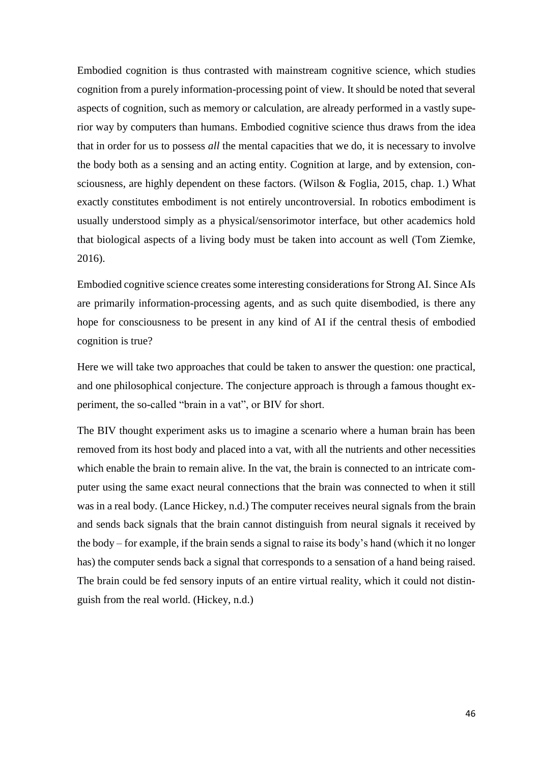Embodied cognition is thus contrasted with mainstream cognitive science, which studies cognition from a purely information-processing point of view. It should be noted that several aspects of cognition, such as memory or calculation, are already performed in a vastly superior way by computers than humans. Embodied cognitive science thus draws from the idea that in order for us to possess *all* the mental capacities that we do, it is necessary to involve the body both as a sensing and an acting entity. Cognition at large, and by extension, consciousness, are highly dependent on these factors. (Wilson & Foglia, 2015, chap. 1.) What exactly constitutes embodiment is not entirely uncontroversial. In robotics embodiment is usually understood simply as a physical/sensorimotor interface, but other academics hold that biological aspects of a living body must be taken into account as well (Tom Ziemke, 2016).

Embodied cognitive science creates some interesting considerations for Strong AI. Since AIs are primarily information-processing agents, and as such quite disembodied, is there any hope for consciousness to be present in any kind of AI if the central thesis of embodied cognition is true?

Here we will take two approaches that could be taken to answer the question: one practical, and one philosophical conjecture. The conjecture approach is through a famous thought experiment, the so-called "brain in a vat", or BIV for short.

The BIV thought experiment asks us to imagine a scenario where a human brain has been removed from its host body and placed into a vat, with all the nutrients and other necessities which enable the brain to remain alive. In the vat, the brain is connected to an intricate computer using the same exact neural connections that the brain was connected to when it still was in a real body. (Lance Hickey, n.d.) The computer receives neural signals from the brain and sends back signals that the brain cannot distinguish from neural signals it received by the body – for example, if the brain sends a signal to raise its body's hand (which it no longer has) the computer sends back a signal that corresponds to a sensation of a hand being raised. The brain could be fed sensory inputs of an entire virtual reality, which it could not distinguish from the real world. (Hickey, n.d.)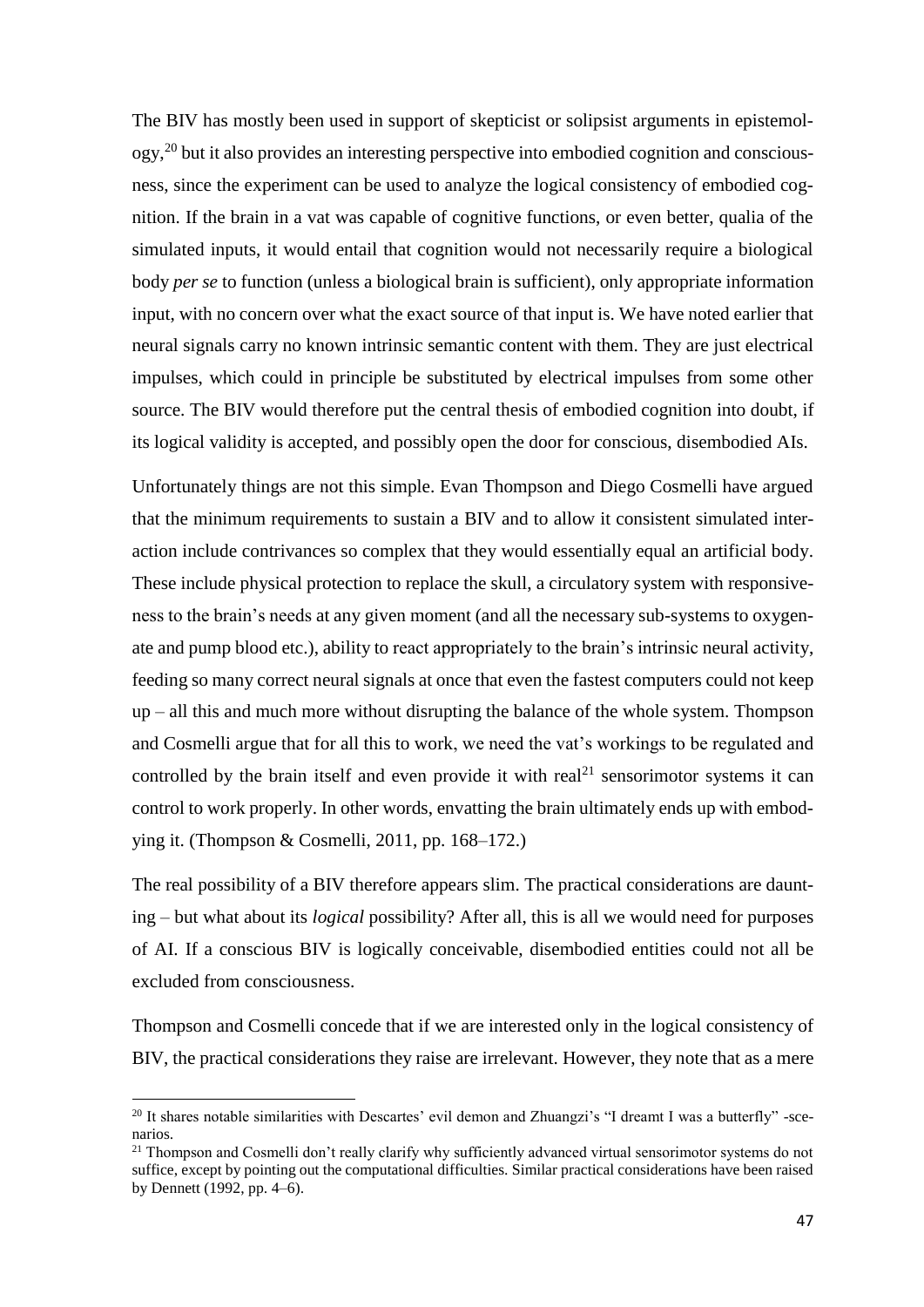The BIV has mostly been used in support of skepticist or solipsist arguments in epistemology,[20] but it also provides an interesting perspective into embodied cognition and consciousness, since the experiment can be used to analyze the logical consistency of embodied cognition. If the brain in a vat was capable of cognitive functions, or even better, qualia of the simulated inputs, it would entail that cognition would not necessarily require a biological body *per se* to function (unless a biological brain is sufficient), only appropriate information input, with no concern over what the exact source of that input is. We have noted earlier that neural signals carry no known intrinsic semantic content with them. They are just electrical impulses, which could in principle be substituted by electrical impulses from some other source. The BIV would therefore put the central thesis of embodied cognition into doubt, if its logical validity is accepted, and possibly open the door for conscious, disembodied AIs.

Unfortunately things are not this simple. Evan Thompson and Diego Cosmelli have argued that the minimum requirements to sustain a BIV and to allow it consistent simulated interaction include contrivances so complex that they would essentially equal an artificial body. These include physical protection to replace the skull, a circulatory system with responsiveness to the brain's needs at any given moment (and all the necessary sub-systems to oxygenate and pump blood etc.), ability to react appropriately to the brain's intrinsic neural activity, feeding so many correct neural signals at once that even the fastest computers could not keep up – all this and much more without disrupting the balance of the whole system. Thompson and Cosmelli argue that for all this to work, we need the vat's workings to be regulated and controlled by the brain itself and even provide it with real[21] sensorimotor systems it can control to work properly. In other words, envatting the brain ultimately ends up with embodying it. (Thompson & Cosmelli, 2011, pp. 168–172.)

The real possibility of a BIV therefore appears slim. The practical considerations are daunting – but what about its *logical* possibility? After all, this is all we would need for purposes of AI. If a conscious BIV is logically conceivable, disembodied entities could not all be excluded from consciousness.

Thompson and Cosmelli concede that if we are interested only in the logical consistency of BIV, the practical considerations they raise are irrelevant. However, they note that as a mere

---

[20] It shares notable similarities with Descartes' evil demon and Zhuangzi's "I dreamt I was a butterfly" -scenarios.

[21] Thompson and Cosmelli don't really clarify why sufficiently advanced virtual sensorimotor systems do not suffice, except by pointing out the computational difficulties. Similar practical considerations have been raised by Dennett (1992, pp. 4–6).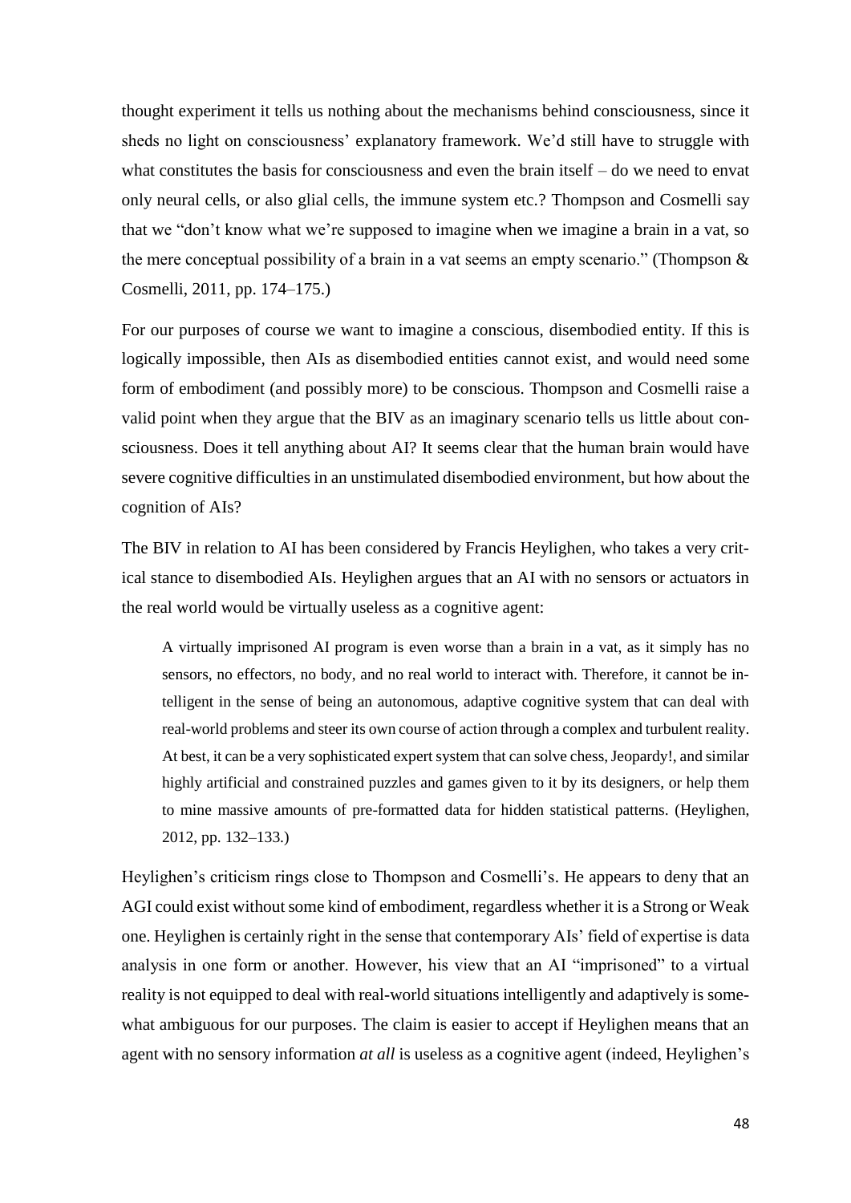thought experiment it tells us nothing about the mechanisms behind consciousness, since it sheds no light on consciousness' explanatory framework. We'd still have to struggle with what constitutes the basis for consciousness and even the brain itself – do we need to envat only neural cells, or also glial cells, the immune system etc.? Thompson and Cosmelli say that we "don't know what we're supposed to imagine when we imagine a brain in a vat, so the mere conceptual possibility of a brain in a vat seems an empty scenario." (Thompson & Cosmelli, 2011, pp. 174–175.)

For our purposes of course we want to imagine a conscious, disembodied entity. If this is logically impossible, then AIs as disembodied entities cannot exist, and would need some form of embodiment (and possibly more) to be conscious. Thompson and Cosmelli raise a valid point when they argue that the BIV as an imaginary scenario tells us little about consciousness. Does it tell anything about AI? It seems clear that the human brain would have severe cognitive difficulties in an unstimulated disembodied environment, but how about the cognition of AIs?

The BIV in relation to AI has been considered by Francis Heylighen, who takes a very critical stance to disembodied AIs. Heylighen argues that an AI with no sensors or actuators in the real world would be virtually useless as a cognitive agent:

> A virtually imprisoned AI program is even worse than a brain in a vat, as it simply has no sensors, no effectors, no body, and no real world to interact with. Therefore, it cannot be intelligent in the sense of being an autonomous, adaptive cognitive system that can deal with real-world problems and steer its own course of action through a complex and turbulent reality. At best, it can be a very sophisticated expert system that can solve chess, Jeopardy!, and similar highly artificial and constrained puzzles and games given to it by its designers, or help them to mine massive amounts of pre-formatted data for hidden statistical patterns. (Heylighen, 2012, pp. 132–133.)

Heylighen's criticism rings close to Thompson and Cosmelli's. He appears to deny that an AGI could exist without some kind of embodiment, regardless whether it is a Strong or Weak one. Heylighen is certainly right in the sense that contemporary AIs' field of expertise is data analysis in one form or another. However, his view that an AI "imprisoned" to a virtual reality is not equipped to deal with real-world situations intelligently and adaptively is somewhat ambiguous for our purposes. The claim is easier to accept if Heylighen means that an agent with no sensory information *at all* is useless as a cognitive agent (indeed, Heylighen's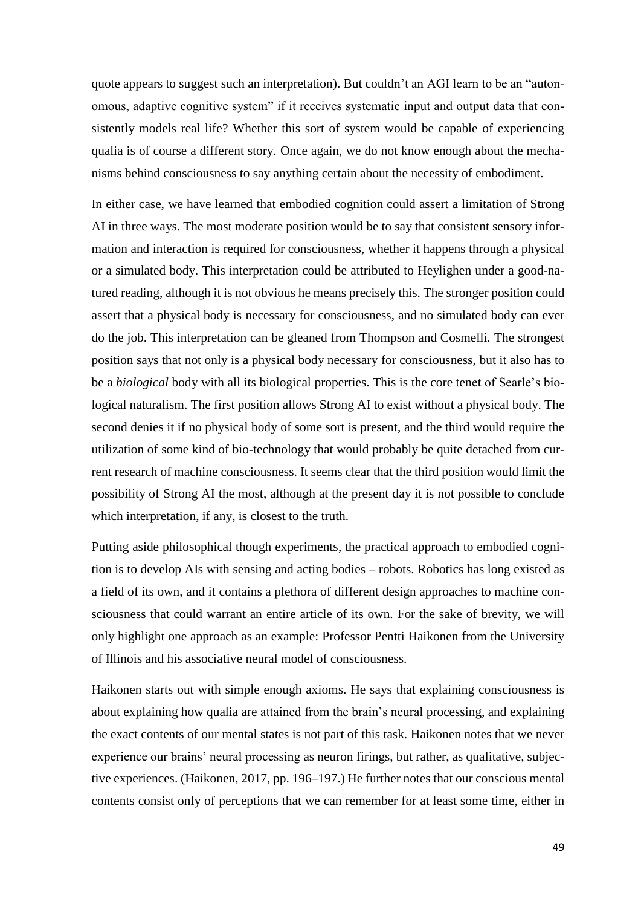quote appears to suggest such an interpretation). But couldn't an AGI learn to be an "autonomous, adaptive cognitive system" if it receives systematic input and output data that consistently models real life? Whether this sort of system would be capable of experiencing qualia is of course a different story. Once again, we do not know enough about the mechanisms behind consciousness to say anything certain about the necessity of embodiment.

In either case, we have learned that embodied cognition could assert a limitation of Strong AI in three ways. The most moderate position would be to say that consistent sensory information and interaction is required for consciousness, whether it happens through a physical or a simulated body. This interpretation could be attributed to Heylighen under a good-natured reading, although it is not obvious he means precisely this. The stronger position could assert that a physical body is necessary for consciousness, and no simulated body can ever do the job. This interpretation can be gleaned from Thompson and Cosmelli. The strongest position says that not only is a physical body necessary for consciousness, but it also has to be a *biological* body with all its biological properties. This is the core tenet of Searle's biological naturalism. The first position allows Strong AI to exist without a physical body. The second denies it if no physical body of some sort is present, and the third would require the utilization of some kind of bio-technology that would probably be quite detached from current research of machine consciousness. It seems clear that the third position would limit the possibility of Strong AI the most, although at the present day it is not possible to conclude which interpretation, if any, is closest to the truth.

Putting aside philosophical though experiments, the practical approach to embodied cognition is to develop AIs with sensing and acting bodies – robots. Robotics has long existed as a field of its own, and it contains a plethora of different design approaches to machine consciousness that could warrant an entire article of its own. For the sake of brevity, we will only highlight one approach as an example: Professor Pentti Haikonen from the University of Illinois and his associative neural model of consciousness.

Haikonen starts out with simple enough axioms. He says that explaining consciousness is about explaining how qualia are attained from the brain's neural processing, and explaining the exact contents of our mental states is not part of this task. Haikonen notes that we never experience our brains' neural processing as neuron firings, but rather, as qualitative, subjective experiences. (Haikonen, 2017, pp. 196–197.) He further notes that our conscious mental contents consist only of perceptions that we can remember for at least some time, either in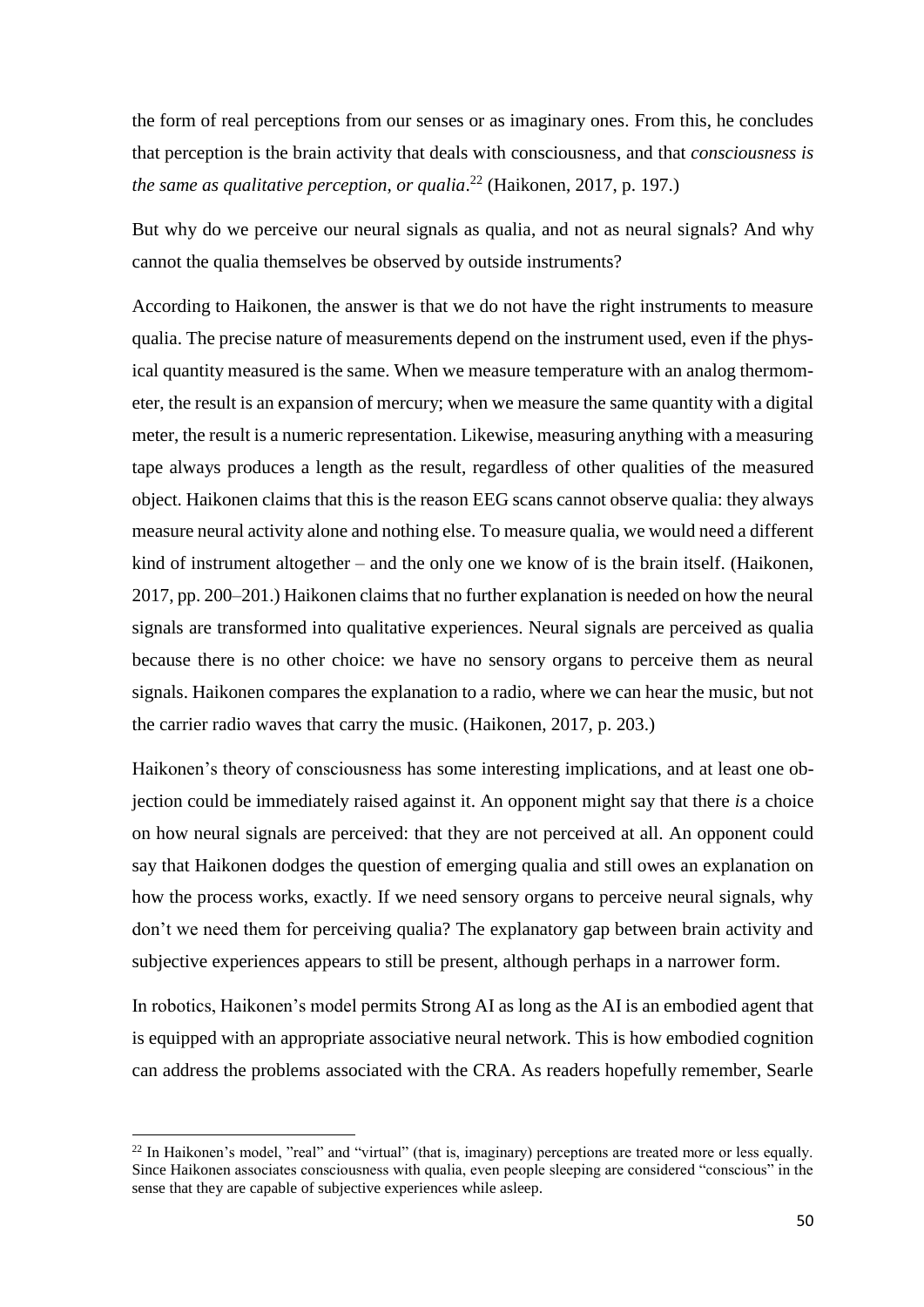the form of real perceptions from our senses or as imaginary ones. From this, he concludes that perception is the brain activity that deals with consciousness, and that *consciousness is the same as qualitative perception, or qualia*.[22] (Haikonen, 2017, p. 197.)

But why do we perceive our neural signals as qualia, and not as neural signals? And why cannot the qualia themselves be observed by outside instruments?

According to Haikonen, the answer is that we do not have the right instruments to measure qualia. The precise nature of measurements depend on the instrument used, even if the physical quantity measured is the same. When we measure temperature with an analog thermometer, the result is an expansion of mercury; when we measure the same quantity with a digital meter, the result is a numeric representation. Likewise, measuring anything with a measuring tape always produces a length as the result, regardless of other qualities of the measured object. Haikonen claims that this is the reason EEG scans cannot observe qualia: they always measure neural activity alone and nothing else. To measure qualia, we would need a different kind of instrument altogether – and the only one we know of is the brain itself. (Haikonen, 2017, pp. 200–201.) Haikonen claims that no further explanation is needed on how the neural signals are transformed into qualitative experiences. Neural signals are perceived as qualia because there is no other choice: we have no sensory organs to perceive them as neural signals. Haikonen compares the explanation to a radio, where we can hear the music, but not the carrier radio waves that carry the music. (Haikonen, 2017, p. 203.)

Haikonen's theory of consciousness has some interesting implications, and at least one objection could be immediately raised against it. An opponent might say that there *is* a choice on how neural signals are perceived: that they are not perceived at all. An opponent could say that Haikonen dodges the question of emerging qualia and still owes an explanation on how the process works, exactly. If we need sensory organs to perceive neural signals, why don't we need them for perceiving qualia? The explanatory gap between brain activity and subjective experiences appears to still be present, although perhaps in a narrower form.

In robotics, Haikonen's model permits Strong AI as long as the AI is an embodied agent that is equipped with an appropriate associative neural network. This is how embodied cognition can address the problems associated with the CRA. As readers hopefully remember, Searle

[22] In Haikonen's model, "real" and "virtual" (that is, imaginary) perceptions are treated more or less equally. Since Haikonen associates consciousness with qualia, even people sleeping are considered "conscious" in the sense that they are capable of subjective experiences while asleep.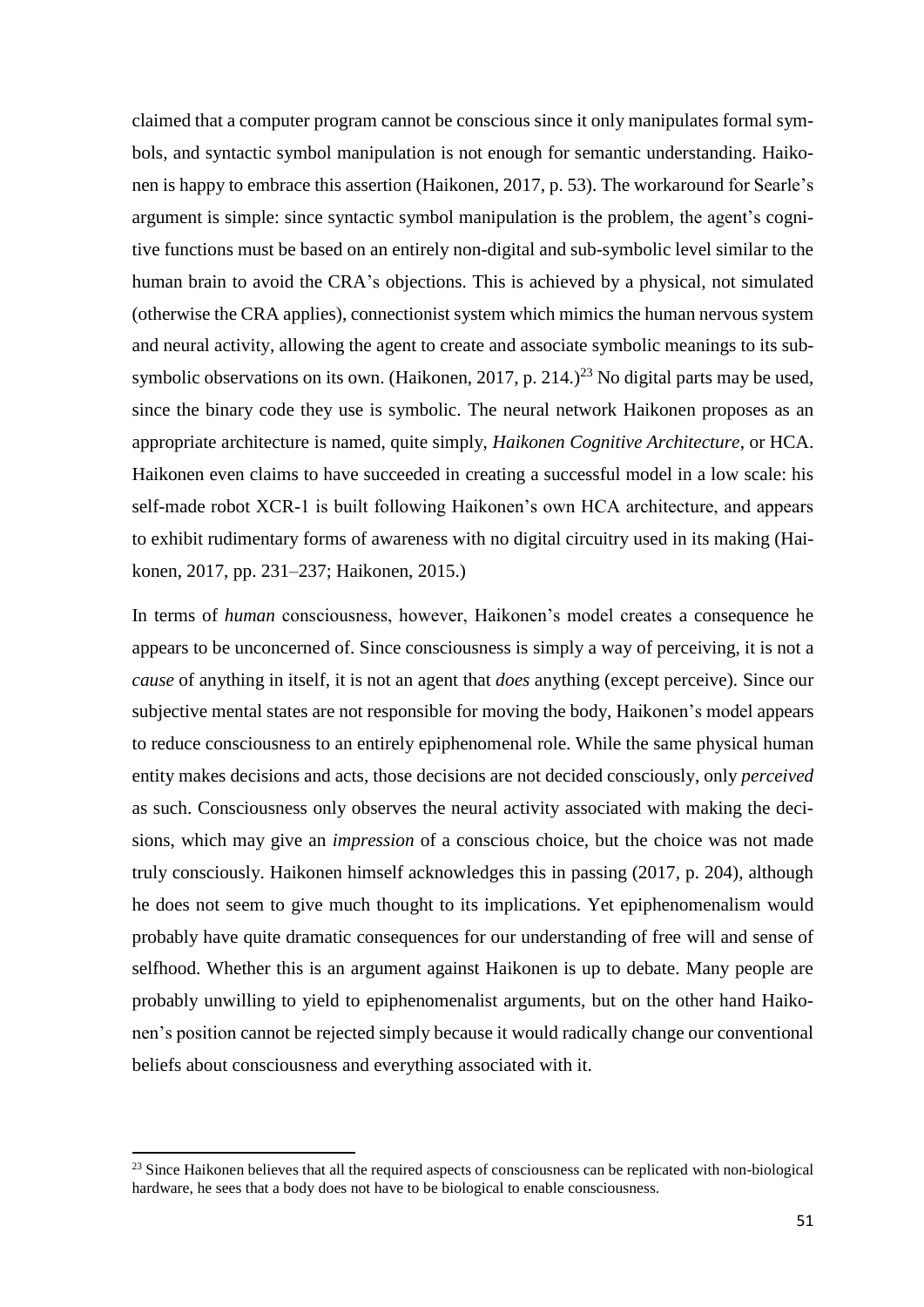claimed that a computer program cannot be conscious since it only manipulates formal symbols, and syntactic symbol manipulation is not enough for semantic understanding. Haikonen is happy to embrace this assertion (Haikonen, 2017, p. 53). The workaround for Searle's argument is simple: since syntactic symbol manipulation is the problem, the agent's cognitive functions must be based on an entirely non-digital and sub-symbolic level similar to the human brain to avoid the CRA's objections. This is achieved by a physical, not simulated (otherwise the CRA applies), connectionist system which mimics the human nervous system and neural activity, allowing the agent to create and associate symbolic meanings to its sub-symbolic observations on its own. (Haikonen, 2017, p. 214.)[23] No digital parts may be used, since the binary code they use is symbolic. The neural network Haikonen proposes as an appropriate architecture is named, quite simply, *Haikonen Cognitive Architecture*, or HCA. Haikonen even claims to have succeeded in creating a successful model in a low scale: his self-made robot XCR-1 is built following Haikonen's own HCA architecture, and appears to exhibit rudimentary forms of awareness with no digital circuitry used in its making (Haikonen, 2017, pp. 231–237; Haikonen, 2015.)

In terms of *human* consciousness, however, Haikonen's model creates a consequence he appears to be unconcerned of. Since consciousness is simply a way of perceiving, it is not a *cause* of anything in itself, it is not an agent that *does* anything (except perceive). Since our subjective mental states are not responsible for moving the body, Haikonen's model appears to reduce consciousness to an entirely epiphenomenal role. While the same physical human entity makes decisions and acts, those decisions are not decided consciously, only *perceived* as such. Consciousness only observes the neural activity associated with making the decisions, which may give an *impression* of a conscious choice, but the choice was not made truly consciously. Haikonen himself acknowledges this in passing (2017, p. 204), although he does not seem to give much thought to its implications. Yet epiphenomenalism would probably have quite dramatic consequences for our understanding of free will and sense of selfhood. Whether this is an argument against Haikonen is up to debate. Many people are probably unwilling to yield to epiphenomenalist arguments, but on the other hand Haikonen's position cannot be rejected simply because it would radically change our conventional beliefs about consciousness and everything associated with it.

[23] Since Haikonen believes that all the required aspects of consciousness can be replicated with non-biological hardware, he sees that a body does not have to be biological to enable consciousness.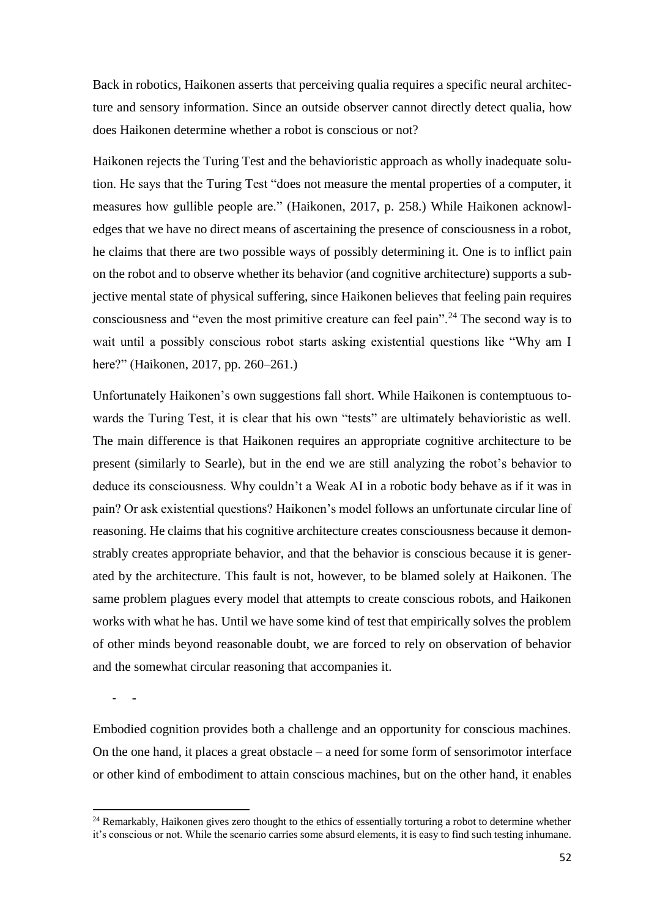Back in robotics, Haikonen asserts that perceiving qualia requires a specific neural architecture and sensory information. Since an outside observer cannot directly detect qualia, how does Haikonen determine whether a robot is conscious or not?

Haikonen rejects the Turing Test and the behavioristic approach as wholly inadequate solution. He says that the Turing Test "does not measure the mental properties of a computer, it measures how gullible people are." (Haikonen, 2017, p. 258.) While Haikonen acknowledges that we have no direct means of ascertaining the presence of consciousness in a robot, he claims that there are two possible ways of possibly determining it. One is to inflict pain on the robot and to observe whether its behavior (and cognitive architecture) supports a subjective mental state of physical suffering, since Haikonen believes that feeling pain requires consciousness and "even the most primitive creature can feel pain".[24] The second way is to wait until a possibly conscious robot starts asking existential questions like "Why am I here?" (Haikonen, 2017, pp. 260–261.)

Unfortunately Haikonen's own suggestions fall short. While Haikonen is contemptuous towards the Turing Test, it is clear that his own "tests" are ultimately behavioristic as well. The main difference is that Haikonen requires an appropriate cognitive architecture to be present (similarly to Searle), but in the end we are still analyzing the robot's behavior to deduce its consciousness. Why couldn't a Weak AI in a robotic body behave as if it was in pain? Or ask existential questions? Haikonen's model follows an unfortunate circular line of reasoning. He claims that his cognitive architecture creates consciousness because it demonstrably creates appropriate behavior, and that the behavior is conscious because it is generated by the architecture. This fault is not, however, to be blamed solely at Haikonen. The same problem plagues every model that attempts to create conscious robots, and Haikonen works with what he has. Until we have some kind of test that empirically solves the problem of other minds beyond reasonable doubt, we are forced to rely on observation of behavior and the somewhat circular reasoning that accompanies it.

\- -

Embodied cognition provides both a challenge and an opportunity for conscious machines. On the one hand, it places a great obstacle – a need for some form of sensorimotor interface or other kind of embodiment to attain conscious machines, but on the other hand, it enables

[24] Remarkably, Haikonen gives zero thought to the ethics of essentially torturing a robot to determine whether it's conscious or not. While the scenario carries some absurd elements, it is easy to find such testing inhumane.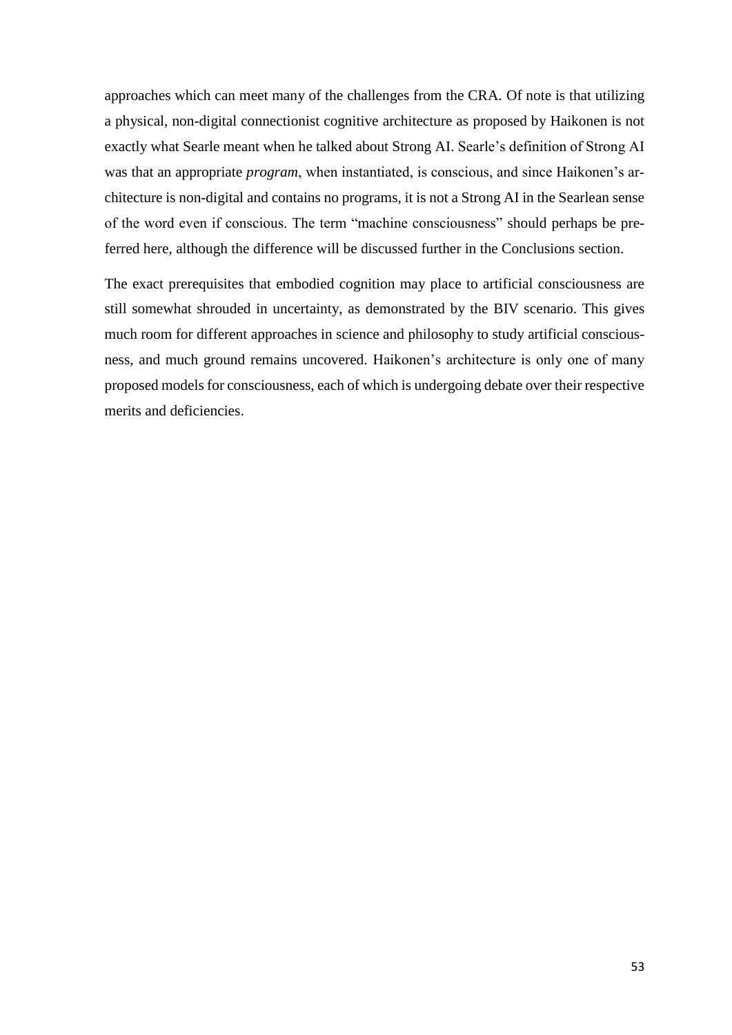approaches which can meet many of the challenges from the CRA. Of note is that utilizing a physical, non-digital connectionist cognitive architecture as proposed by Haikonen is not exactly what Searle meant when he talked about Strong AI. Searle's definition of Strong AI was that an appropriate *program*, when instantiated, is conscious, and since Haikonen's architecture is non-digital and contains no programs, it is not a Strong AI in the Searlean sense of the word even if conscious. The term "machine consciousness" should perhaps be preferred here, although the difference will be discussed further in the Conclusions section.

The exact prerequisites that embodied cognition may place to artificial consciousness are still somewhat shrouded in uncertainty, as demonstrated by the BIV scenario. This gives much room for different approaches in science and philosophy to study artificial consciousness, and much ground remains uncovered. Haikonen's architecture is only one of many proposed models for consciousness, each of which is undergoing debate over their respective merits and deficiencies.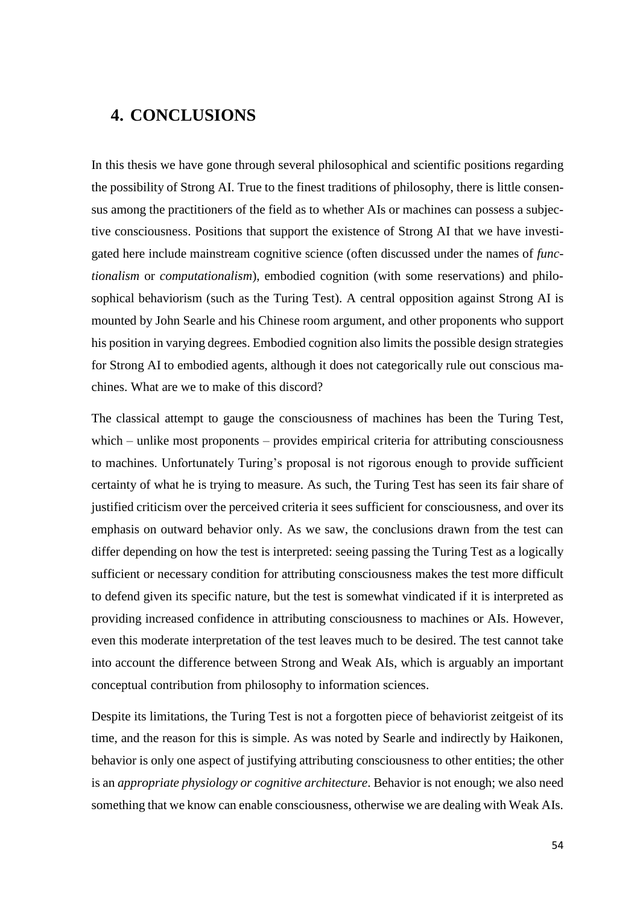# 4. CONCLUSIONS

In this thesis we have gone through several philosophical and scientific positions regarding the possibility of Strong AI. True to the finest traditions of philosophy, there is little consensus among the practitioners of the field as to whether AIs or machines can possess a subjective consciousness. Positions that support the existence of Strong AI that we have investigated here include mainstream cognitive science (often discussed under the names of *functionalism* or *computationalism*), embodied cognition (with some reservations) and philosophical behaviorism (such as the Turing Test). A central opposition against Strong AI is mounted by John Searle and his Chinese room argument, and other proponents who support his position in varying degrees. Embodied cognition also limits the possible design strategies for Strong AI to embodied agents, although it does not categorically rule out conscious machines. What are we to make of this discord?

The classical attempt to gauge the consciousness of machines has been the Turing Test, which – unlike most proponents – provides empirical criteria for attributing consciousness to machines. Unfortunately Turing's proposal is not rigorous enough to provide sufficient certainty of what he is trying to measure. As such, the Turing Test has seen its fair share of justified criticism over the perceived criteria it sees sufficient for consciousness, and over its emphasis on outward behavior only. As we saw, the conclusions drawn from the test can differ depending on how the test is interpreted: seeing passing the Turing Test as a logically sufficient or necessary condition for attributing consciousness makes the test more difficult to defend given its specific nature, but the test is somewhat vindicated if it is interpreted as providing increased confidence in attributing consciousness to machines or AIs. However, even this moderate interpretation of the test leaves much to be desired. The test cannot take into account the difference between Strong and Weak AIs, which is arguably an important conceptual contribution from philosophy to information sciences.

Despite its limitations, the Turing Test is not a forgotten piece of behaviorist zeitgeist of its time, and the reason for this is simple. As was noted by Searle and indirectly by Haikonen, behavior is only one aspect of justifying attributing consciousness to other entities; the other is an *appropriate physiology or cognitive architecture*. Behavior is not enough; we also need something that we know can enable consciousness, otherwise we are dealing with Weak AIs.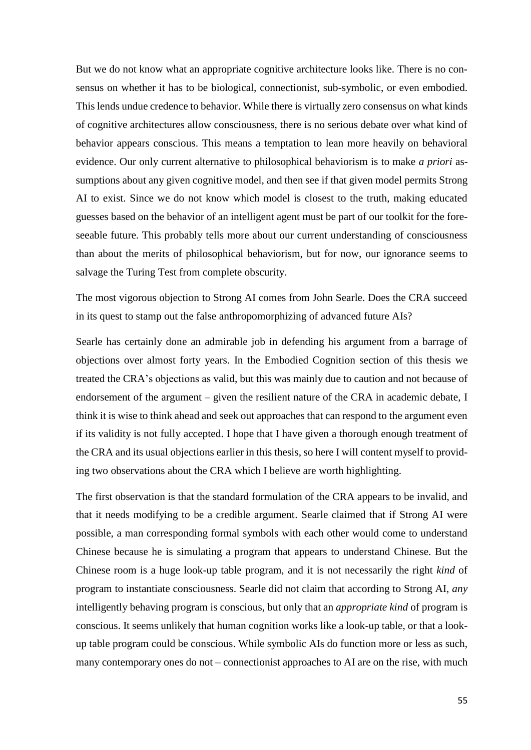But we do not know what an appropriate cognitive architecture looks like. There is no consensus on whether it has to be biological, connectionist, sub-symbolic, or even embodied. This lends undue credence to behavior. While there is virtually zero consensus on what kinds of cognitive architectures allow consciousness, there is no serious debate over what kind of behavior appears conscious. This means a temptation to lean more heavily on behavioral evidence. Our only current alternative to philosophical behaviorism is to make *a priori* assumptions about any given cognitive model, and then see if that given model permits Strong AI to exist. Since we do not know which model is closest to the truth, making educated guesses based on the behavior of an intelligent agent must be part of our toolkit for the foreseeable future. This probably tells more about our current understanding of consciousness than about the merits of philosophical behaviorism, but for now, our ignorance seems to salvage the Turing Test from complete obscurity.

The most vigorous objection to Strong AI comes from John Searle. Does the CRA succeed in its quest to stamp out the false anthropomorphizing of advanced future AIs?

Searle has certainly done an admirable job in defending his argument from a barrage of objections over almost forty years. In the Embodied Cognition section of this thesis we treated the CRA's objections as valid, but this was mainly due to caution and not because of endorsement of the argument – given the resilient nature of the CRA in academic debate, I think it is wise to think ahead and seek out approaches that can respond to the argument even if its validity is not fully accepted. I hope that I have given a thorough enough treatment of the CRA and its usual objections earlier in this thesis, so here I will content myself to providing two observations about the CRA which I believe are worth highlighting.

The first observation is that the standard formulation of the CRA appears to be invalid, and that it needs modifying to be a credible argument. Searle claimed that if Strong AI were possible, a man corresponding formal symbols with each other would come to understand Chinese because he is simulating a program that appears to understand Chinese. But the Chinese room is a huge look-up table program, and it is not necessarily the right *kind* of program to instantiate consciousness. Searle did not claim that according to Strong AI, *any* intelligently behaving program is conscious, but only that an *appropriate kind* of program is conscious. It seems unlikely that human cognition works like a look-up table, or that a look-up table program could be conscious. While symbolic AIs do function more or less as such, many contemporary ones do not – connectionist approaches to AI are on the rise, with much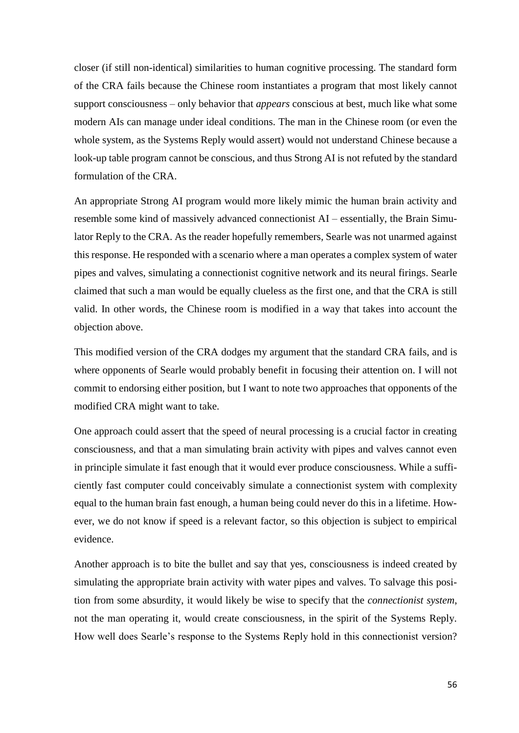closer (if still non-identical) similarities to human cognitive processing. The standard form of the CRA fails because the Chinese room instantiates a program that most likely cannot support consciousness – only behavior that *appears* conscious at best, much like what some modern AIs can manage under ideal conditions. The man in the Chinese room (or even the whole system, as the Systems Reply would assert) would not understand Chinese because a look-up table program cannot be conscious, and thus Strong AI is not refuted by the standard formulation of the CRA.

An appropriate Strong AI program would more likely mimic the human brain activity and resemble some kind of massively advanced connectionist AI – essentially, the Brain Simulator Reply to the CRA. As the reader hopefully remembers, Searle was not unarmed against this response. He responded with a scenario where a man operates a complex system of water pipes and valves, simulating a connectionist cognitive network and its neural firings. Searle claimed that such a man would be equally clueless as the first one, and that the CRA is still valid. In other words, the Chinese room is modified in a way that takes into account the objection above.

This modified version of the CRA dodges my argument that the standard CRA fails, and is where opponents of Searle would probably benefit in focusing their attention on. I will not commit to endorsing either position, but I want to note two approaches that opponents of the modified CRA might want to take.

One approach could assert that the speed of neural processing is a crucial factor in creating consciousness, and that a man simulating brain activity with pipes and valves cannot even in principle simulate it fast enough that it would ever produce consciousness. While a sufficiently fast computer could conceivably simulate a connectionist system with complexity equal to the human brain fast enough, a human being could never do this in a lifetime. However, we do not know if speed is a relevant factor, so this objection is subject to empirical evidence.

Another approach is to bite the bullet and say that yes, consciousness is indeed created by simulating the appropriate brain activity with water pipes and valves. To salvage this position from some absurdity, it would likely be wise to specify that the *connectionist system*, not the man operating it, would create consciousness, in the spirit of the Systems Reply. How well does Searle's response to the Systems Reply hold in this connectionist version?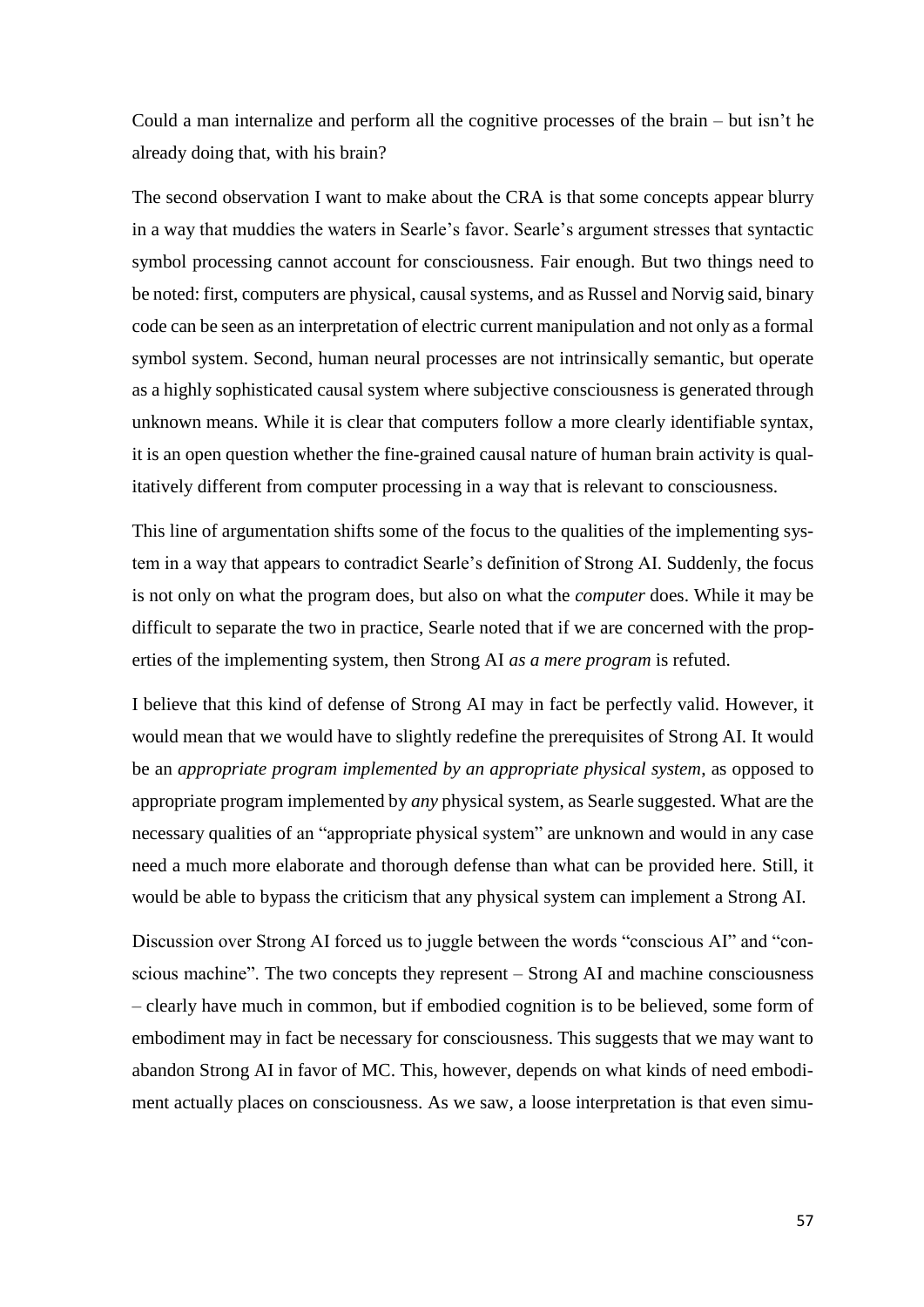Could a man internalize and perform all the cognitive processes of the brain – but isn't he already doing that, with his brain?

The second observation I want to make about the CRA is that some concepts appear blurry in a way that muddies the waters in Searle's favor. Searle's argument stresses that syntactic symbol processing cannot account for consciousness. Fair enough. But two things need to be noted: first, computers are physical, causal systems, and as Russel and Norvig said, binary code can be seen as an interpretation of electric current manipulation and not only as a formal symbol system. Second, human neural processes are not intrinsically semantic, but operate as a highly sophisticated causal system where subjective consciousness is generated through unknown means. While it is clear that computers follow a more clearly identifiable syntax, it is an open question whether the fine-grained causal nature of human brain activity is qualitatively different from computer processing in a way that is relevant to consciousness.

This line of argumentation shifts some of the focus to the qualities of the implementing system in a way that appears to contradict Searle's definition of Strong AI. Suddenly, the focus is not only on what the program does, but also on what the *computer* does. While it may be difficult to separate the two in practice, Searle noted that if we are concerned with the properties of the implementing system, then Strong AI *as a mere program* is refuted.

I believe that this kind of defense of Strong AI may in fact be perfectly valid. However, it would mean that we would have to slightly redefine the prerequisites of Strong AI. It would be an *appropriate program implemented by an appropriate physical system*, as opposed to appropriate program implemented by *any* physical system, as Searle suggested. What are the necessary qualities of an "appropriate physical system" are unknown and would in any case need a much more elaborate and thorough defense than what can be provided here. Still, it would be able to bypass the criticism that any physical system can implement a Strong AI.

Discussion over Strong AI forced us to juggle between the words "conscious AI" and "conscious machine". The two concepts they represent – Strong AI and machine consciousness – clearly have much in common, but if embodied cognition is to be believed, some form of embodiment may in fact be necessary for consciousness. This suggests that we may want to abandon Strong AI in favor of MC. This, however, depends on what kinds of need embodiment actually places on consciousness. As we saw, a loose interpretation is that even simu-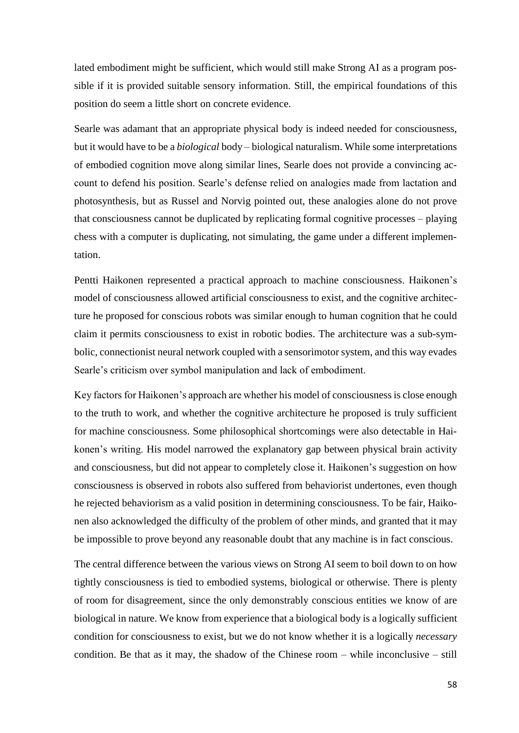lated embodiment might be sufficient, which would still make Strong AI as a program possible if it is provided suitable sensory information. Still, the empirical foundations of this position do seem a little short on concrete evidence.

Searle was adamant that an appropriate physical body is indeed needed for consciousness, but it would have to be a *biological* body – biological naturalism. While some interpretations of embodied cognition move along similar lines, Searle does not provide a convincing account to defend his position. Searle's defense relied on analogies made from lactation and photosynthesis, but as Russel and Norvig pointed out, these analogies alone do not prove that consciousness cannot be duplicated by replicating formal cognitive processes – playing chess with a computer is duplicating, not simulating, the game under a different implementation.

Pentti Haikonen represented a practical approach to machine consciousness. Haikonen's model of consciousness allowed artificial consciousness to exist, and the cognitive architecture he proposed for conscious robots was similar enough to human cognition that he could claim it permits consciousness to exist in robotic bodies. The architecture was a sub-symbolic, connectionist neural network coupled with a sensorimotor system, and this way evades Searle's criticism over symbol manipulation and lack of embodiment.

Key factors for Haikonen's approach are whether his model of consciousness is close enough to the truth to work, and whether the cognitive architecture he proposed is truly sufficient for machine consciousness. Some philosophical shortcomings were also detectable in Haikonen's writing. His model narrowed the explanatory gap between physical brain activity and consciousness, but did not appear to completely close it. Haikonen's suggestion on how consciousness is observed in robots also suffered from behaviorist undertones, even though he rejected behaviorism as a valid position in determining consciousness. To be fair, Haikonen also acknowledged the difficulty of the problem of other minds, and granted that it may be impossible to prove beyond any reasonable doubt that any machine is in fact conscious.

The central difference between the various views on Strong AI seem to boil down to on how tightly consciousness is tied to embodied systems, biological or otherwise. There is plenty of room for disagreement, since the only demonstrably conscious entities we know of are biological in nature. We know from experience that a biological body is a logically sufficient condition for consciousness to exist, but we do not know whether it is a logically *necessary* condition. Be that as it may, the shadow of the Chinese room – while inconclusive – still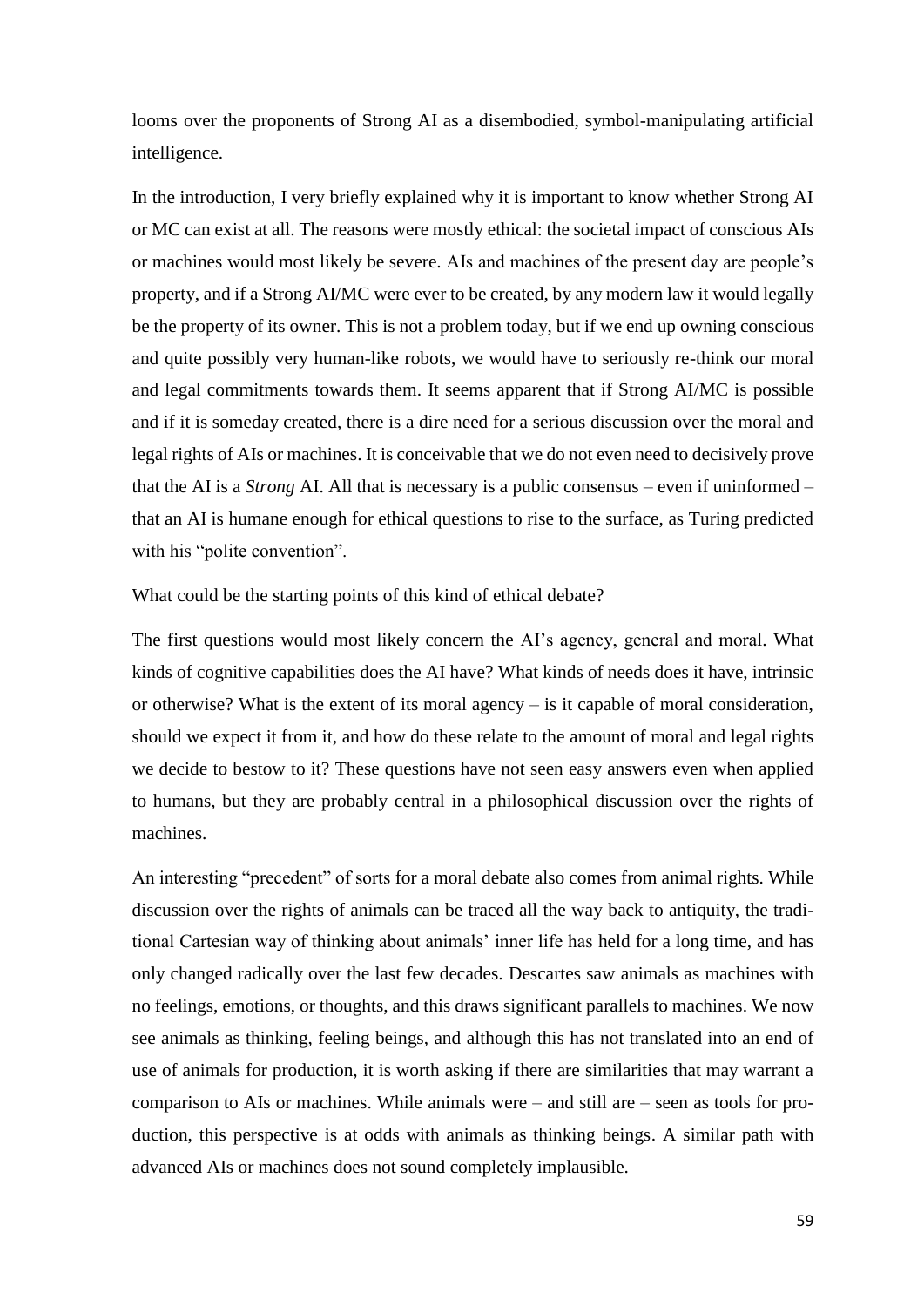looms over the proponents of Strong AI as a disembodied, symbol-manipulating artificial intelligence.

In the introduction, I very briefly explained why it is important to know whether Strong AI or MC can exist at all. The reasons were mostly ethical: the societal impact of conscious AIs or machines would most likely be severe. AIs and machines of the present day are people's property, and if a Strong AI/MC were ever to be created, by any modern law it would legally be the property of its owner. This is not a problem today, but if we end up owning conscious and quite possibly very human-like robots, we would have to seriously re-think our moral and legal commitments towards them. It seems apparent that if Strong AI/MC is possible and if it is someday created, there is a dire need for a serious discussion over the moral and legal rights of AIs or machines. It is conceivable that we do not even need to decisively prove that the AI is a *Strong* AI. All that is necessary is a public consensus – even if uninformed – that an AI is humane enough for ethical questions to rise to the surface, as Turing predicted with his "polite convention".

What could be the starting points of this kind of ethical debate?

The first questions would most likely concern the AI's agency, general and moral. What kinds of cognitive capabilities does the AI have? What kinds of needs does it have, intrinsic or otherwise? What is the extent of its moral agency – is it capable of moral consideration, should we expect it from it, and how do these relate to the amount of moral and legal rights we decide to bestow to it? These questions have not seen easy answers even when applied to humans, but they are probably central in a philosophical discussion over the rights of machines.

An interesting "precedent" of sorts for a moral debate also comes from animal rights. While discussion over the rights of animals can be traced all the way back to antiquity, the traditional Cartesian way of thinking about animals' inner life has held for a long time, and has only changed radically over the last few decades. Descartes saw animals as machines with no feelings, emotions, or thoughts, and this draws significant parallels to machines. We now see animals as thinking, feeling beings, and although this has not translated into an end of use of animals for production, it is worth asking if there are similarities that may warrant a comparison to AIs or machines. While animals were – and still are – seen as tools for production, this perspective is at odds with animals as thinking beings. A similar path with advanced AIs or machines does not sound completely implausible.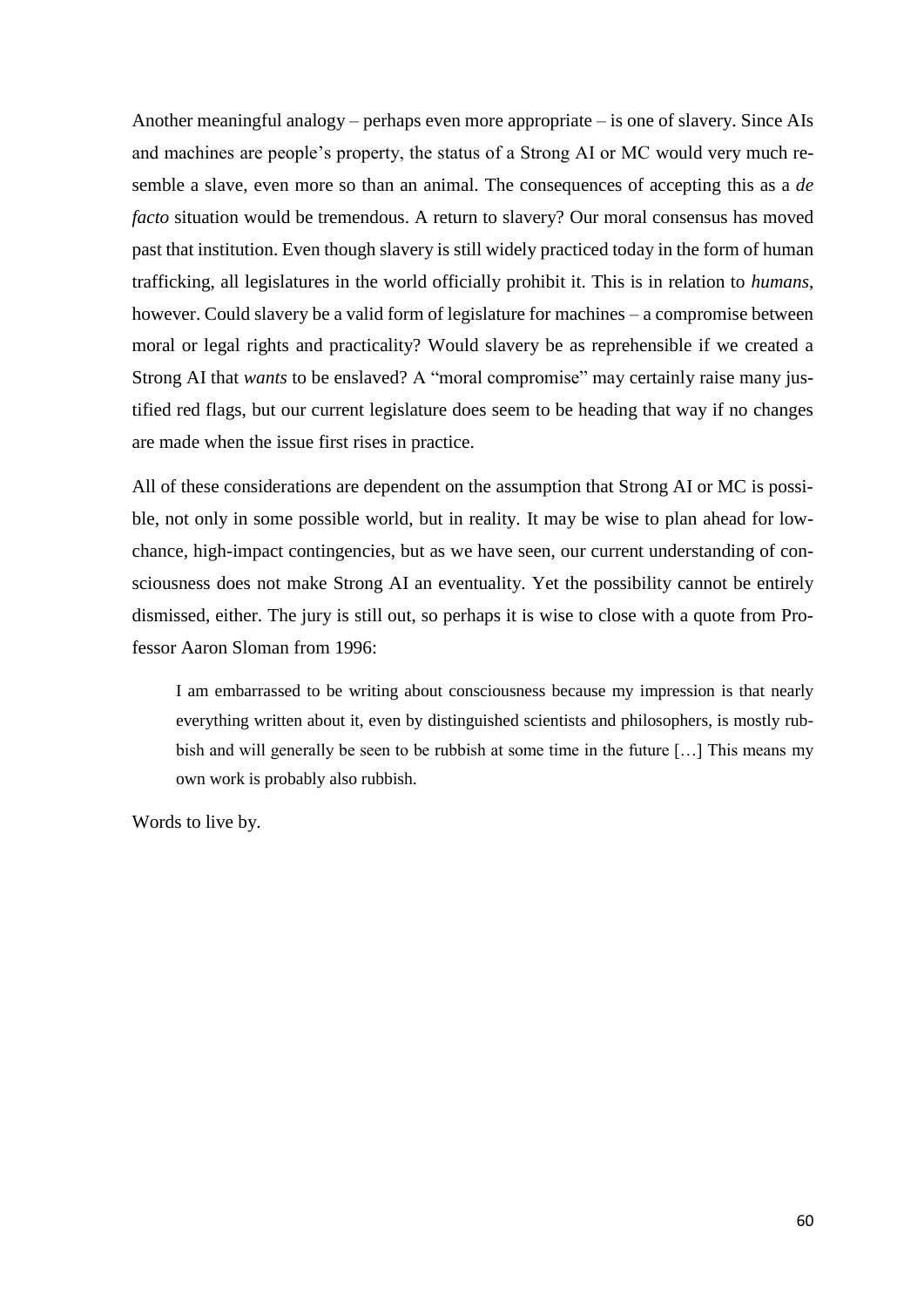Another meaningful analogy – perhaps even more appropriate – is one of slavery. Since AIs and machines are people's property, the status of a Strong AI or MC would very much resemble a slave, even more so than an animal. The consequences of accepting this as a *de facto* situation would be tremendous. A return to slavery? Our moral consensus has moved past that institution. Even though slavery is still widely practiced today in the form of human trafficking, all legislatures in the world officially prohibit it. This is in relation to *humans*, however. Could slavery be a valid form of legislature for machines – a compromise between moral or legal rights and practicality? Would slavery be as reprehensible if we created a Strong AI that *wants* to be enslaved? A "moral compromise" may certainly raise many justified red flags, but our current legislature does seem to be heading that way if no changes are made when the issue first rises in practice.

All of these considerations are dependent on the assumption that Strong AI or MC is possible, not only in some possible world, but in reality. It may be wise to plan ahead for low-chance, high-impact contingencies, but as we have seen, our current understanding of consciousness does not make Strong AI an eventuality. Yet the possibility cannot be entirely dismissed, either. The jury is still out, so perhaps it is wise to close with a quote from Professor Aaron Sloman from 1996:

> I am embarrassed to be writing about consciousness because my impression is that nearly everything written about it, even by distinguished scientists and philosophers, is mostly rubbish and will generally be seen to be rubbish at some time in the future […] This means my own work is probably also rubbish.

Words to live by.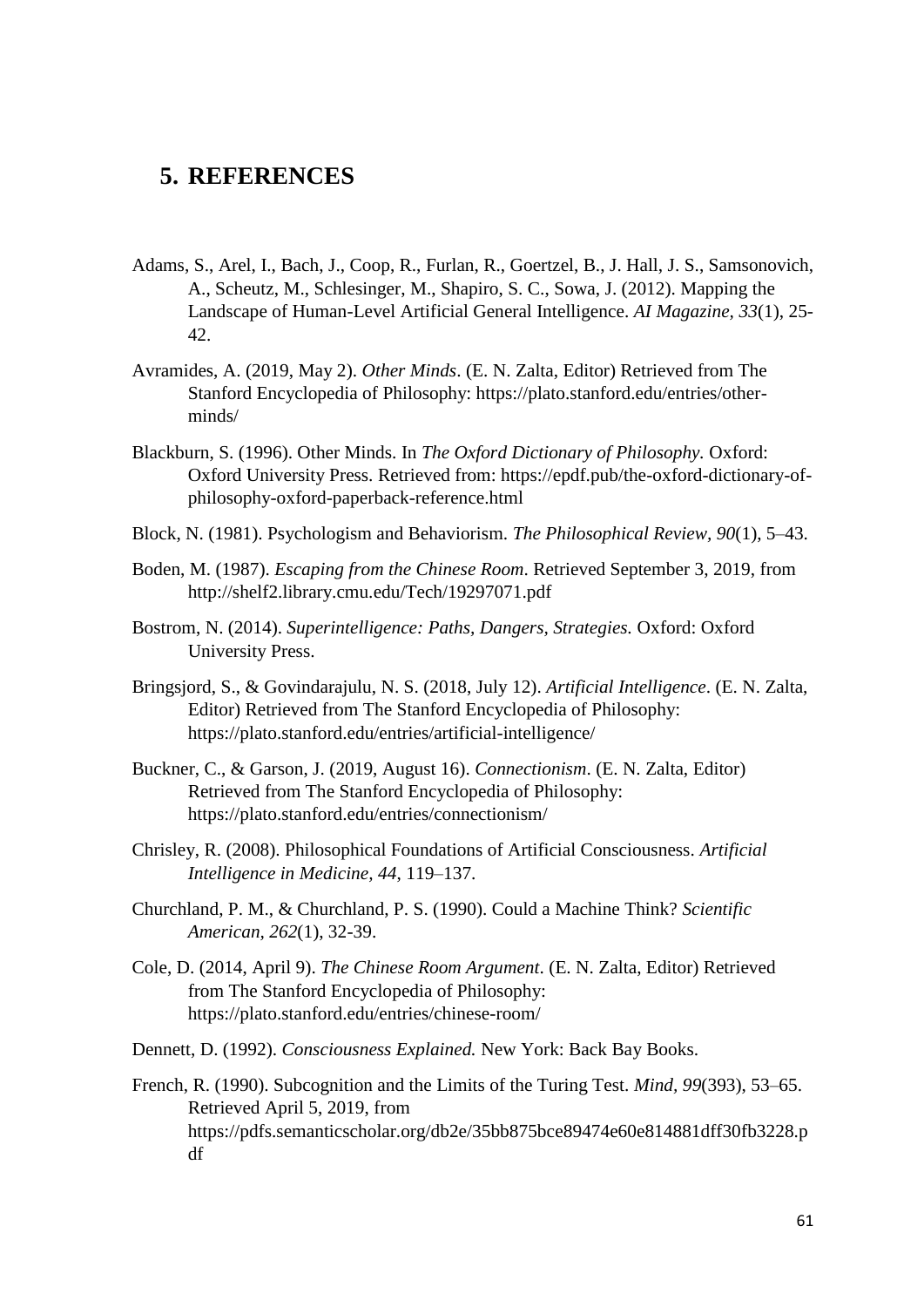## 5. REFERENCES

Adams, S., Arel, I., Bach, J., Coop, R., Furlan, R., Goertzel, B., J. Hall, J. S., Samsonovich, A., Scheutz, M., Schlesinger, M., Shapiro, S. C., Sowa, J. (2012). Mapping the Landscape of Human-Level Artificial General Intelligence. *AI Magazine, 33*(1), 25-42.

Avramides, A. (2019, May 2). *Other Minds*. (E. N. Zalta, Editor) Retrieved from The Stanford Encyclopedia of Philosophy: https://plato.stanford.edu/entries/other-minds/

Blackburn, S. (1996). Other Minds. In *The Oxford Dictionary of Philosophy.* Oxford: Oxford University Press. Retrieved from: https://epdf.pub/the-oxford-dictionary-of-philosophy-oxford-paperback-reference.html

Block, N. (1981). Psychologism and Behaviorism. *The Philosophical Review, 90*(1), 5–43.

Boden, M. (1987). *Escaping from the Chinese Room*. Retrieved September 3, 2019, from http://shelf2.library.cmu.edu/Tech/19297071.pdf

Bostrom, N. (2014). *Superintelligence: Paths, Dangers, Strategies.* Oxford: Oxford University Press.

Bringsjord, S., & Govindarajulu, N. S. (2018, July 12). *Artificial Intelligence*. (E. N. Zalta, Editor) Retrieved from The Stanford Encyclopedia of Philosophy: https://plato.stanford.edu/entries/artificial-intelligence/

Buckner, C., & Garson, J. (2019, August 16). *Connectionism*. (E. N. Zalta, Editor) Retrieved from The Stanford Encyclopedia of Philosophy: https://plato.stanford.edu/entries/connectionism/

Chrisley, R. (2008). Philosophical Foundations of Artificial Consciousness. *Artificial Intelligence in Medicine, 44*, 119–137.

Churchland, P. M., & Churchland, P. S. (1990). Could a Machine Think? *Scientific American, 262*(1), 32-39.

Cole, D. (2014, April 9). *The Chinese Room Argument*. (E. N. Zalta, Editor) Retrieved from The Stanford Encyclopedia of Philosophy: https://plato.stanford.edu/entries/chinese-room/

Dennett, D. (1992). *Consciousness Explained.* New York: Back Bay Books.

French, R. (1990). Subcognition and the Limits of the Turing Test. *Mind, 99*(393), 53–65. Retrieved April 5, 2019, from https://pdfs.semanticscholar.org/db2e/35bb875bce89474e60e814881dff30fb3228.pdf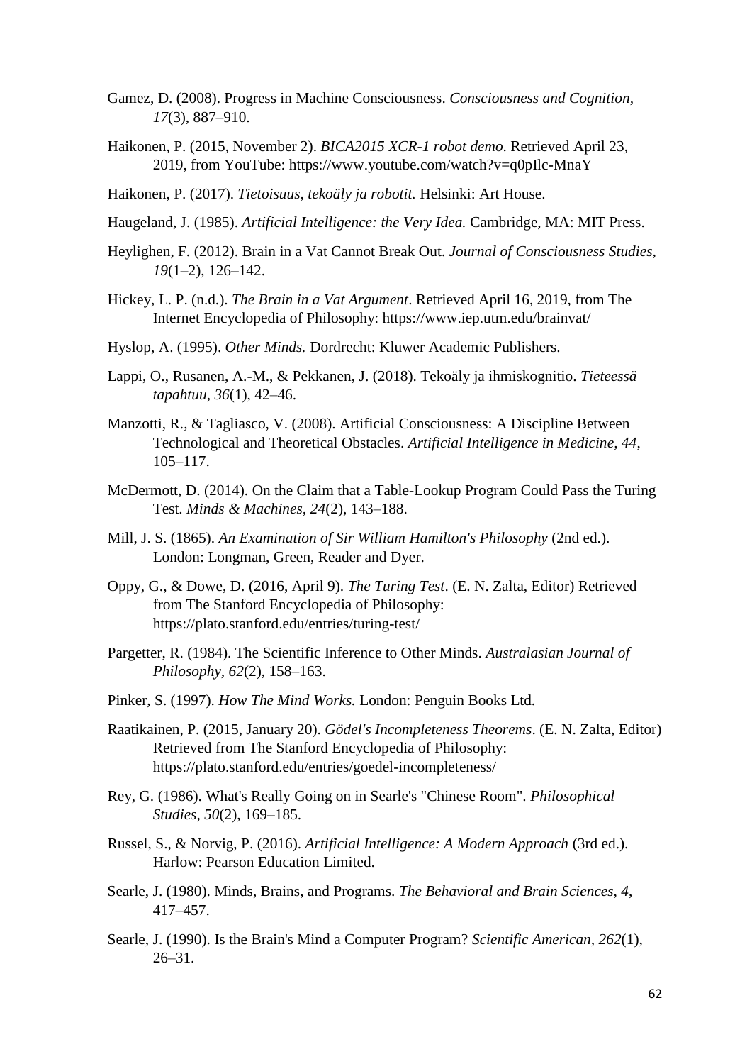Gamez, D. (2008). Progress in Machine Consciousness. *Consciousness and Cognition*, *17*(3), 887–910.

Haikonen, P. (2015, November 2). *BICA2015 XCR-1 robot demo*. Retrieved April 23, 2019, from YouTube: https://www.youtube.com/watch?v=q0pIlc-MnaY

Haikonen, P. (2017). *Tietoisuus, tekoäly ja robotit.* Helsinki: Art House.

Haugeland, J. (1985). *Artificial Intelligence: the Very Idea.* Cambridge, MA: MIT Press.

Heylighen, F. (2012). Brain in a Vat Cannot Break Out. *Journal of Consciousness Studies, 19*(1–2), 126–142.

Hickey, L. P. (n.d.). *The Brain in a Vat Argument*. Retrieved April 16, 2019, from The Internet Encyclopedia of Philosophy: https://www.iep.utm.edu/brainvat/

Hyslop, A. (1995). *Other Minds.* Dordrecht: Kluwer Academic Publishers.

Lappi, O., Rusanen, A.-M., & Pekkanen, J. (2018). Tekoäly ja ihmiskognitio. *Tieteessä tapahtuu*, *36*(1), 42–46.

Manzotti, R., & Tagliasco, V. (2008). Artificial Consciousness: A Discipline Between Technological and Theoretical Obstacles. *Artificial Intelligence in Medicine*, *44*, 105–117.

McDermott, D. (2014). On the Claim that a Table-Lookup Program Could Pass the Turing Test. *Minds & Machines, 24*(2), 143–188.

Mill, J. S. (1865). *An Examination of Sir William Hamilton's Philosophy* (2nd ed.). London: Longman, Green, Reader and Dyer.

Oppy, G., & Dowe, D. (2016, April 9). *The Turing Test*. (E. N. Zalta, Editor) Retrieved from The Stanford Encyclopedia of Philosophy: https://plato.stanford.edu/entries/turing-test/

Pargetter, R. (1984). The Scientific Inference to Other Minds. *Australasian Journal of Philosophy, 62*(2), 158–163.

Pinker, S. (1997). *How The Mind Works.* London: Penguin Books Ltd.

Raatikainen, P. (2015, January 20). *Gödel's Incompleteness Theorems*. (E. N. Zalta, Editor) Retrieved from The Stanford Encyclopedia of Philosophy: https://plato.stanford.edu/entries/goedel-incompleteness/

Rey, G. (1986). What's Really Going on in Searle's "Chinese Room". *Philosophical Studies*, *50*(2), 169–185.

Russel, S., & Norvig, P. (2016). *Artificial Intelligence: A Modern Approach* (3rd ed.). Harlow: Pearson Education Limited.

Searle, J. (1980). Minds, Brains, and Programs. *The Behavioral and Brain Sciences, 4*, 417–457.

Searle, J. (1990). Is the Brain's Mind a Computer Program? *Scientific American*, *262*(1), 26–31.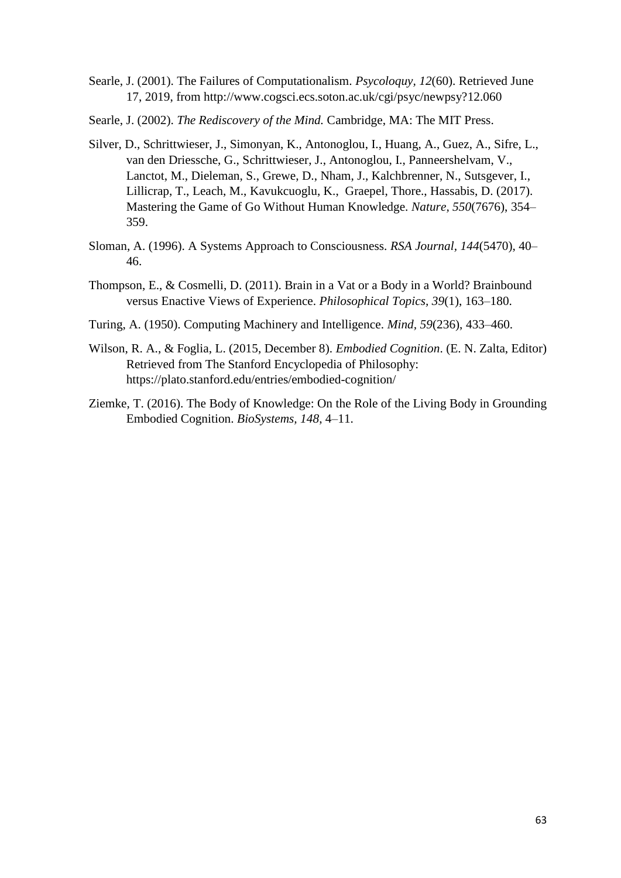Searle, J. (2001). The Failures of Computationalism. *Psycoloquy, 12*(60). Retrieved June 17, 2019, from http://www.cogsci.ecs.soton.ac.uk/cgi/psyc/newpsy?12.060

Searle, J. (2002). *The Rediscovery of the Mind.* Cambridge, MA: The MIT Press.

Silver, D., Schrittwieser, J., Simonyan, K., Antonoglou, I., Huang, A., Guez, A., Sifre, L., van den Driessche, G., Schrittwieser, J., Antonoglou, I., Panneershelvam, V., Lanctot, M., Dieleman, S., Grewe, D., Nham, J., Kalchbrenner, N., Sutsgever, I., Lillicrap, T., Leach, M., Kavukcuoglu, K., Graepel, Thore., Hassabis, D. (2017). Mastering the Game of Go Without Human Knowledge. *Nature, 550*(7676), 354–359.

Sloman, A. (1996). A Systems Approach to Consciousness. *RSA Journal, 144*(5470), 40–46.

Thompson, E., & Cosmelli, D. (2011). Brain in a Vat or a Body in a World? Brainbound versus Enactive Views of Experience. *Philosophical Topics, 39*(1), 163–180.

Turing, A. (1950). Computing Machinery and Intelligence. *Mind, 59*(236), 433–460.

Wilson, R. A., & Foglia, L. (2015, December 8). *Embodied Cognition*. (E. N. Zalta, Editor) Retrieved from The Stanford Encyclopedia of Philosophy: https://plato.stanford.edu/entries/embodied-cognition/

Ziemke, T. (2016). The Body of Knowledge: On the Role of the Living Body in Grounding Embodied Cognition. *BioSystems, 148*, 4–11.